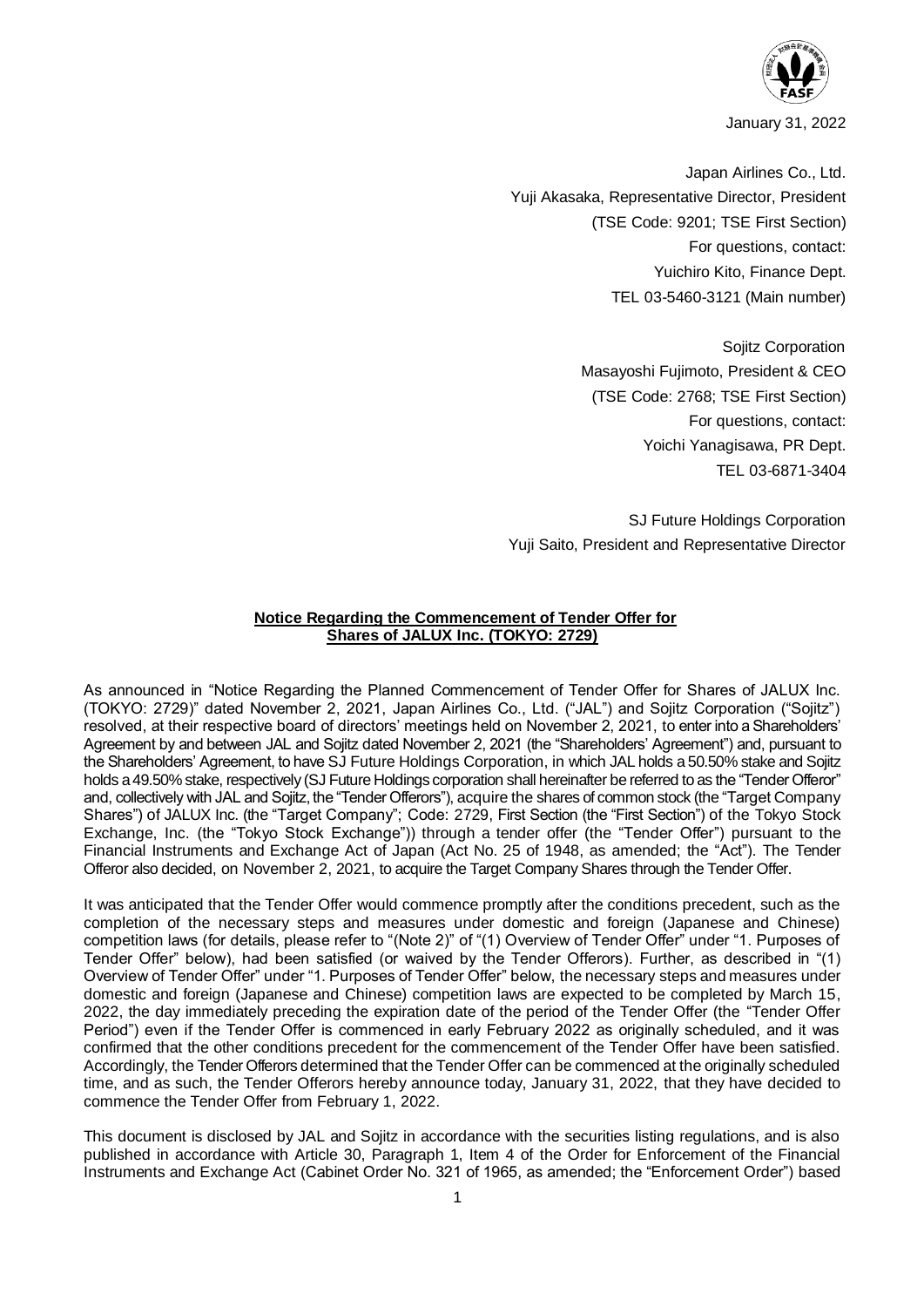January 31, 2022

Japan Airlines Co., Ltd.
Yuji Akasaka, Representative Director, President
(TSE Code: 9201; TSE First Section)
For questions, contact:
Yuichiro Kito, Finance Dept.
TEL 03-5460-3121 (Main number)

Sojitz Corporation
Masayoshi Fujimoto, President & CEO
(TSE Code: 2768; TSE First Section)
For questions, contact:
Yoichi Yanagisawa, PR Dept.
TEL 03-6871-3404

SJ Future Holdings Corporation
Yuji Saito, President and Representative Director

**Notice Regarding the Commencement of Tender Offer for Shares of JALUX Inc. (TOKYO: 2729)**

As announced in "Notice Regarding the Planned Commencement of Tender Offer for Shares of JALUX Inc. (TOKYO: 2729)" dated November 2, 2021, Japan Airlines Co., Ltd. ("JAL") and Sojitz Corporation ("Sojitz") resolved, at their respective board of directors' meetings held on November 2, 2021, to enter into a Shareholders' Agreement by and between JAL and Sojitz dated November 2, 2021 (the "Shareholders' Agreement") and, pursuant to the Shareholders' Agreement, to have SJ Future Holdings Corporation, in which JAL holds a 50.50% stake and Sojitz holds a 49.50% stake, respectively (SJ Future Holdings corporation shall hereinafter be referred to as the "Tender Offeror" and, collectively with JAL and Sojitz, the "Tender Offerors"), acquire the shares of common stock (the "Target Company Shares") of JALUX Inc. (the "Target Company"; Code: 2729, First Section (the "First Section") of the Tokyo Stock Exchange, Inc. (the "Tokyo Stock Exchange")) through a tender offer (the "Tender Offer") pursuant to the Financial Instruments and Exchange Act of Japan (Act No. 25 of 1948, as amended; the "Act"). The Tender Offeror also decided, on November 2, 2021, to acquire the Target Company Shares through the Tender Offer.

It was anticipated that the Tender Offer would commence promptly after the conditions precedent, such as the completion of the necessary steps and measures under domestic and foreign (Japanese and Chinese) competition laws (for details, please refer to "(Note 2)" of "(1) Overview of Tender Offer" under "1. Purposes of Tender Offer" below), had been satisfied (or waived by the Tender Offerors). Further, as described in "(1) Overview of Tender Offer" under "1. Purposes of Tender Offer" below, the necessary steps and measures under domestic and foreign (Japanese and Chinese) competition laws are expected to be completed by March 15, 2022, the day immediately preceding the expiration date of the period of the Tender Offer (the "Tender Offer Period") even if the Tender Offer is commenced in early February 2022 as originally scheduled, and it was confirmed that the other conditions precedent for the commencement of the Tender Offer have been satisfied. Accordingly, the Tender Offerors determined that the Tender Offer can be commenced at the originally scheduled time, and as such, the Tender Offerors hereby announce today, January 31, 2022, that they have decided to commence the Tender Offer from February 1, 2022.

This document is disclosed by JAL and Sojitz in accordance with the securities listing regulations, and is also published in accordance with Article 30, Paragraph 1, Item 4 of the Order for Enforcement of the Financial Instruments and Exchange Act (Cabinet Order No. 321 of 1965, as amended; the "Enforcement Order") based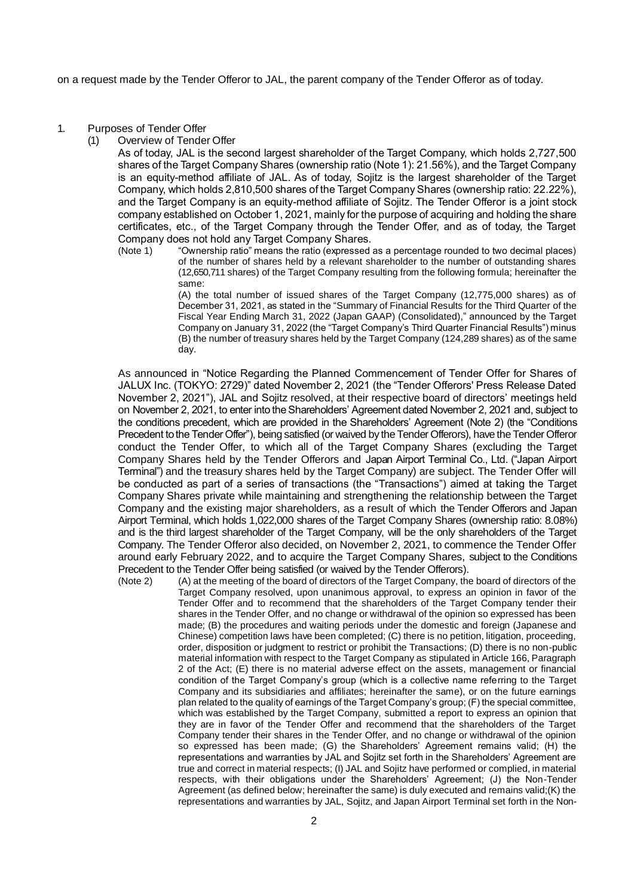on a request made by the Tender Offeror to JAL, the parent company of the Tender Offeror as of today.

1. Purposes of Tender Offer

(1) Overview of Tender Offer

As of today, JAL is the second largest shareholder of the Target Company, which holds 2,727,500 shares of the Target Company Shares (ownership ratio (Note 1): 21.56%), and the Target Company is an equity-method affiliate of JAL. As of today, Sojitz is the largest shareholder of the Target Company, which holds 2,810,500 shares of the Target Company Shares (ownership ratio: 22.22%), and the Target Company is an equity-method affiliate of Sojitz. The Tender Offeror is a joint stock company established on October 1, 2021, mainly for the purpose of acquiring and holding the share certificates, etc., of the Target Company through the Tender Offer, and as of today, the Target Company does not hold any Target Company Shares.

(Note 1) "Ownership ratio" means the ratio (expressed as a percentage rounded to two decimal places) of the number of shares held by a relevant shareholder to the number of outstanding shares (12,650,711 shares) of the Target Company resulting from the following formula; hereinafter the same:
(A) the total number of issued shares of the Target Company (12,775,000 shares) as of December 31, 2021, as stated in the "Summary of Financial Results for the Third Quarter of the Fiscal Year Ending March 31, 2022 (Japan GAAP) (Consolidated)," announced by the Target Company on January 31, 2022 (the "Target Company's Third Quarter Financial Results") minus (B) the number of treasury shares held by the Target Company (124,289 shares) as of the same day.

As announced in "Notice Regarding the Planned Commencement of Tender Offer for Shares of JALUX Inc. (TOKYO: 2729)" dated November 2, 2021 (the "Tender Offerors' Press Release Dated November 2, 2021"), JAL and Sojitz resolved, at their respective board of directors' meetings held on November 2, 2021, to enter into the Shareholders' Agreement dated November 2, 2021 and, subject to the conditions precedent, which are provided in the Shareholders' Agreement (Note 2) (the "Conditions Precedent to the Tender Offer"), being satisfied (or waived by the Tender Offerors), have the Tender Offeror conduct the Tender Offer, to which all of the Target Company Shares (excluding the Target Company Shares held by the Tender Offerors and Japan Airport Terminal Co., Ltd. ("Japan Airport Terminal") and the treasury shares held by the Target Company) are subject. The Tender Offer will be conducted as part of a series of transactions (the "Transactions") aimed at taking the Target Company Shares private while maintaining and strengthening the relationship between the Target Company and the existing major shareholders, as a result of which the Tender Offerors and Japan Airport Terminal, which holds 1,022,000 shares of the Target Company Shares (ownership ratio: 8.08%) and is the third largest shareholder of the Target Company, will be the only shareholders of the Target Company. The Tender Offeror also decided, on November 2, 2021, to commence the Tender Offer around early February 2022, and to acquire the Target Company Shares, subject to the Conditions Precedent to the Tender Offer being satisfied (or waived by the Tender Offerors).

(Note 2) (A) at the meeting of the board of directors of the Target Company, the board of directors of the Target Company resolved, upon unanimous approval, to express an opinion in favor of the Tender Offer and to recommend that the shareholders of the Target Company tender their shares in the Tender Offer, and no change or withdrawal of the opinion so expressed has been made; (B) the procedures and waiting periods under the domestic and foreign (Japanese and Chinese) competition laws have been completed; (C) there is no petition, litigation, proceeding, order, disposition or judgment to restrict or prohibit the Transactions; (D) there is no non-public material information with respect to the Target Company as stipulated in Article 166, Paragraph 2 of the Act; (E) there is no material adverse effect on the assets, management or financial condition of the Target Company's group (which is a collective name referring to the Target Company and its subsidiaries and affiliates; hereinafter the same), or on the future earnings plan related to the quality of earnings of the Target Company's group; (F) the special committee, which was established by the Target Company, submitted a report to express an opinion that they are in favor of the Tender Offer and recommend that the shareholders of the Target Company tender their shares in the Tender Offer, and no change or withdrawal of the opinion so expressed has been made; (G) the Shareholders' Agreement remains valid; (H) the representations and warranties by JAL and Sojitz set forth in the Shareholders' Agreement are true and correct in material respects; (I) JAL and Sojitz have performed or complied, in material respects, with their obligations under the Shareholders' Agreement; (J) the Non-Tender Agreement (as defined below; hereinafter the same) is duly executed and remains valid;(K) the representations and warranties by JAL, Sojitz, and Japan Airport Terminal set forth in the Non-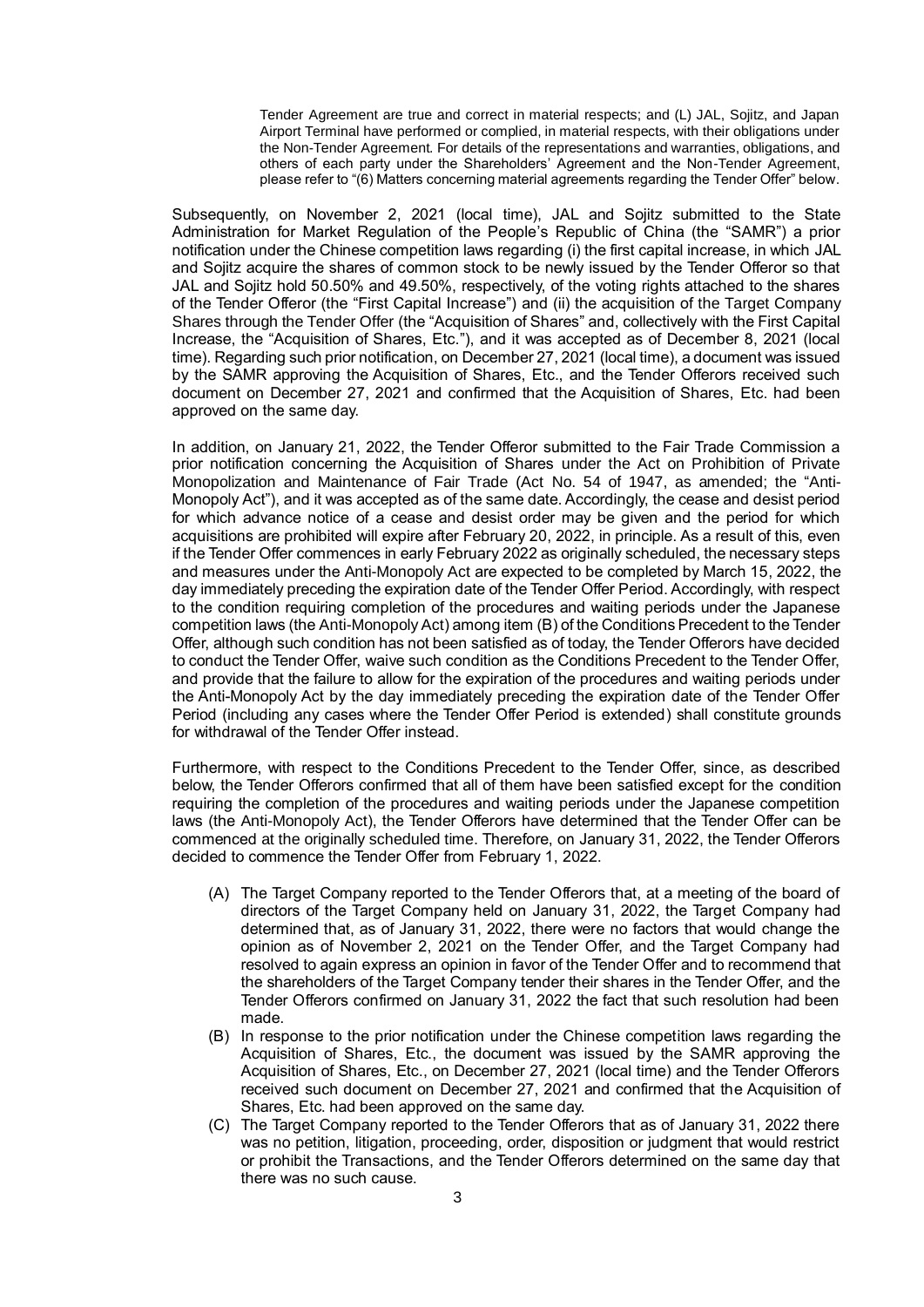Tender Agreement are true and correct in material respects; and (L) JAL, Sojitz, and Japan Airport Terminal have performed or complied, in material respects, with their obligations under the Non-Tender Agreement. For details of the representations and warranties, obligations, and others of each party under the Shareholders' Agreement and the Non-Tender Agreement, please refer to "(6) Matters concerning material agreements regarding the Tender Offer" below.

Subsequently, on November 2, 2021 (local time), JAL and Sojitz submitted to the State Administration for Market Regulation of the People's Republic of China (the "SAMR") a prior notification under the Chinese competition laws regarding (i) the first capital increase, in which JAL and Sojitz acquire the shares of common stock to be newly issued by the Tender Offeror so that JAL and Sojitz hold 50.50% and 49.50%, respectively, of the voting rights attached to the shares of the Tender Offeror (the "First Capital Increase") and (ii) the acquisition of the Target Company Shares through the Tender Offer (the "Acquisition of Shares" and, collectively with the First Capital Increase, the "Acquisition of Shares, Etc."), and it was accepted as of December 8, 2021 (local time). Regarding such prior notification, on December 27, 2021 (local time), a document was issued by the SAMR approving the Acquisition of Shares, Etc., and the Tender Offerors received such document on December 27, 2021 and confirmed that the Acquisition of Shares, Etc. had been approved on the same day.

In addition, on January 21, 2022, the Tender Offeror submitted to the Fair Trade Commission a prior notification concerning the Acquisition of Shares under the Act on Prohibition of Private Monopolization and Maintenance of Fair Trade (Act No. 54 of 1947, as amended; the "Anti-Monopoly Act"), and it was accepted as of the same date. Accordingly, the cease and desist period for which advance notice of a cease and desist order may be given and the period for which acquisitions are prohibited will expire after February 20, 2022, in principle. As a result of this, even if the Tender Offer commences in early February 2022 as originally scheduled, the necessary steps and measures under the Anti-Monopoly Act are expected to be completed by March 15, 2022, the day immediately preceding the expiration date of the Tender Offer Period. Accordingly, with respect to the condition requiring completion of the procedures and waiting periods under the Japanese competition laws (the Anti-Monopoly Act) among item (B) of the Conditions Precedent to the Tender Offer, although such condition has not been satisfied as of today, the Tender Offerors have decided to conduct the Tender Offer, waive such condition as the Conditions Precedent to the Tender Offer, and provide that the failure to allow for the expiration of the procedures and waiting periods under the Anti-Monopoly Act by the day immediately preceding the expiration date of the Tender Offer Period (including any cases where the Tender Offer Period is extended) shall constitute grounds for withdrawal of the Tender Offer instead.

Furthermore, with respect to the Conditions Precedent to the Tender Offer, since, as described below, the Tender Offerors confirmed that all of them have been satisfied except for the condition requiring the completion of the procedures and waiting periods under the Japanese competition laws (the Anti-Monopoly Act), the Tender Offerors have determined that the Tender Offer can be commenced at the originally scheduled time. Therefore, on January 31, 2022, the Tender Offerors decided to commence the Tender Offer from February 1, 2022.

(A) The Target Company reported to the Tender Offerors that, at a meeting of the board of directors of the Target Company held on January 31, 2022, the Target Company had determined that, as of January 31, 2022, there were no factors that would change the opinion as of November 2, 2021 on the Tender Offer, and the Target Company had resolved to again express an opinion in favor of the Tender Offer and to recommend that the shareholders of the Target Company tender their shares in the Tender Offer, and the Tender Offerors confirmed on January 31, 2022 the fact that such resolution had been made.

(B) In response to the prior notification under the Chinese competition laws regarding the Acquisition of Shares, Etc., the document was issued by the SAMR approving the Acquisition of Shares, Etc., on December 27, 2021 (local time) and the Tender Offerors received such document on December 27, 2021 and confirmed that the Acquisition of Shares, Etc. had been approved on the same day.

(C) The Target Company reported to the Tender Offerors that as of January 31, 2022 there was no petition, litigation, proceeding, order, disposition or judgment that would restrict or prohibit the Transactions, and the Tender Offerors determined on the same day that there was no such cause.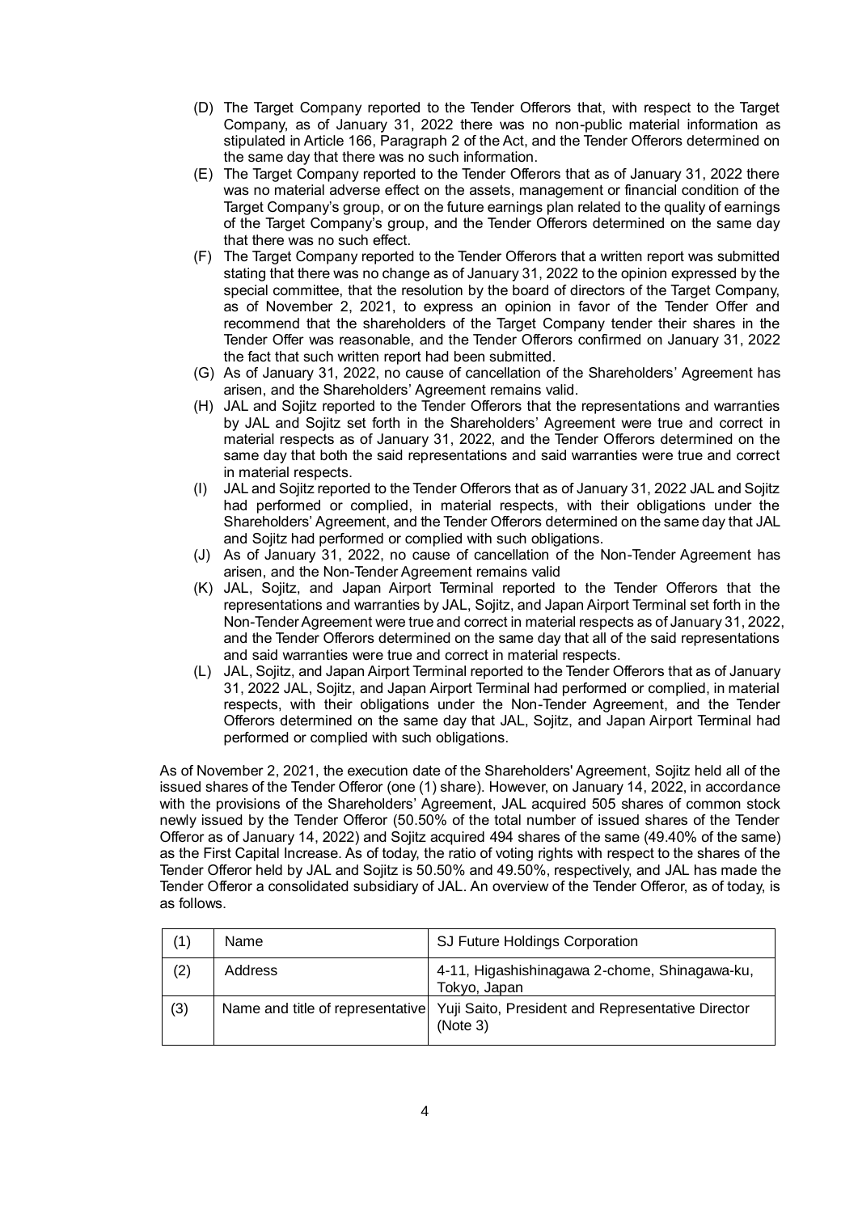(D) The Target Company reported to the Tender Offerors that, with respect to the Target Company, as of January 31, 2022 there was no non-public material information as stipulated in Article 166, Paragraph 2 of the Act, and the Tender Offerors determined on the same day that there was no such information.

(E) The Target Company reported to the Tender Offerors that as of January 31, 2022 there was no material adverse effect on the assets, management or financial condition of the Target Company's group, or on the future earnings plan related to the quality of earnings of the Target Company's group, and the Tender Offerors determined on the same day that there was no such effect.

(F) The Target Company reported to the Tender Offerors that a written report was submitted stating that there was no change as of January 31, 2022 to the opinion expressed by the special committee, that the resolution by the board of directors of the Target Company, as of November 2, 2021, to express an opinion in favor of the Tender Offer and recommend that the shareholders of the Target Company tender their shares in the Tender Offer was reasonable, and the Tender Offerors confirmed on January 31, 2022 the fact that such written report had been submitted.

(G) As of January 31, 2022, no cause of cancellation of the Shareholders' Agreement has arisen, and the Shareholders' Agreement remains valid.

(H) JAL and Sojitz reported to the Tender Offerors that the representations and warranties by JAL and Sojitz set forth in the Shareholders' Agreement were true and correct in material respects as of January 31, 2022, and the Tender Offerors determined on the same day that both the said representations and said warranties were true and correct in material respects.

(I) JAL and Sojitz reported to the Tender Offerors that as of January 31, 2022 JAL and Sojitz had performed or complied, in material respects, with their obligations under the Shareholders' Agreement, and the Tender Offerors determined on the same day that JAL and Sojitz had performed or complied with such obligations.

(J) As of January 31, 2022, no cause of cancellation of the Non-Tender Agreement has arisen, and the Non-Tender Agreement remains valid

(K) JAL, Sojitz, and Japan Airport Terminal reported to the Tender Offerors that the representations and warranties by JAL, Sojitz, and Japan Airport Terminal set forth in the Non-Tender Agreement were true and correct in material respects as of January 31, 2022, and the Tender Offerors determined on the same day that all of the said representations and said warranties were true and correct in material respects.

(L) JAL, Sojitz, and Japan Airport Terminal reported to the Tender Offerors that as of January 31, 2022 JAL, Sojitz, and Japan Airport Terminal had performed or complied, in material respects, with their obligations under the Non-Tender Agreement, and the Tender Offerors determined on the same day that JAL, Sojitz, and Japan Airport Terminal had performed or complied with such obligations.

As of November 2, 2021, the execution date of the Shareholders' Agreement, Sojitz held all of the issued shares of the Tender Offeror (one (1) share). However, on January 14, 2022, in accordance with the provisions of the Shareholders' Agreement, JAL acquired 505 shares of common stock newly issued by the Tender Offeror (50.50% of the total number of issued shares of the Tender Offeror as of January 14, 2022) and Sojitz acquired 494 shares of the same (49.40% of the same) as the First Capital Increase. As of today, the ratio of voting rights with respect to the shares of the Tender Offeror held by JAL and Sojitz is 50.50% and 49.50%, respectively, and JAL has made the Tender Offeror a consolidated subsidiary of JAL. An overview of the Tender Offeror, as of today, is as follows.

| (1) | Name | SJ Future Holdings Corporation |
|---|---|---|
| (2) | Address | 4-11, Higashishinagawa 2-chome, Shinagawa-ku, Tokyo, Japan |
| (3) | Name and title of representative | Yuji Saito, President and Representative Director (Note 3) |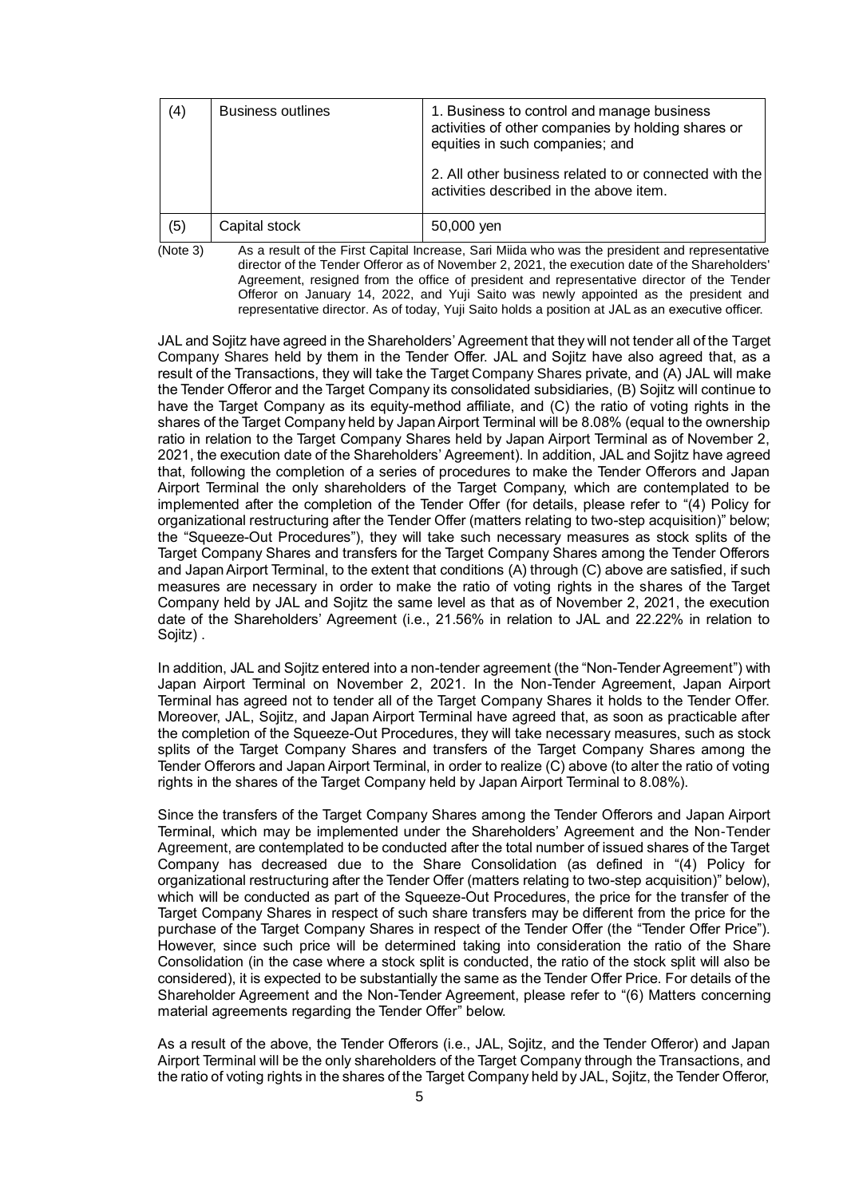| (4) | Business outlines | 1. Business to control and manage business activities of other companies by holding shares or equities in such companies; and<br><br>2. All other business related to or connected with the activities described in the above item. |
|---|---|---|
| (5) | Capital stock | 50,000 yen |

(Note 3) As a result of the First Capital Increase, Sari Miida who was the president and representative director of the Tender Offeror as of November 2, 2021, the execution date of the Shareholders' Agreement, resigned from the office of president and representative director of the Tender Offeror on January 14, 2022, and Yuji Saito was newly appointed as the president and representative director. As of today, Yuji Saito holds a position at JAL as an executive officer.

JAL and Sojitz have agreed in the Shareholders' Agreement that they will not tender all of the Target Company Shares held by them in the Tender Offer. JAL and Sojitz have also agreed that, as a result of the Transactions, they will take the Target Company Shares private, and (A) JAL will make the Tender Offeror and the Target Company its consolidated subsidiaries, (B) Sojitz will continue to have the Target Company as its equity-method affiliate, and (C) the ratio of voting rights in the shares of the Target Company held by Japan Airport Terminal will be 8.08% (equal to the ownership ratio in relation to the Target Company Shares held by Japan Airport Terminal as of November 2, 2021, the execution date of the Shareholders' Agreement). In addition, JAL and Sojitz have agreed that, following the completion of a series of procedures to make the Tender Offerors and Japan Airport Terminal the only shareholders of the Target Company, which are contemplated to be implemented after the completion of the Tender Offer (for details, please refer to "(4) Policy for organizational restructuring after the Tender Offer (matters relating to two-step acquisition)" below; the "Squeeze-Out Procedures"), they will take such necessary measures as stock splits of the Target Company Shares and transfers for the Target Company Shares among the Tender Offerors and Japan Airport Terminal, to the extent that conditions (A) through (C) above are satisfied, if such measures are necessary in order to make the ratio of voting rights in the shares of the Target Company held by JAL and Sojitz the same level as that as of November 2, 2021, the execution date of the Shareholders' Agreement (i.e., 21.56% in relation to JAL and 22.22% in relation to Sojitz) .

In addition, JAL and Sojitz entered into a non-tender agreement (the "Non-Tender Agreement") with Japan Airport Terminal on November 2, 2021. In the Non-Tender Agreement, Japan Airport Terminal has agreed not to tender all of the Target Company Shares it holds to the Tender Offer. Moreover, JAL, Sojitz, and Japan Airport Terminal have agreed that, as soon as practicable after the completion of the Squeeze-Out Procedures, they will take necessary measures, such as stock splits of the Target Company Shares and transfers of the Target Company Shares among the Tender Offerors and Japan Airport Terminal, in order to realize (C) above (to alter the ratio of voting rights in the shares of the Target Company held by Japan Airport Terminal to 8.08%).

Since the transfers of the Target Company Shares among the Tender Offerors and Japan Airport Terminal, which may be implemented under the Shareholders' Agreement and the Non-Tender Agreement, are contemplated to be conducted after the total number of issued shares of the Target Company has decreased due to the Share Consolidation (as defined in "(4) Policy for organizational restructuring after the Tender Offer (matters relating to two-step acquisition)" below), which will be conducted as part of the Squeeze-Out Procedures, the price for the transfer of the Target Company Shares in respect of such share transfers may be different from the price for the purchase of the Target Company Shares in respect of the Tender Offer (the "Tender Offer Price"). However, since such price will be determined taking into consideration the ratio of the Share Consolidation (in the case where a stock split is conducted, the ratio of the stock split will also be considered), it is expected to be substantially the same as the Tender Offer Price. For details of the Shareholder Agreement and the Non-Tender Agreement, please refer to "(6) Matters concerning material agreements regarding the Tender Offer" below.

As a result of the above, the Tender Offerors (i.e., JAL, Sojitz, and the Tender Offeror) and Japan Airport Terminal will be the only shareholders of the Target Company through the Transactions, and the ratio of voting rights in the shares of the Target Company held by JAL, Sojitz, the Tender Offeror,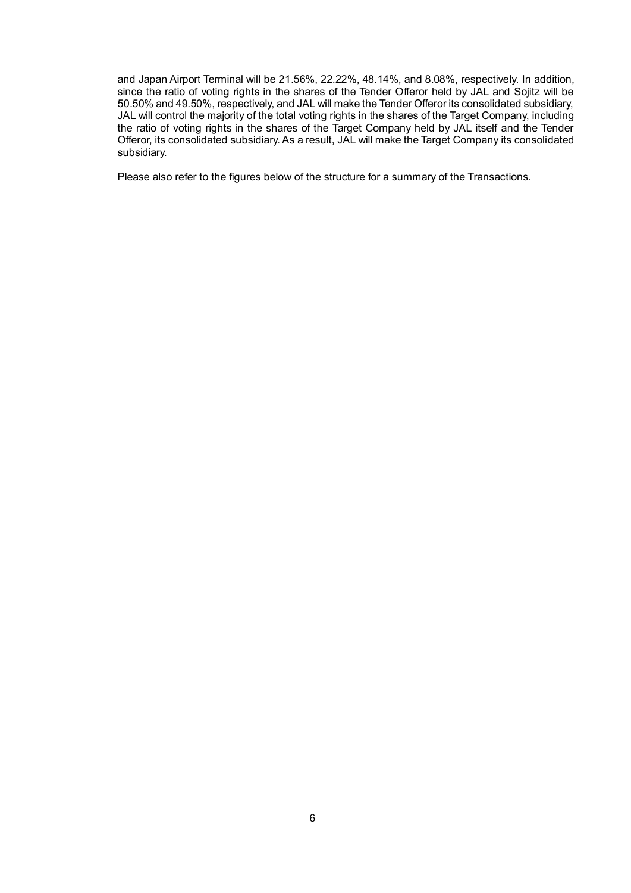and Japan Airport Terminal will be 21.56%, 22.22%, 48.14%, and 8.08%, respectively. In addition, since the ratio of voting rights in the shares of the Tender Offeror held by JAL and Sojitz will be 50.50% and 49.50%, respectively, and JAL will make the Tender Offeror its consolidated subsidiary, JAL will control the majority of the total voting rights in the shares of the Target Company, including the ratio of voting rights in the shares of the Target Company held by JAL itself and the Tender Offeror, its consolidated subsidiary. As a result, JAL will make the Target Company its consolidated subsidiary.

Please also refer to the figures below of the structure for a summary of the Transactions.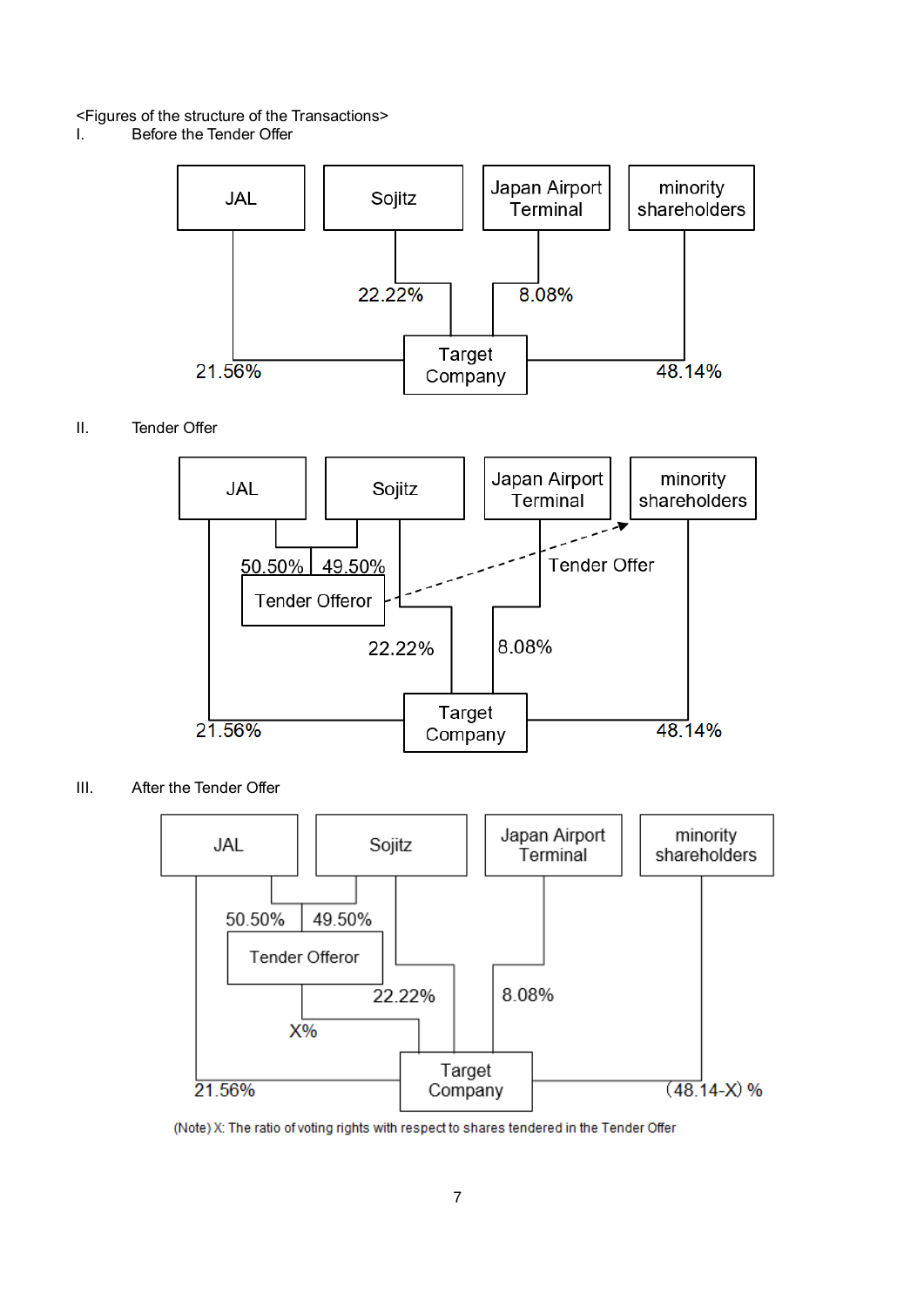<Figures of the structure of the Transactions>

I. Before the Tender Offer

JAL — 21.56% → Target Company
Sojitz — 22.22% → Target Company
Japan Airport Terminal — 8.08% → Target Company
minority shareholders — 48.14% → Target Company

II. Tender Offer

JAL — 50.50% → Tender Offeror
Sojitz — 49.50% → Tender Offeror
Tender Offeror — Tender Offer → minority shareholders
JAL — 21.56% → Target Company
Sojitz — 22.22% → Target Company
Japan Airport Terminal — 8.08% → Target Company
minority shareholders — 48.14% → Target Company

III. After the Tender Offer

JAL — 50.50% → Tender Offeror
Sojitz — 49.50% → Tender Offeror
Tender Offeror — X% → Target Company
JAL — 21.56% → Target Company
Sojitz — 22.22% → Target Company
Japan Airport Terminal — 8.08% → Target Company
minority shareholders — (48.14-X) % → Target Company

(Note) X: The ratio of voting rights with respect to shares tendered in the Tender Offer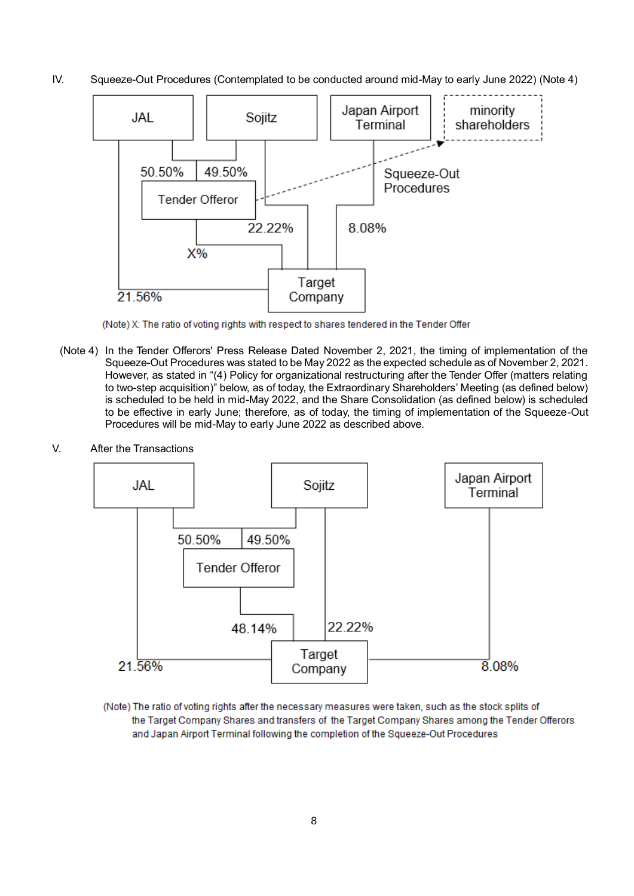IV. Squeeze-Out Procedures (Contemplated to be conducted around mid-May to early June 2022) (Note 4)

JAL | Sojitz | Japan Airport Terminal | minority shareholders

50.50% | 49.50%

Tender Offeror

Squeeze-Out Procedures

22.22% | 8.08%

X%

21.56%

Target Company

(Note) X: The ratio of voting rights with respect to shares tendered in the Tender Offer

(Note 4) In the Tender Offerors' Press Release Dated November 2, 2021, the timing of implementation of the Squeeze-Out Procedures was stated to be May 2022 as the expected schedule as of November 2, 2021. However, as stated in "(4) Policy for organizational restructuring after the Tender Offer (matters relating to two-step acquisition)" below, as of today, the Extraordinary Shareholders' Meeting (as defined below) is scheduled to be held in mid-May 2022, and the Share Consolidation (as defined below) is scheduled to be effective in early June; therefore, as of today, the timing of implementation of the Squeeze-Out Procedures will be mid-May to early June 2022 as described above.

V. After the Transactions

JAL | Sojitz | Japan Airport Terminal

50.50% | 49.50%

Tender Offeror

48.14% | 22.22%

21.56% | Target Company | 8.08%

(Note) The ratio of voting rights after the necessary measures were taken, such as the stock splits of the Target Company Shares and transfers of the Target Company Shares among the Tender Offerors and Japan Airport Terminal following the completion of the Squeeze-Out Procedures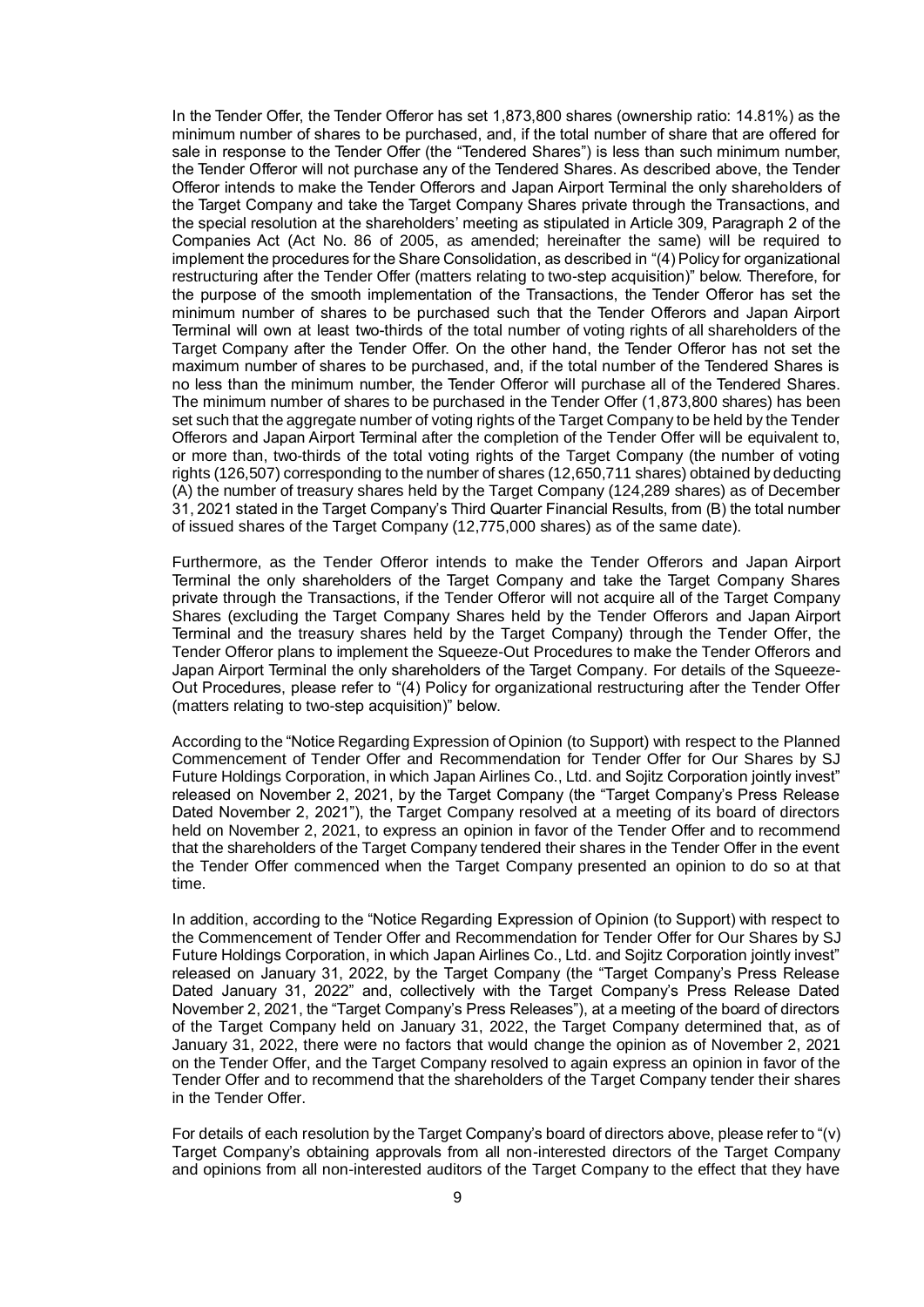In the Tender Offer, the Tender Offeror has set 1,873,800 shares (ownership ratio: 14.81%) as the minimum number of shares to be purchased, and, if the total number of share that are offered for sale in response to the Tender Offer (the "Tendered Shares") is less than such minimum number, the Tender Offeror will not purchase any of the Tendered Shares. As described above, the Tender Offeror intends to make the Tender Offerors and Japan Airport Terminal the only shareholders of the Target Company and take the Target Company Shares private through the Transactions, and the special resolution at the shareholders' meeting as stipulated in Article 309, Paragraph 2 of the Companies Act (Act No. 86 of 2005, as amended; hereinafter the same) will be required to implement the procedures for the Share Consolidation, as described in "(4) Policy for organizational restructuring after the Tender Offer (matters relating to two-step acquisition)" below. Therefore, for the purpose of the smooth implementation of the Transactions, the Tender Offeror has set the minimum number of shares to be purchased such that the Tender Offerors and Japan Airport Terminal will own at least two-thirds of the total number of voting rights of all shareholders of the Target Company after the Tender Offer. On the other hand, the Tender Offeror has not set the maximum number of shares to be purchased, and, if the total number of the Tendered Shares is no less than the minimum number, the Tender Offeror will purchase all of the Tendered Shares. The minimum number of shares to be purchased in the Tender Offer (1,873,800 shares) has been set such that the aggregate number of voting rights of the Target Company to be held by the Tender Offerors and Japan Airport Terminal after the completion of the Tender Offer will be equivalent to, or more than, two-thirds of the total voting rights of the Target Company (the number of voting rights (126,507) corresponding to the number of shares (12,650,711 shares) obtained by deducting (A) the number of treasury shares held by the Target Company (124,289 shares) as of December 31, 2021 stated in the Target Company's Third Quarter Financial Results, from (B) the total number of issued shares of the Target Company (12,775,000 shares) as of the same date).

Furthermore, as the Tender Offeror intends to make the Tender Offerors and Japan Airport Terminal the only shareholders of the Target Company and take the Target Company Shares private through the Transactions, if the Tender Offeror will not acquire all of the Target Company Shares (excluding the Target Company Shares held by the Tender Offerors and Japan Airport Terminal and the treasury shares held by the Target Company) through the Tender Offer, the Tender Offeror plans to implement the Squeeze-Out Procedures to make the Tender Offerors and Japan Airport Terminal the only shareholders of the Target Company. For details of the Squeeze-Out Procedures, please refer to "(4) Policy for organizational restructuring after the Tender Offer (matters relating to two-step acquisition)" below.

According to the "Notice Regarding Expression of Opinion (to Support) with respect to the Planned Commencement of Tender Offer and Recommendation for Tender Offer for Our Shares by SJ Future Holdings Corporation, in which Japan Airlines Co., Ltd. and Sojitz Corporation jointly invest" released on November 2, 2021, by the Target Company (the "Target Company's Press Release Dated November 2, 2021"), the Target Company resolved at a meeting of its board of directors held on November 2, 2021, to express an opinion in favor of the Tender Offer and to recommend that the shareholders of the Target Company tendered their shares in the Tender Offer in the event the Tender Offer commenced when the Target Company presented an opinion to do so at that time.

In addition, according to the "Notice Regarding Expression of Opinion (to Support) with respect to the Commencement of Tender Offer and Recommendation for Tender Offer for Our Shares by SJ Future Holdings Corporation, in which Japan Airlines Co., Ltd. and Sojitz Corporation jointly invest" released on January 31, 2022, by the Target Company (the "Target Company's Press Release Dated January 31, 2022" and, collectively with the Target Company's Press Release Dated November 2, 2021, the "Target Company's Press Releases"), at a meeting of the board of directors of the Target Company held on January 31, 2022, the Target Company determined that, as of January 31, 2022, there were no factors that would change the opinion as of November 2, 2021 on the Tender Offer, and the Target Company resolved to again express an opinion in favor of the Tender Offer and to recommend that the shareholders of the Target Company tender their shares in the Tender Offer.

For details of each resolution by the Target Company's board of directors above, please refer to "(v) Target Company's obtaining approvals from all non-interested directors of the Target Company and opinions from all non-interested auditors of the Target Company to the effect that they have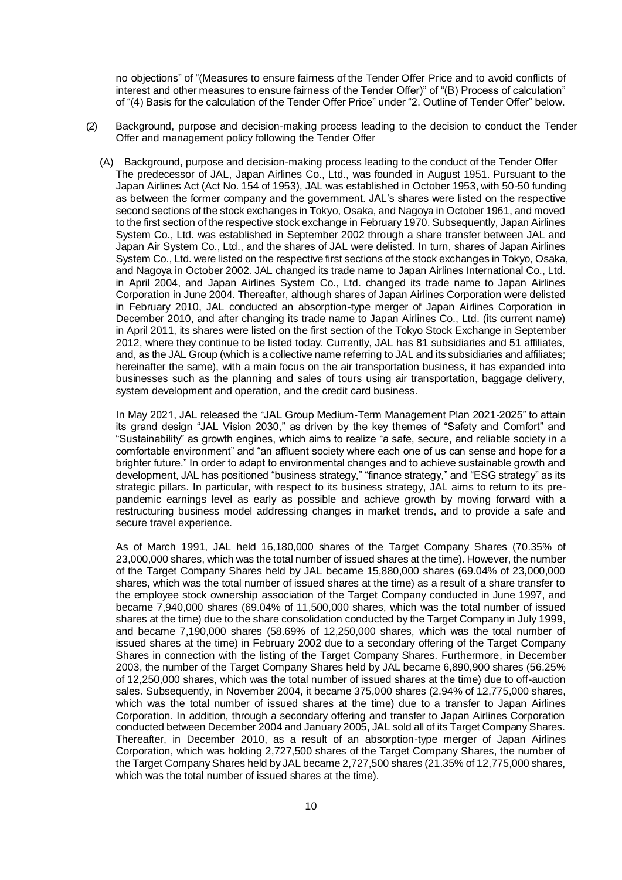no objections" of "(Measures to ensure fairness of the Tender Offer Price and to avoid conflicts of interest and other measures to ensure fairness of the Tender Offer)" of "(B) Process of calculation" of "(4) Basis for the calculation of the Tender Offer Price" under "2. Outline of Tender Offer" below.

(2) Background, purpose and decision-making process leading to the decision to conduct the Tender Offer and management policy following the Tender Offer

(A) Background, purpose and decision-making process leading to the conduct of the Tender Offer

The predecessor of JAL, Japan Airlines Co., Ltd., was founded in August 1951. Pursuant to the Japan Airlines Act (Act No. 154 of 1953), JAL was established in October 1953, with 50-50 funding as between the former company and the government. JAL's shares were listed on the respective second sections of the stock exchanges in Tokyo, Osaka, and Nagoya in October 1961, and moved to the first section of the respective stock exchange in February 1970. Subsequently, Japan Airlines System Co., Ltd. was established in September 2002 through a share transfer between JAL and Japan Air System Co., Ltd., and the shares of JAL were delisted. In turn, shares of Japan Airlines System Co., Ltd. were listed on the respective first sections of the stock exchanges in Tokyo, Osaka, and Nagoya in October 2002. JAL changed its trade name to Japan Airlines International Co., Ltd. in April 2004, and Japan Airlines System Co., Ltd. changed its trade name to Japan Airlines Corporation in June 2004. Thereafter, although shares of Japan Airlines Corporation were delisted in February 2010, JAL conducted an absorption-type merger of Japan Airlines Corporation in December 2010, and after changing its trade name to Japan Airlines Co., Ltd. (its current name) in April 2011, its shares were listed on the first section of the Tokyo Stock Exchange in September 2012, where they continue to be listed today. Currently, JAL has 81 subsidiaries and 51 affiliates, and, as the JAL Group (which is a collective name referring to JAL and its subsidiaries and affiliates; hereinafter the same), with a main focus on the air transportation business, it has expanded into businesses such as the planning and sales of tours using air transportation, baggage delivery, system development and operation, and the credit card business.

In May 2021, JAL released the "JAL Group Medium-Term Management Plan 2021-2025" to attain its grand design "JAL Vision 2030," as driven by the key themes of "Safety and Comfort" and "Sustainability" as growth engines, which aims to realize "a safe, secure, and reliable society in a comfortable environment" and "an affluent society where each one of us can sense and hope for a brighter future." In order to adapt to environmental changes and to achieve sustainable growth and development, JAL has positioned "business strategy," "finance strategy," and "ESG strategy" as its strategic pillars. In particular, with respect to its business strategy, JAL aims to return to its pre-pandemic earnings level as early as possible and achieve growth by moving forward with a restructuring business model addressing changes in market trends, and to provide a safe and secure travel experience.

As of March 1991, JAL held 16,180,000 shares of the Target Company Shares (70.35% of 23,000,000 shares, which was the total number of issued shares at the time). However, the number of the Target Company Shares held by JAL became 15,880,000 shares (69.04% of 23,000,000 shares, which was the total number of issued shares at the time) as a result of a share transfer to the employee stock ownership association of the Target Company conducted in June 1997, and became 7,940,000 shares (69.04% of 11,500,000 shares, which was the total number of issued shares at the time) due to the share consolidation conducted by the Target Company in July 1999, and became 7,190,000 shares (58.69% of 12,250,000 shares, which was the total number of issued shares at the time) in February 2002 due to a secondary offering of the Target Company Shares in connection with the listing of the Target Company Shares. Furthermore, in December 2003, the number of the Target Company Shares held by JAL became 6,890,900 shares (56.25% of 12,250,000 shares, which was the total number of issued shares at the time) due to off-auction sales. Subsequently, in November 2004, it became 375,000 shares (2.94% of 12,775,000 shares, which was the total number of issued shares at the time) due to a transfer to Japan Airlines Corporation. In addition, through a secondary offering and transfer to Japan Airlines Corporation conducted between December 2004 and January 2005, JAL sold all of its Target Company Shares. Thereafter, in December 2010, as a result of an absorption-type merger of Japan Airlines Corporation, which was holding 2,727,500 shares of the Target Company Shares, the number of the Target Company Shares held by JAL became 2,727,500 shares (21.35% of 12,775,000 shares, which was the total number of issued shares at the time).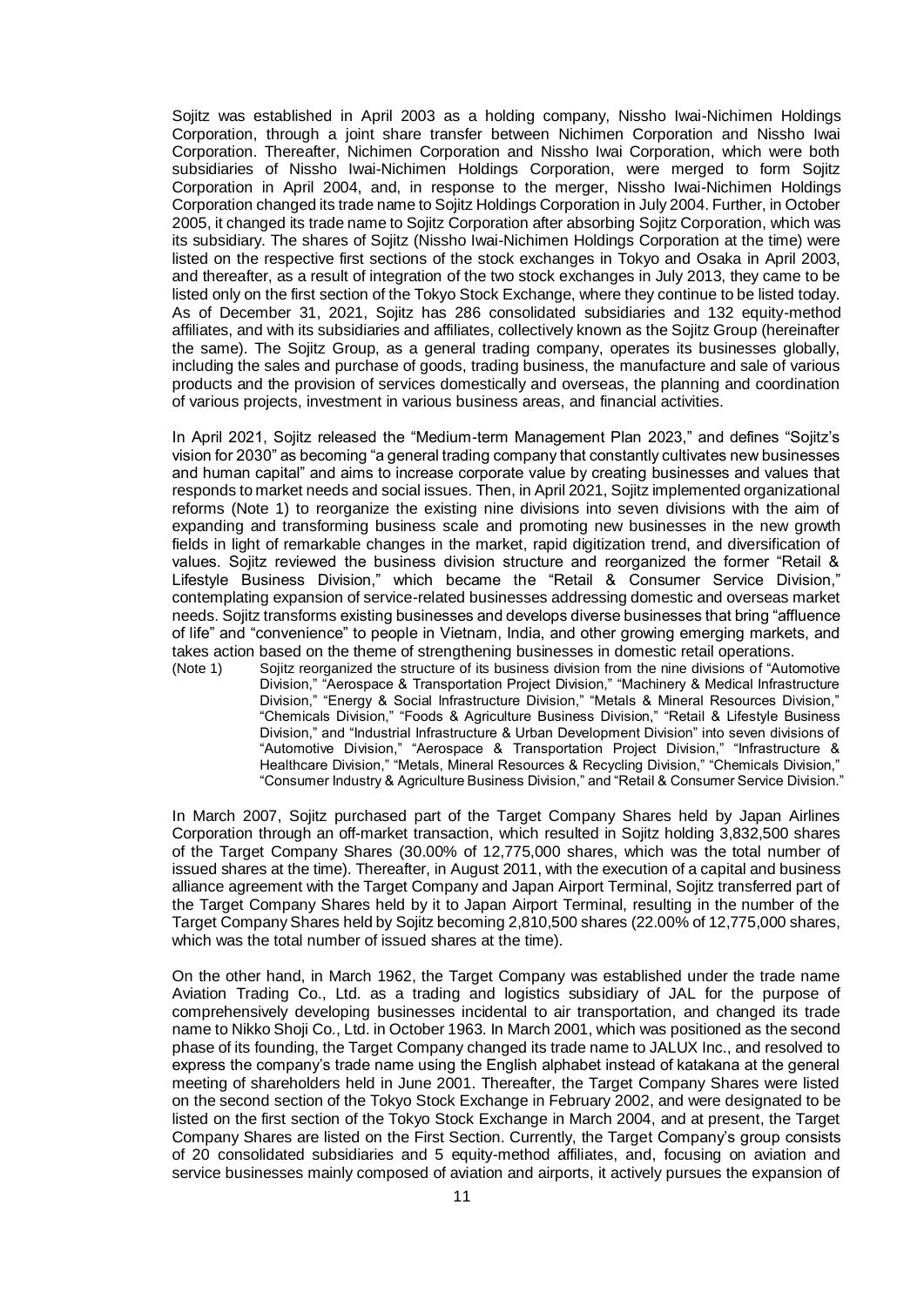Sojitz was established in April 2003 as a holding company, Nissho Iwai-Nichimen Holdings Corporation, through a joint share transfer between Nichimen Corporation and Nissho Iwai Corporation. Thereafter, Nichimen Corporation and Nissho Iwai Corporation, which were both subsidiaries of Nissho Iwai-Nichimen Holdings Corporation, were merged to form Sojitz Corporation in April 2004, and, in response to the merger, Nissho Iwai-Nichimen Holdings Corporation changed its trade name to Sojitz Holdings Corporation in July 2004. Further, in October 2005, it changed its trade name to Sojitz Corporation after absorbing Sojitz Corporation, which was its subsidiary. The shares of Sojitz (Nissho Iwai-Nichimen Holdings Corporation at the time) were listed on the respective first sections of the stock exchanges in Tokyo and Osaka in April 2003, and thereafter, as a result of integration of the two stock exchanges in July 2013, they came to be listed only on the first section of the Tokyo Stock Exchange, where they continue to be listed today. As of December 31, 2021, Sojitz has 286 consolidated subsidiaries and 132 equity-method affiliates, and with its subsidiaries and affiliates, collectively known as the Sojitz Group (hereinafter the same). The Sojitz Group, as a general trading company, operates its businesses globally, including the sales and purchase of goods, trading business, the manufacture and sale of various products and the provision of services domestically and overseas, the planning and coordination of various projects, investment in various business areas, and financial activities.

In April 2021, Sojitz released the "Medium-term Management Plan 2023," and defines "Sojitz's vision for 2030" as becoming "a general trading company that constantly cultivates new businesses and human capital" and aims to increase corporate value by creating businesses and values that responds to market needs and social issues. Then, in April 2021, Sojitz implemented organizational reforms (Note 1) to reorganize the existing nine divisions into seven divisions with the aim of expanding and transforming business scale and promoting new businesses in the new growth fields in light of remarkable changes in the market, rapid digitization trend, and diversification of values. Sojitz reviewed the business division structure and reorganized the former "Retail & Lifestyle Business Division," which became the "Retail & Consumer Service Division," contemplating expansion of service-related businesses addressing domestic and overseas market needs. Sojitz transforms existing businesses and develops diverse businesses that bring "affluence of life" and "convenience" to people in Vietnam, India, and other growing emerging markets, and takes action based on the theme of strengthening businesses in domestic retail operations.

(Note 1) Sojitz reorganized the structure of its business division from the nine divisions of "Automotive Division," "Aerospace & Transportation Project Division," "Machinery & Medical Infrastructure Division," "Energy & Social Infrastructure Division," "Metals & Mineral Resources Division," "Chemicals Division," "Foods & Agriculture Business Division," "Retail & Lifestyle Business Division," and "Industrial Infrastructure & Urban Development Division" into seven divisions of "Automotive Division," "Aerospace & Transportation Project Division," "Infrastructure & Healthcare Division," "Metals, Mineral Resources & Recycling Division," "Chemicals Division," "Consumer Industry & Agriculture Business Division," and "Retail & Consumer Service Division."

In March 2007, Sojitz purchased part of the Target Company Shares held by Japan Airlines Corporation through an off-market transaction, which resulted in Sojitz holding 3,832,500 shares of the Target Company Shares (30.00% of 12,775,000 shares, which was the total number of issued shares at the time). Thereafter, in August 2011, with the execution of a capital and business alliance agreement with the Target Company and Japan Airport Terminal, Sojitz transferred part of the Target Company Shares held by it to Japan Airport Terminal, resulting in the number of the Target Company Shares held by Sojitz becoming 2,810,500 shares (22.00% of 12,775,000 shares, which was the total number of issued shares at the time).

On the other hand, in March 1962, the Target Company was established under the trade name Aviation Trading Co., Ltd. as a trading and logistics subsidiary of JAL for the purpose of comprehensively developing businesses incidental to air transportation, and changed its trade name to Nikko Shoji Co., Ltd. in October 1963. In March 2001, which was positioned as the second phase of its founding, the Target Company changed its trade name to JALUX Inc., and resolved to express the company's trade name using the English alphabet instead of katakana at the general meeting of shareholders held in June 2001. Thereafter, the Target Company Shares were listed on the second section of the Tokyo Stock Exchange in February 2002, and were designated to be listed on the first section of the Tokyo Stock Exchange in March 2004, and at present, the Target Company Shares are listed on the First Section. Currently, the Target Company's group consists of 20 consolidated subsidiaries and 5 equity-method affiliates, and, focusing on aviation and service businesses mainly composed of aviation and airports, it actively pursues the expansion of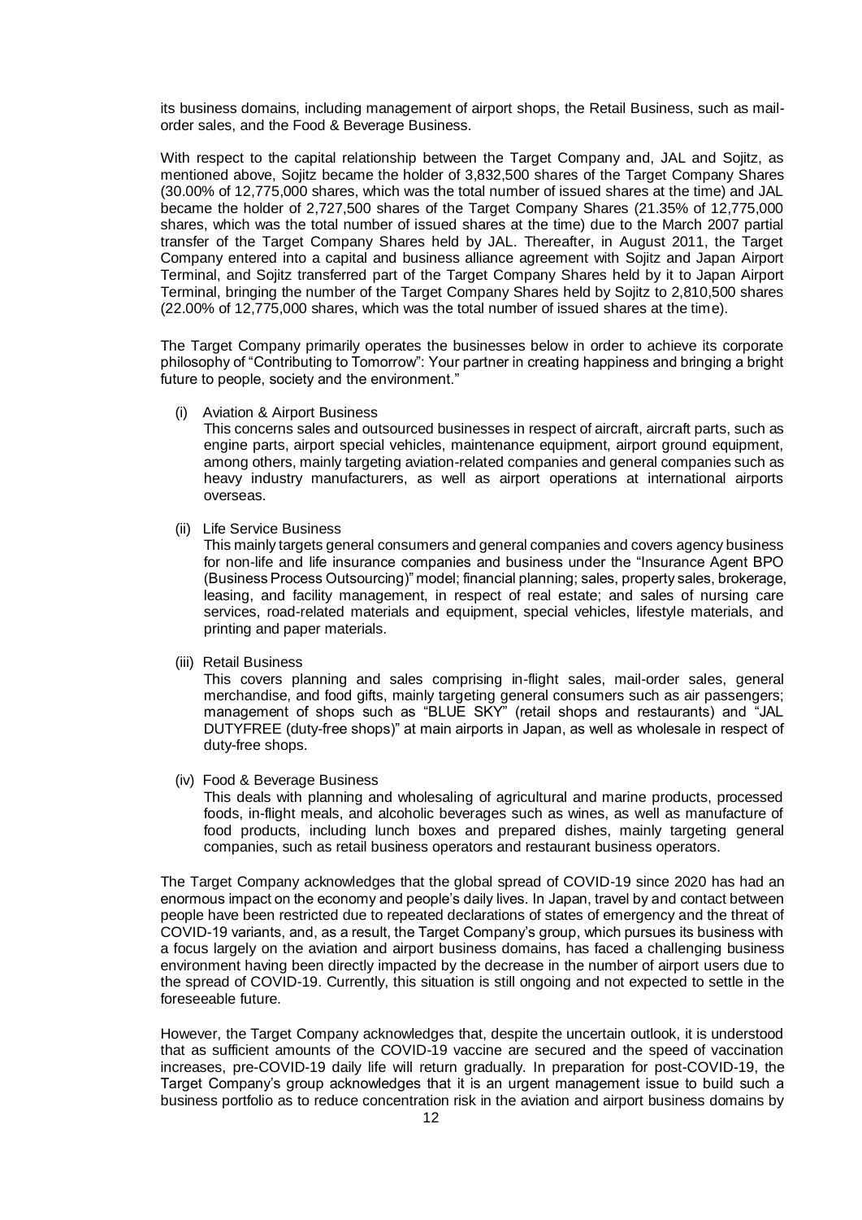its business domains, including management of airport shops, the Retail Business, such as mail-order sales, and the Food & Beverage Business.

With respect to the capital relationship between the Target Company and, JAL and Sojitz, as mentioned above, Sojitz became the holder of 3,832,500 shares of the Target Company Shares (30.00% of 12,775,000 shares, which was the total number of issued shares at the time) and JAL became the holder of 2,727,500 shares of the Target Company Shares (21.35% of 12,775,000 shares, which was the total number of issued shares at the time) due to the March 2007 partial transfer of the Target Company Shares held by JAL. Thereafter, in August 2011, the Target Company entered into a capital and business alliance agreement with Sojitz and Japan Airport Terminal, and Sojitz transferred part of the Target Company Shares held by it to Japan Airport Terminal, bringing the number of the Target Company Shares held by Sojitz to 2,810,500 shares (22.00% of 12,775,000 shares, which was the total number of issued shares at the time).

The Target Company primarily operates the businesses below in order to achieve its corporate philosophy of "Contributing to Tomorrow": Your partner in creating happiness and bringing a bright future to people, society and the environment."

(i) Aviation & Airport Business

This concerns sales and outsourced businesses in respect of aircraft, aircraft parts, such as engine parts, airport special vehicles, maintenance equipment, airport ground equipment, among others, mainly targeting aviation-related companies and general companies such as heavy industry manufacturers, as well as airport operations at international airports overseas.

(ii) Life Service Business

This mainly targets general consumers and general companies and covers agency business for non-life and life insurance companies and business under the "Insurance Agent BPO (Business Process Outsourcing)" model; financial planning; sales, property sales, brokerage, leasing, and facility management, in respect of real estate; and sales of nursing care services, road-related materials and equipment, special vehicles, lifestyle materials, and printing and paper materials.

(iii) Retail Business

This covers planning and sales comprising in-flight sales, mail-order sales, general merchandise, and food gifts, mainly targeting general consumers such as air passengers; management of shops such as "BLUE SKY" (retail shops and restaurants) and "JAL DUTYFREE (duty-free shops)" at main airports in Japan, as well as wholesale in respect of duty-free shops.

(iv) Food & Beverage Business

This deals with planning and wholesaling of agricultural and marine products, processed foods, in-flight meals, and alcoholic beverages such as wines, as well as manufacture of food products, including lunch boxes and prepared dishes, mainly targeting general companies, such as retail business operators and restaurant business operators.

The Target Company acknowledges that the global spread of COVID-19 since 2020 has had an enormous impact on the economy and people's daily lives. In Japan, travel by and contact between people have been restricted due to repeated declarations of states of emergency and the threat of COVID-19 variants, and, as a result, the Target Company's group, which pursues its business with a focus largely on the aviation and airport business domains, has faced a challenging business environment having been directly impacted by the decrease in the number of airport users due to the spread of COVID-19. Currently, this situation is still ongoing and not expected to settle in the foreseeable future.

However, the Target Company acknowledges that, despite the uncertain outlook, it is understood that as sufficient amounts of the COVID-19 vaccine are secured and the speed of vaccination increases, pre-COVID-19 daily life will return gradually. In preparation for post-COVID-19, the Target Company's group acknowledges that it is an urgent management issue to build such a business portfolio as to reduce concentration risk in the aviation and airport business domains by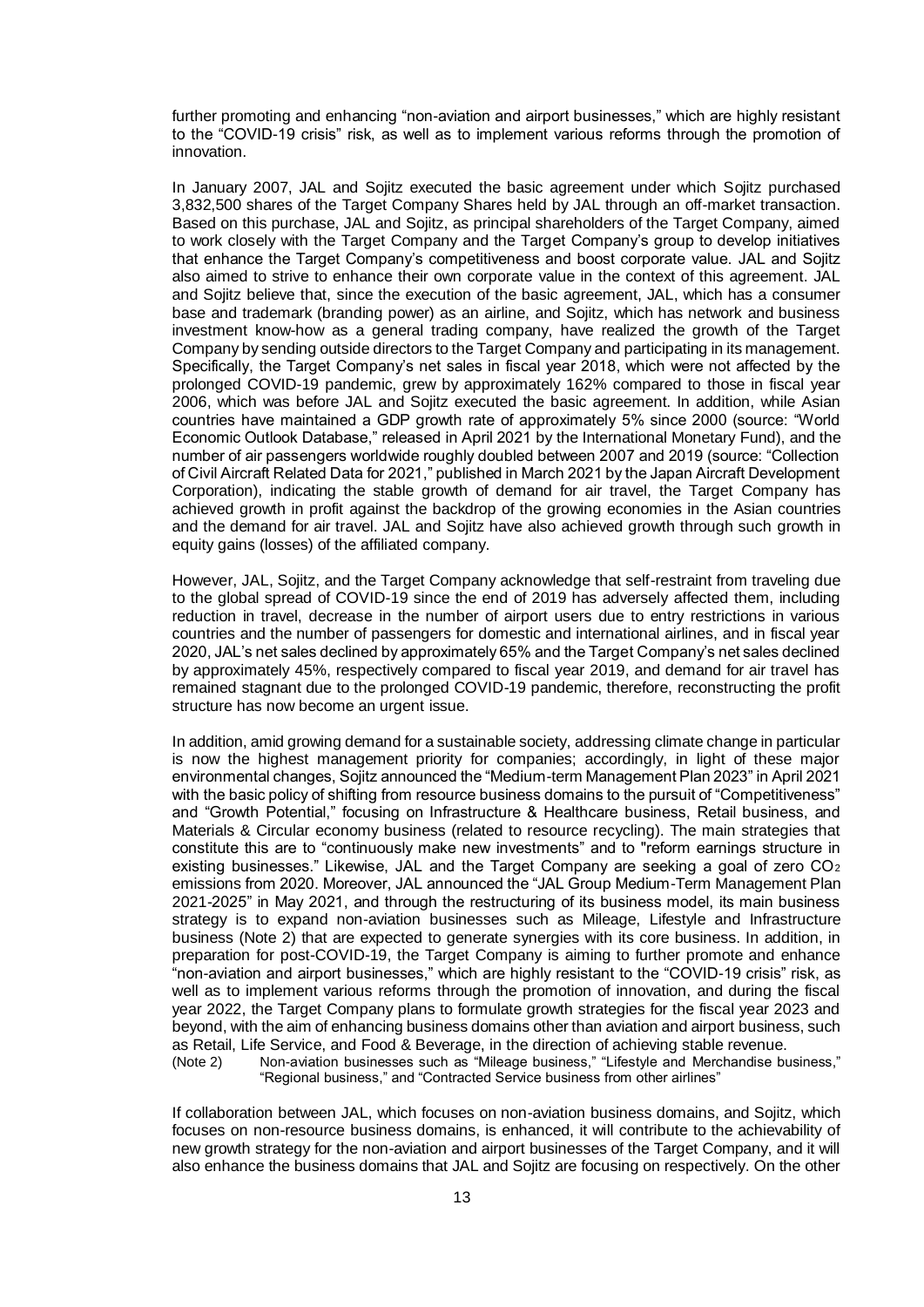further promoting and enhancing "non-aviation and airport businesses," which are highly resistant to the "COVID-19 crisis" risk, as well as to implement various reforms through the promotion of innovation.

In January 2007, JAL and Sojitz executed the basic agreement under which Sojitz purchased 3,832,500 shares of the Target Company Shares held by JAL through an off-market transaction. Based on this purchase, JAL and Sojitz, as principal shareholders of the Target Company, aimed to work closely with the Target Company and the Target Company's group to develop initiatives that enhance the Target Company's competitiveness and boost corporate value. JAL and Sojitz also aimed to strive to enhance their own corporate value in the context of this agreement. JAL and Sojitz believe that, since the execution of the basic agreement, JAL, which has a consumer base and trademark (branding power) as an airline, and Sojitz, which has network and business investment know-how as a general trading company, have realized the growth of the Target Company by sending outside directors to the Target Company and participating in its management. Specifically, the Target Company's net sales in fiscal year 2018, which were not affected by the prolonged COVID-19 pandemic, grew by approximately 162% compared to those in fiscal year 2006, which was before JAL and Sojitz executed the basic agreement. In addition, while Asian countries have maintained a GDP growth rate of approximately 5% since 2000 (source: "World Economic Outlook Database," released in April 2021 by the International Monetary Fund), and the number of air passengers worldwide roughly doubled between 2007 and 2019 (source: "Collection of Civil Aircraft Related Data for 2021," published in March 2021 by the Japan Aircraft Development Corporation), indicating the stable growth of demand for air travel, the Target Company has achieved growth in profit against the backdrop of the growing economies in the Asian countries and the demand for air travel. JAL and Sojitz have also achieved growth through such growth in equity gains (losses) of the affiliated company.

However, JAL, Sojitz, and the Target Company acknowledge that self-restraint from traveling due to the global spread of COVID-19 since the end of 2019 has adversely affected them, including reduction in travel, decrease in the number of airport users due to entry restrictions in various countries and the number of passengers for domestic and international airlines, and in fiscal year 2020, JAL's net sales declined by approximately 65% and the Target Company's net sales declined by approximately 45%, respectively compared to fiscal year 2019, and demand for air travel has remained stagnant due to the prolonged COVID-19 pandemic, therefore, reconstructing the profit structure has now become an urgent issue.

In addition, amid growing demand for a sustainable society, addressing climate change in particular is now the highest management priority for companies; accordingly, in light of these major environmental changes, Sojitz announced the "Medium-term Management Plan 2023" in April 2021 with the basic policy of shifting from resource business domains to the pursuit of "Competitiveness" and "Growth Potential," focusing on Infrastructure & Healthcare business, Retail business, and Materials & Circular economy business (related to resource recycling). The main strategies that constitute this are to "continuously make new investments" and to "reform earnings structure in existing businesses." Likewise, JAL and the Target Company are seeking a goal of zero $CO_2$ emissions from 2020. Moreover, JAL announced the "JAL Group Medium-Term Management Plan 2021-2025" in May 2021, and through the restructuring of its business model, its main business strategy is to expand non-aviation businesses such as Mileage, Lifestyle and Infrastructure business (Note 2) that are expected to generate synergies with its core business. In addition, in preparation for post-COVID-19, the Target Company is aiming to further promote and enhance "non-aviation and airport businesses," which are highly resistant to the "COVID-19 crisis" risk, as well as to implement various reforms through the promotion of innovation, and during the fiscal year 2022, the Target Company plans to formulate growth strategies for the fiscal year 2023 and beyond, with the aim of enhancing business domains other than aviation and airport business, such as Retail, Life Service, and Food & Beverage, in the direction of achieving stable revenue.

(Note 2) Non-aviation businesses such as "Mileage business," "Lifestyle and Merchandise business," "Regional business," and "Contracted Service business from other airlines"

If collaboration between JAL, which focuses on non-aviation business domains, and Sojitz, which focuses on non-resource business domains, is enhanced, it will contribute to the achievability of new growth strategy for the non-aviation and airport businesses of the Target Company, and it will also enhance the business domains that JAL and Sojitz are focusing on respectively. On the other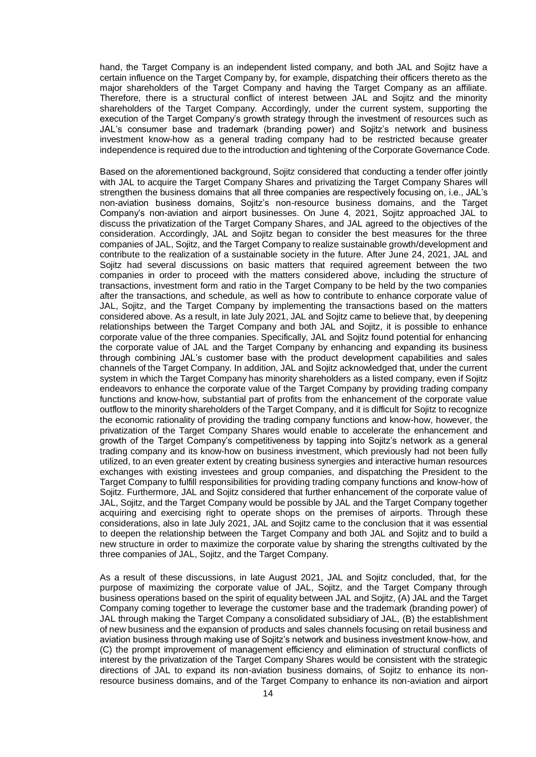hand, the Target Company is an independent listed company, and both JAL and Sojitz have a certain influence on the Target Company by, for example, dispatching their officers thereto as the major shareholders of the Target Company and having the Target Company as an affiliate. Therefore, there is a structural conflict of interest between JAL and Sojitz and the minority shareholders of the Target Company. Accordingly, under the current system, supporting the execution of the Target Company's growth strategy through the investment of resources such as JAL's consumer base and trademark (branding power) and Sojitz's network and business investment know-how as a general trading company had to be restricted because greater independence is required due to the introduction and tightening of the Corporate Governance Code.

Based on the aforementioned background, Sojitz considered that conducting a tender offer jointly with JAL to acquire the Target Company Shares and privatizing the Target Company Shares will strengthen the business domains that all three companies are respectively focusing on, i.e., JAL's non-aviation business domains, Sojitz's non-resource business domains, and the Target Company's non-aviation and airport businesses. On June 4, 2021, Sojitz approached JAL to discuss the privatization of the Target Company Shares, and JAL agreed to the objectives of the consideration. Accordingly, JAL and Sojitz began to consider the best measures for the three companies of JAL, Sojitz, and the Target Company to realize sustainable growth/development and contribute to the realization of a sustainable society in the future. After June 24, 2021, JAL and Sojitz had several discussions on basic matters that required agreement between the two companies in order to proceed with the matters considered above, including the structure of transactions, investment form and ratio in the Target Company to be held by the two companies after the transactions, and schedule, as well as how to contribute to enhance corporate value of JAL, Sojitz, and the Target Company by implementing the transactions based on the matters considered above. As a result, in late July 2021, JAL and Sojitz came to believe that, by deepening relationships between the Target Company and both JAL and Sojitz, it is possible to enhance corporate value of the three companies. Specifically, JAL and Sojitz found potential for enhancing the corporate value of JAL and the Target Company by enhancing and expanding its business through combining JAL's customer base with the product development capabilities and sales channels of the Target Company. In addition, JAL and Sojitz acknowledged that, under the current system in which the Target Company has minority shareholders as a listed company, even if Sojitz endeavors to enhance the corporate value of the Target Company by providing trading company functions and know-how, substantial part of profits from the enhancement of the corporate value outflow to the minority shareholders of the Target Company, and it is difficult for Sojitz to recognize the economic rationality of providing the trading company functions and know-how, however, the privatization of the Target Company Shares would enable to accelerate the enhancement and growth of the Target Company's competitiveness by tapping into Sojitz's network as a general trading company and its know-how on business investment, which previously had not been fully utilized, to an even greater extent by creating business synergies and interactive human resources exchanges with existing investees and group companies, and dispatching the President to the Target Company to fulfill responsibilities for providing trading company functions and know-how of Sojitz. Furthermore, JAL and Sojitz considered that further enhancement of the corporate value of JAL, Sojitz, and the Target Company would be possible by JAL and the Target Company together acquiring and exercising right to operate shops on the premises of airports. Through these considerations, also in late July 2021, JAL and Sojitz came to the conclusion that it was essential to deepen the relationship between the Target Company and both JAL and Sojitz and to build a new structure in order to maximize the corporate value by sharing the strengths cultivated by the three companies of JAL, Sojitz, and the Target Company.

As a result of these discussions, in late August 2021, JAL and Sojitz concluded, that, for the purpose of maximizing the corporate value of JAL, Sojitz, and the Target Company through business operations based on the spirit of equality between JAL and Sojitz, (A) JAL and the Target Company coming together to leverage the customer base and the trademark (branding power) of JAL through making the Target Company a consolidated subsidiary of JAL, (B) the establishment of new business and the expansion of products and sales channels focusing on retail business and aviation business through making use of Sojitz's network and business investment know-how, and (C) the prompt improvement of management efficiency and elimination of structural conflicts of interest by the privatization of the Target Company Shares would be consistent with the strategic directions of JAL to expand its non-aviation business domains, of Sojitz to enhance its non-resource business domains, and of the Target Company to enhance its non-aviation and airport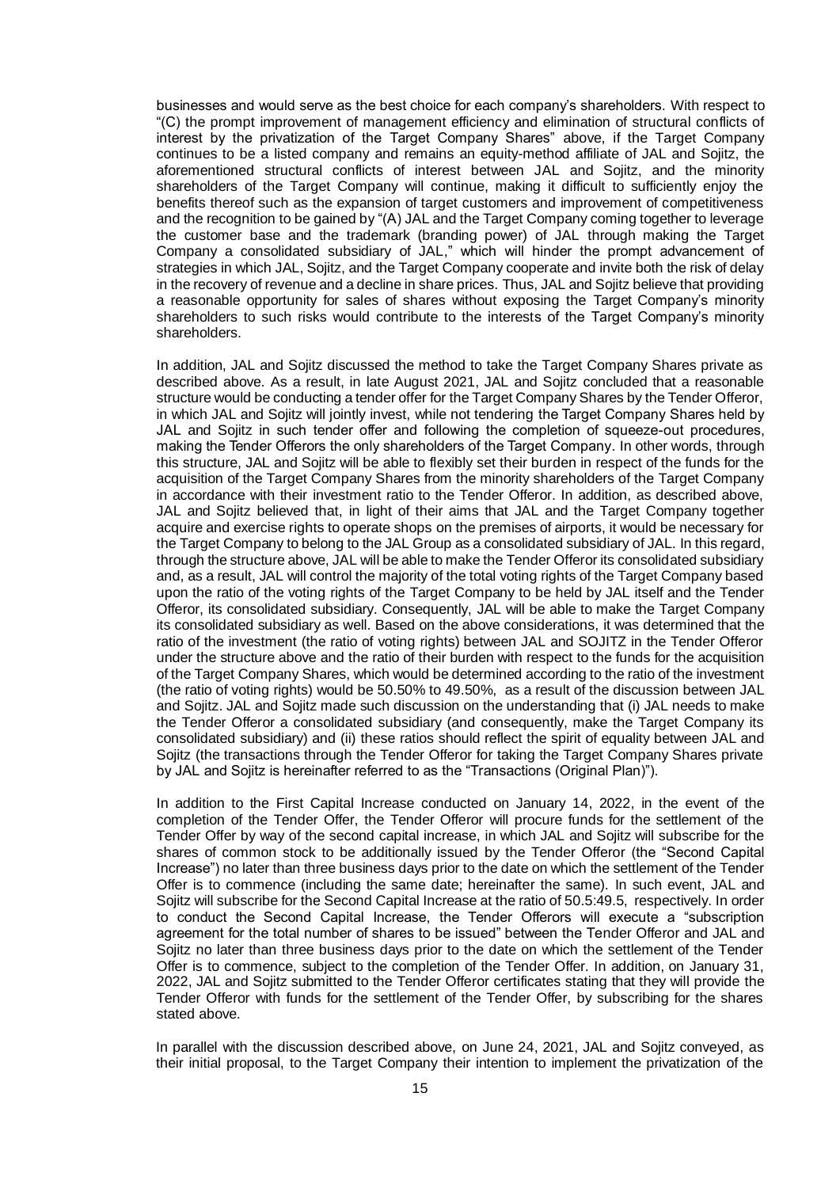businesses and would serve as the best choice for each company's shareholders. With respect to "(C) the prompt improvement of management efficiency and elimination of structural conflicts of interest by the privatization of the Target Company Shares" above, if the Target Company continues to be a listed company and remains an equity-method affiliate of JAL and Sojitz, the aforementioned structural conflicts of interest between JAL and Sojitz, and the minority shareholders of the Target Company will continue, making it difficult to sufficiently enjoy the benefits thereof such as the expansion of target customers and improvement of competitiveness and the recognition to be gained by "(A) JAL and the Target Company coming together to leverage the customer base and the trademark (branding power) of JAL through making the Target Company a consolidated subsidiary of JAL," which will hinder the prompt advancement of strategies in which JAL, Sojitz, and the Target Company cooperate and invite both the risk of delay in the recovery of revenue and a decline in share prices. Thus, JAL and Sojitz believe that providing a reasonable opportunity for sales of shares without exposing the Target Company's minority shareholders to such risks would contribute to the interests of the Target Company's minority shareholders.

In addition, JAL and Sojitz discussed the method to take the Target Company Shares private as described above. As a result, in late August 2021, JAL and Sojitz concluded that a reasonable structure would be conducting a tender offer for the Target Company Shares by the Tender Offeror, in which JAL and Sojitz will jointly invest, while not tendering the Target Company Shares held by JAL and Sojitz in such tender offer and following the completion of squeeze-out procedures, making the Tender Offerors the only shareholders of the Target Company. In other words, through this structure, JAL and Sojitz will be able to flexibly set their burden in respect of the funds for the acquisition of the Target Company Shares from the minority shareholders of the Target Company in accordance with their investment ratio to the Tender Offeror. In addition, as described above, JAL and Sojitz believed that, in light of their aims that JAL and the Target Company together acquire and exercise rights to operate shops on the premises of airports, it would be necessary for the Target Company to belong to the JAL Group as a consolidated subsidiary of JAL. In this regard, through the structure above, JAL will be able to make the Tender Offeror its consolidated subsidiary and, as a result, JAL will control the majority of the total voting rights of the Target Company based upon the ratio of the voting rights of the Target Company to be held by JAL itself and the Tender Offeror, its consolidated subsidiary. Consequently, JAL will be able to make the Target Company its consolidated subsidiary as well. Based on the above considerations, it was determined that the ratio of the investment (the ratio of voting rights) between JAL and SOJITZ in the Tender Offeror under the structure above and the ratio of their burden with respect to the funds for the acquisition of the Target Company Shares, which would be determined according to the ratio of the investment (the ratio of voting rights) would be 50.50% to 49.50%, as a result of the discussion between JAL and Sojitz. JAL and Sojitz made such discussion on the understanding that (i) JAL needs to make the Tender Offeror a consolidated subsidiary (and consequently, make the Target Company its consolidated subsidiary) and (ii) these ratios should reflect the spirit of equality between JAL and Sojitz (the transactions through the Tender Offeror for taking the Target Company Shares private by JAL and Sojitz is hereinafter referred to as the "Transactions (Original Plan)").

In addition to the First Capital Increase conducted on January 14, 2022, in the event of the completion of the Tender Offer, the Tender Offeror will procure funds for the settlement of the Tender Offer by way of the second capital increase, in which JAL and Sojitz will subscribe for the shares of common stock to be additionally issued by the Tender Offeror (the "Second Capital Increase") no later than three business days prior to the date on which the settlement of the Tender Offer is to commence (including the same date; hereinafter the same). In such event, JAL and Sojitz will subscribe for the Second Capital Increase at the ratio of 50.5:49.5, respectively. In order to conduct the Second Capital Increase, the Tender Offerors will execute a "subscription agreement for the total number of shares to be issued" between the Tender Offeror and JAL and Sojitz no later than three business days prior to the date on which the settlement of the Tender Offer is to commence, subject to the completion of the Tender Offer. In addition, on January 31, 2022, JAL and Sojitz submitted to the Tender Offeror certificates stating that they will provide the Tender Offeror with funds for the settlement of the Tender Offer, by subscribing for the shares stated above.

In parallel with the discussion described above, on June 24, 2021, JAL and Sojitz conveyed, as their initial proposal, to the Target Company their intention to implement the privatization of the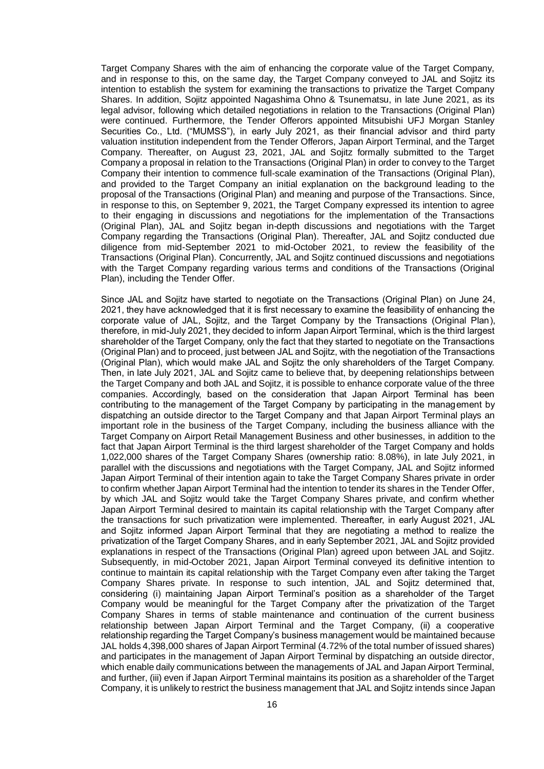Target Company Shares with the aim of enhancing the corporate value of the Target Company, and in response to this, on the same day, the Target Company conveyed to JAL and Sojitz its intention to establish the system for examining the transactions to privatize the Target Company Shares. In addition, Sojitz appointed Nagashima Ohno & Tsunematsu, in late June 2021, as its legal advisor, following which detailed negotiations in relation to the Transactions (Original Plan) were continued. Furthermore, the Tender Offerors appointed Mitsubishi UFJ Morgan Stanley Securities Co., Ltd. ("MUMSS"), in early July 2021, as their financial advisor and third party valuation institution independent from the Tender Offerors, Japan Airport Terminal, and the Target Company. Thereafter, on August 23, 2021, JAL and Sojitz formally submitted to the Target Company a proposal in relation to the Transactions (Original Plan) in order to convey to the Target Company their intention to commence full-scale examination of the Transactions (Original Plan), and provided to the Target Company an initial explanation on the background leading to the proposal of the Transactions (Original Plan) and meaning and purpose of the Transactions. Since, in response to this, on September 9, 2021, the Target Company expressed its intention to agree to their engaging in discussions and negotiations for the implementation of the Transactions (Original Plan), JAL and Sojitz began in-depth discussions and negotiations with the Target Company regarding the Transactions (Original Plan). Thereafter, JAL and Sojitz conducted due diligence from mid-September 2021 to mid-October 2021, to review the feasibility of the Transactions (Original Plan). Concurrently, JAL and Sojitz continued discussions and negotiations with the Target Company regarding various terms and conditions of the Transactions (Original Plan), including the Tender Offer.

Since JAL and Sojitz have started to negotiate on the Transactions (Original Plan) on June 24, 2021, they have acknowledged that it is first necessary to examine the feasibility of enhancing the corporate value of JAL, Sojitz, and the Target Company by the Transactions (Original Plan), therefore, in mid-July 2021, they decided to inform Japan Airport Terminal, which is the third largest shareholder of the Target Company, only the fact that they started to negotiate on the Transactions (Original Plan) and to proceed, just between JAL and Sojitz, with the negotiation of the Transactions (Original Plan), which would make JAL and Sojitz the only shareholders of the Target Company. Then, in late July 2021, JAL and Sojitz came to believe that, by deepening relationships between the Target Company and both JAL and Sojitz, it is possible to enhance corporate value of the three companies. Accordingly, based on the consideration that Japan Airport Terminal has been contributing to the management of the Target Company by participating in the management by dispatching an outside director to the Target Company and that Japan Airport Terminal plays an important role in the business of the Target Company, including the business alliance with the Target Company on Airport Retail Management Business and other businesses, in addition to the fact that Japan Airport Terminal is the third largest shareholder of the Target Company and holds 1,022,000 shares of the Target Company Shares (ownership ratio: 8.08%), in late July 2021, in parallel with the discussions and negotiations with the Target Company, JAL and Sojitz informed Japan Airport Terminal of their intention again to take the Target Company Shares private in order to confirm whether Japan Airport Terminal had the intention to tender its shares in the Tender Offer, by which JAL and Sojitz would take the Target Company Shares private, and confirm whether Japan Airport Terminal desired to maintain its capital relationship with the Target Company after the transactions for such privatization were implemented. Thereafter, in early August 2021, JAL and Sojitz informed Japan Airport Terminal that they are negotiating a method to realize the privatization of the Target Company Shares, and in early September 2021, JAL and Sojitz provided explanations in respect of the Transactions (Original Plan) agreed upon between JAL and Sojitz. Subsequently, in mid-October 2021, Japan Airport Terminal conveyed its definitive intention to continue to maintain its capital relationship with the Target Company even after taking the Target Company Shares private. In response to such intention, JAL and Sojitz determined that, considering (i) maintaining Japan Airport Terminal's position as a shareholder of the Target Company would be meaningful for the Target Company after the privatization of the Target Company Shares in terms of stable maintenance and continuation of the current business relationship between Japan Airport Terminal and the Target Company, (ii) a cooperative relationship regarding the Target Company's business management would be maintained because JAL holds 4,398,000 shares of Japan Airport Terminal (4.72% of the total number of issued shares) and participates in the management of Japan Airport Terminal by dispatching an outside director, which enable daily communications between the managements of JAL and Japan Airport Terminal, and further, (iii) even if Japan Airport Terminal maintains its position as a shareholder of the Target Company, it is unlikely to restrict the business management that JAL and Sojitz intends since Japan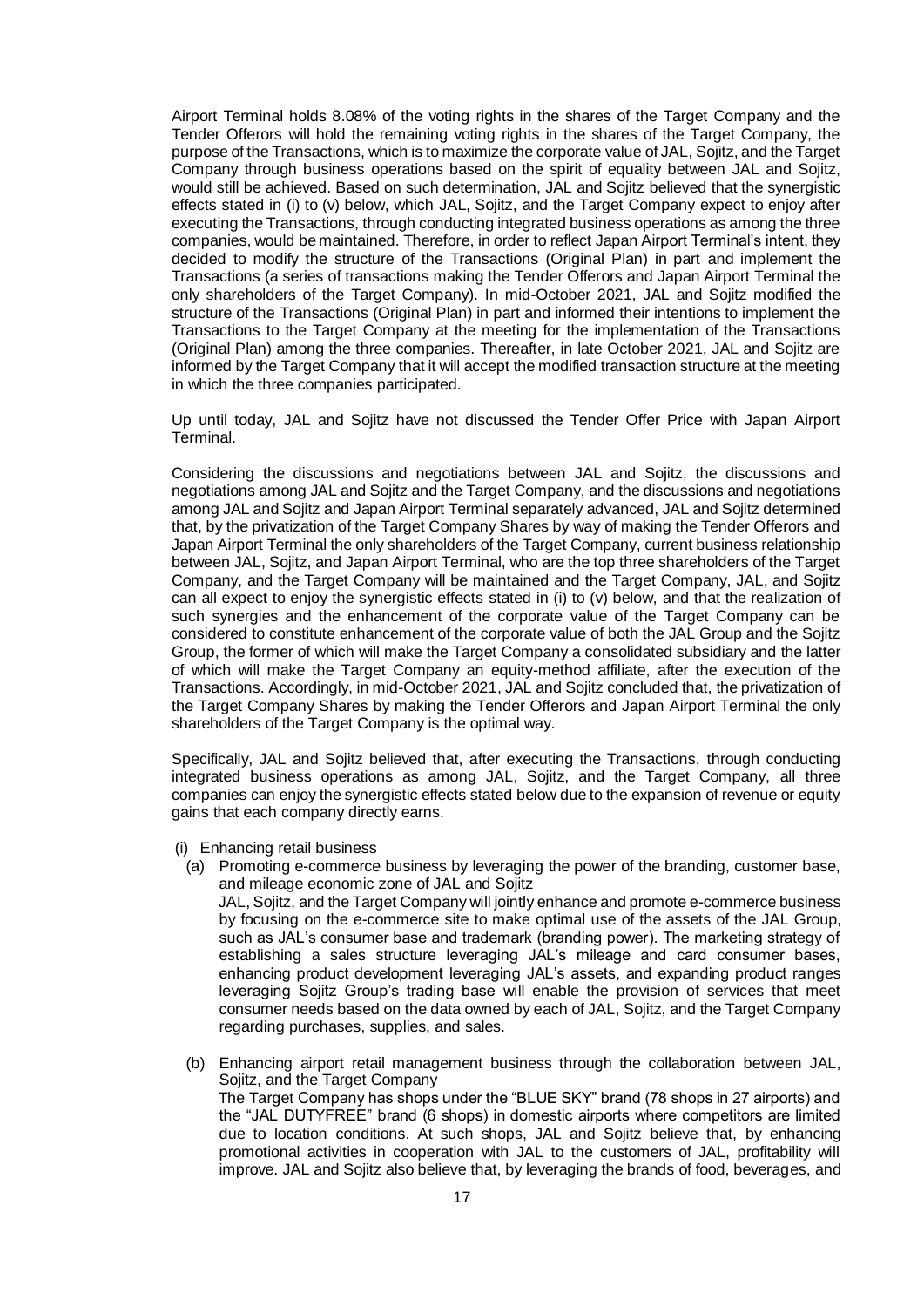Airport Terminal holds 8.08% of the voting rights in the shares of the Target Company and the Tender Offerors will hold the remaining voting rights in the shares of the Target Company, the purpose of the Transactions, which is to maximize the corporate value of JAL, Sojitz, and the Target Company through business operations based on the spirit of equality between JAL and Sojitz, would still be achieved. Based on such determination, JAL and Sojitz believed that the synergistic effects stated in (i) to (v) below, which JAL, Sojitz, and the Target Company expect to enjoy after executing the Transactions, through conducting integrated business operations as among the three companies, would be maintained. Therefore, in order to reflect Japan Airport Terminal's intent, they decided to modify the structure of the Transactions (Original Plan) in part and implement the Transactions (a series of transactions making the Tender Offerors and Japan Airport Terminal the only shareholders of the Target Company). In mid-October 2021, JAL and Sojitz modified the structure of the Transactions (Original Plan) in part and informed their intentions to implement the Transactions to the Target Company at the meeting for the implementation of the Transactions (Original Plan) among the three companies. Thereafter, in late October 2021, JAL and Sojitz are informed by the Target Company that it will accept the modified transaction structure at the meeting in which the three companies participated.

Up until today, JAL and Sojitz have not discussed the Tender Offer Price with Japan Airport Terminal.

Considering the discussions and negotiations between JAL and Sojitz, the discussions and negotiations among JAL and Sojitz and the Target Company, and the discussions and negotiations among JAL and Sojitz and Japan Airport Terminal separately advanced, JAL and Sojitz determined that, by the privatization of the Target Company Shares by way of making the Tender Offerors and Japan Airport Terminal the only shareholders of the Target Company, current business relationship between JAL, Sojitz, and Japan Airport Terminal, who are the top three shareholders of the Target Company, and the Target Company will be maintained and the Target Company, JAL, and Sojitz can all expect to enjoy the synergistic effects stated in (i) to (v) below, and that the realization of such synergies and the enhancement of the corporate value of the Target Company can be considered to constitute enhancement of the corporate value of both the JAL Group and the Sojitz Group, the former of which will make the Target Company a consolidated subsidiary and the latter of which will make the Target Company an equity-method affiliate, after the execution of the Transactions. Accordingly, in mid-October 2021, JAL and Sojitz concluded that, the privatization of the Target Company Shares by making the Tender Offerors and Japan Airport Terminal the only shareholders of the Target Company is the optimal way.

Specifically, JAL and Sojitz believed that, after executing the Transactions, through conducting integrated business operations as among JAL, Sojitz, and the Target Company, all three companies can enjoy the synergistic effects stated below due to the expansion of revenue or equity gains that each company directly earns.

(i) Enhancing retail business

(a) Promoting e-commerce business by leveraging the power of the branding, customer base, and mileage economic zone of JAL and Sojitz

JAL, Sojitz, and the Target Company will jointly enhance and promote e-commerce business by focusing on the e-commerce site to make optimal use of the assets of the JAL Group, such as JAL's consumer base and trademark (branding power). The marketing strategy of establishing a sales structure leveraging JAL's mileage and card consumer bases, enhancing product development leveraging JAL's assets, and expanding product ranges leveraging Sojitz Group's trading base will enable the provision of services that meet consumer needs based on the data owned by each of JAL, Sojitz, and the Target Company regarding purchases, supplies, and sales.

(b) Enhancing airport retail management business through the collaboration between JAL, Sojitz, and the Target Company

The Target Company has shops under the "BLUE SKY" brand (78 shops in 27 airports) and the "JAL DUTYFREE" brand (6 shops) in domestic airports where competitors are limited due to location conditions. At such shops, JAL and Sojitz believe that, by enhancing promotional activities in cooperation with JAL to the customers of JAL, profitability will improve. JAL and Sojitz also believe that, by leveraging the brands of food, beverages, and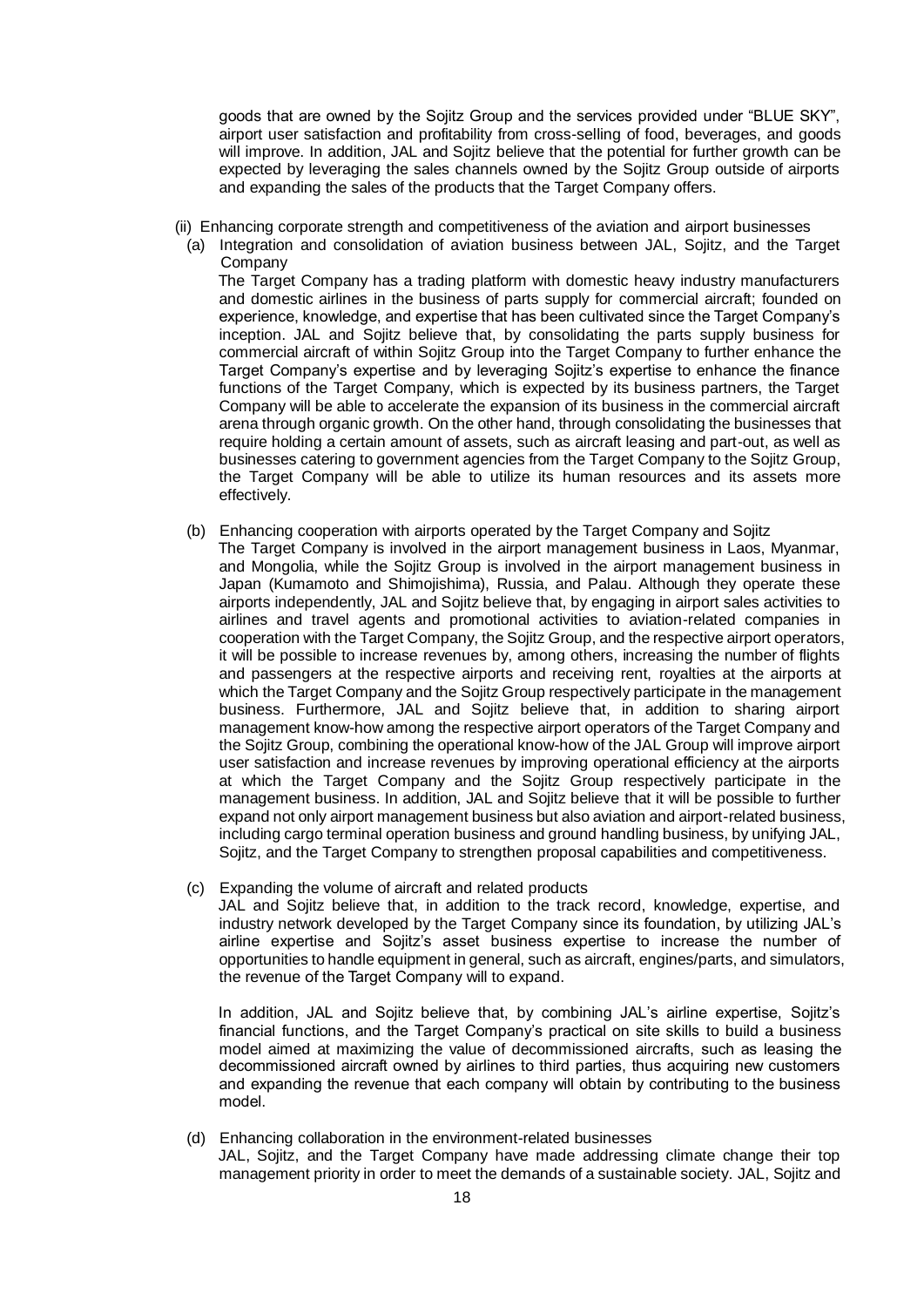goods that are owned by the Sojitz Group and the services provided under "BLUE SKY", airport user satisfaction and profitability from cross-selling of food, beverages, and goods will improve. In addition, JAL and Sojitz believe that the potential for further growth can be expected by leveraging the sales channels owned by the Sojitz Group outside of airports and expanding the sales of the products that the Target Company offers.

(ii) Enhancing corporate strength and competitiveness of the aviation and airport businesses

(a) Integration and consolidation of aviation business between JAL, Sojitz, and the Target Company

The Target Company has a trading platform with domestic heavy industry manufacturers and domestic airlines in the business of parts supply for commercial aircraft; founded on experience, knowledge, and expertise that has been cultivated since the Target Company's inception. JAL and Sojitz believe that, by consolidating the parts supply business for commercial aircraft of within Sojitz Group into the Target Company to further enhance the Target Company's expertise and by leveraging Sojitz's expertise to enhance the finance functions of the Target Company, which is expected by its business partners, the Target Company will be able to accelerate the expansion of its business in the commercial aircraft arena through organic growth. On the other hand, through consolidating the businesses that require holding a certain amount of assets, such as aircraft leasing and part-out, as well as businesses catering to government agencies from the Target Company to the Sojitz Group, the Target Company will be able to utilize its human resources and its assets more effectively.

(b) Enhancing cooperation with airports operated by the Target Company and Sojitz

The Target Company is involved in the airport management business in Laos, Myanmar, and Mongolia, while the Sojitz Group is involved in the airport management business in Japan (Kumamoto and Shimojishima), Russia, and Palau. Although they operate these airports independently, JAL and Sojitz believe that, by engaging in airport sales activities to airlines and travel agents and promotional activities to aviation-related companies in cooperation with the Target Company, the Sojitz Group, and the respective airport operators, it will be possible to increase revenues by, among others, increasing the number of flights and passengers at the respective airports and receiving rent, royalties at the airports at which the Target Company and the Sojitz Group respectively participate in the management business. Furthermore, JAL and Sojitz believe that, in addition to sharing airport management know-how among the respective airport operators of the Target Company and the Sojitz Group, combining the operational know-how of the JAL Group will improve airport user satisfaction and increase revenues by improving operational efficiency at the airports at which the Target Company and the Sojitz Group respectively participate in the management business. In addition, JAL and Sojitz believe that it will be possible to further expand not only airport management business but also aviation and airport-related business, including cargo terminal operation business and ground handling business, by unifying JAL, Sojitz, and the Target Company to strengthen proposal capabilities and competitiveness.

(c) Expanding the volume of aircraft and related products

JAL and Sojitz believe that, in addition to the track record, knowledge, expertise, and industry network developed by the Target Company since its foundation, by utilizing JAL's airline expertise and Sojitz's asset business expertise to increase the number of opportunities to handle equipment in general, such as aircraft, engines/parts, and simulators, the revenue of the Target Company will to expand.

In addition, JAL and Sojitz believe that, by combining JAL's airline expertise, Sojitz's financial functions, and the Target Company's practical on site skills to build a business model aimed at maximizing the value of decommissioned aircrafts, such as leasing the decommissioned aircraft owned by airlines to third parties, thus acquiring new customers and expanding the revenue that each company will obtain by contributing to the business model.

(d) Enhancing collaboration in the environment-related businesses

JAL, Sojitz, and the Target Company have made addressing climate change their top management priority in order to meet the demands of a sustainable society. JAL, Sojitz and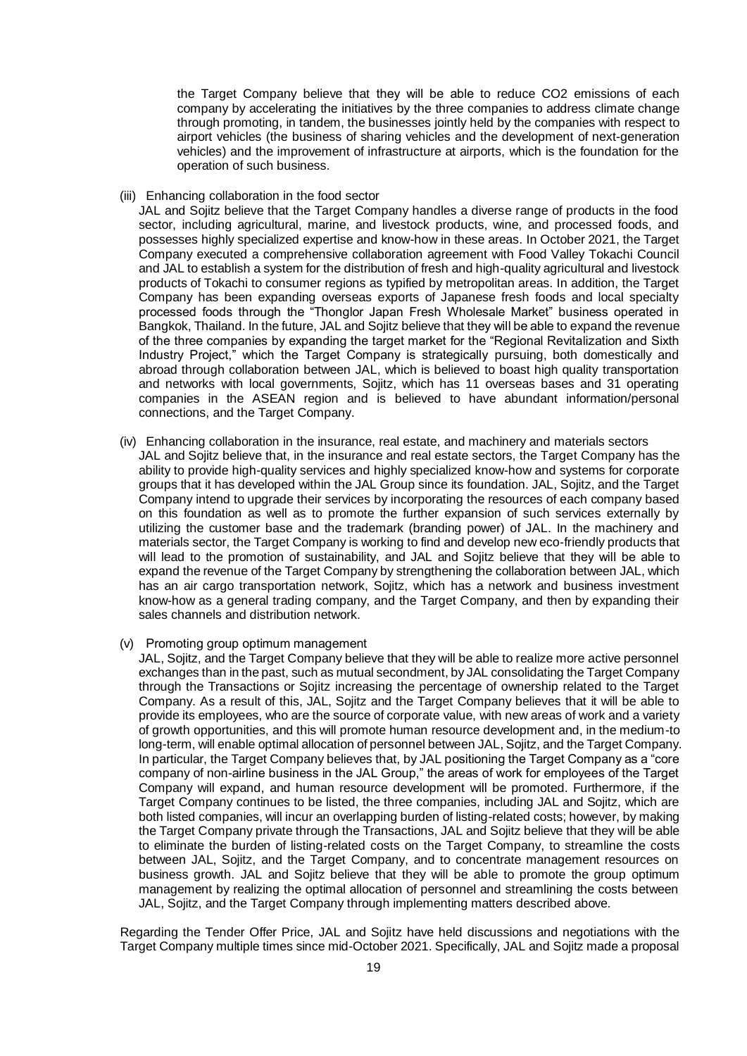the Target Company believe that they will be able to reduce $CO_2$ emissions of each company by accelerating the initiatives by the three companies to address climate change through promoting, in tandem, the businesses jointly held by the companies with respect to airport vehicles (the business of sharing vehicles and the development of next-generation vehicles) and the improvement of infrastructure at airports, which is the foundation for the operation of such business.

(iii) Enhancing collaboration in the food sector

JAL and Sojitz believe that the Target Company handles a diverse range of products in the food sector, including agricultural, marine, and livestock products, wine, and processed foods, and possesses highly specialized expertise and know-how in these areas. In October 2021, the Target Company executed a comprehensive collaboration agreement with Food Valley Tokachi Council and JAL to establish a system for the distribution of fresh and high-quality agricultural and livestock products of Tokachi to consumer regions as typified by metropolitan areas. In addition, the Target Company has been expanding overseas exports of Japanese fresh foods and local specialty processed foods through the "Thonglor Japan Fresh Wholesale Market" business operated in Bangkok, Thailand. In the future, JAL and Sojitz believe that they will be able to expand the revenue of the three companies by expanding the target market for the "Regional Revitalization and Sixth Industry Project," which the Target Company is strategically pursuing, both domestically and abroad through collaboration between JAL, which is believed to boast high quality transportation and networks with local governments, Sojitz, which has 11 overseas bases and 31 operating companies in the ASEAN region and is believed to have abundant information/personal connections, and the Target Company.

(iv) Enhancing collaboration in the insurance, real estate, and machinery and materials sectors

JAL and Sojitz believe that, in the insurance and real estate sectors, the Target Company has the ability to provide high-quality services and highly specialized know-how and systems for corporate groups that it has developed within the JAL Group since its foundation. JAL, Sojitz, and the Target Company intend to upgrade their services by incorporating the resources of each company based on this foundation as well as to promote the further expansion of such services externally by utilizing the customer base and the trademark (branding power) of JAL. In the machinery and materials sector, the Target Company is working to find and develop new eco-friendly products that will lead to the promotion of sustainability, and JAL and Sojitz believe that they will be able to expand the revenue of the Target Company by strengthening the collaboration between JAL, which has an air cargo transportation network, Sojitz, which has a network and business investment know-how as a general trading company, and the Target Company, and then by expanding their sales channels and distribution network.

(v) Promoting group optimum management

JAL, Sojitz, and the Target Company believe that they will be able to realize more active personnel exchanges than in the past, such as mutual secondment, by JAL consolidating the Target Company through the Transactions or Sojitz increasing the percentage of ownership related to the Target Company. As a result of this, JAL, Sojitz and the Target Company believes that it will be able to provide its employees, who are the source of corporate value, with new areas of work and a variety of growth opportunities, and this will promote human resource development and, in the medium-to long-term, will enable optimal allocation of personnel between JAL, Sojitz, and the Target Company. In particular, the Target Company believes that, by JAL positioning the Target Company as a "core company of non-airline business in the JAL Group," the areas of work for employees of the Target Company will expand, and human resource development will be promoted. Furthermore, if the Target Company continues to be listed, the three companies, including JAL and Sojitz, which are both listed companies, will incur an overlapping burden of listing-related costs; however, by making the Target Company private through the Transactions, JAL and Sojitz believe that they will be able to eliminate the burden of listing-related costs on the Target Company, to streamline the costs between JAL, Sojitz, and the Target Company, and to concentrate management resources on business growth. JAL and Sojitz believe that they will be able to promote the group optimum management by realizing the optimal allocation of personnel and streamlining the costs between JAL, Sojitz, and the Target Company through implementing matters described above.

Regarding the Tender Offer Price, JAL and Sojitz have held discussions and negotiations with the Target Company multiple times since mid-October 2021. Specifically, JAL and Sojitz made a proposal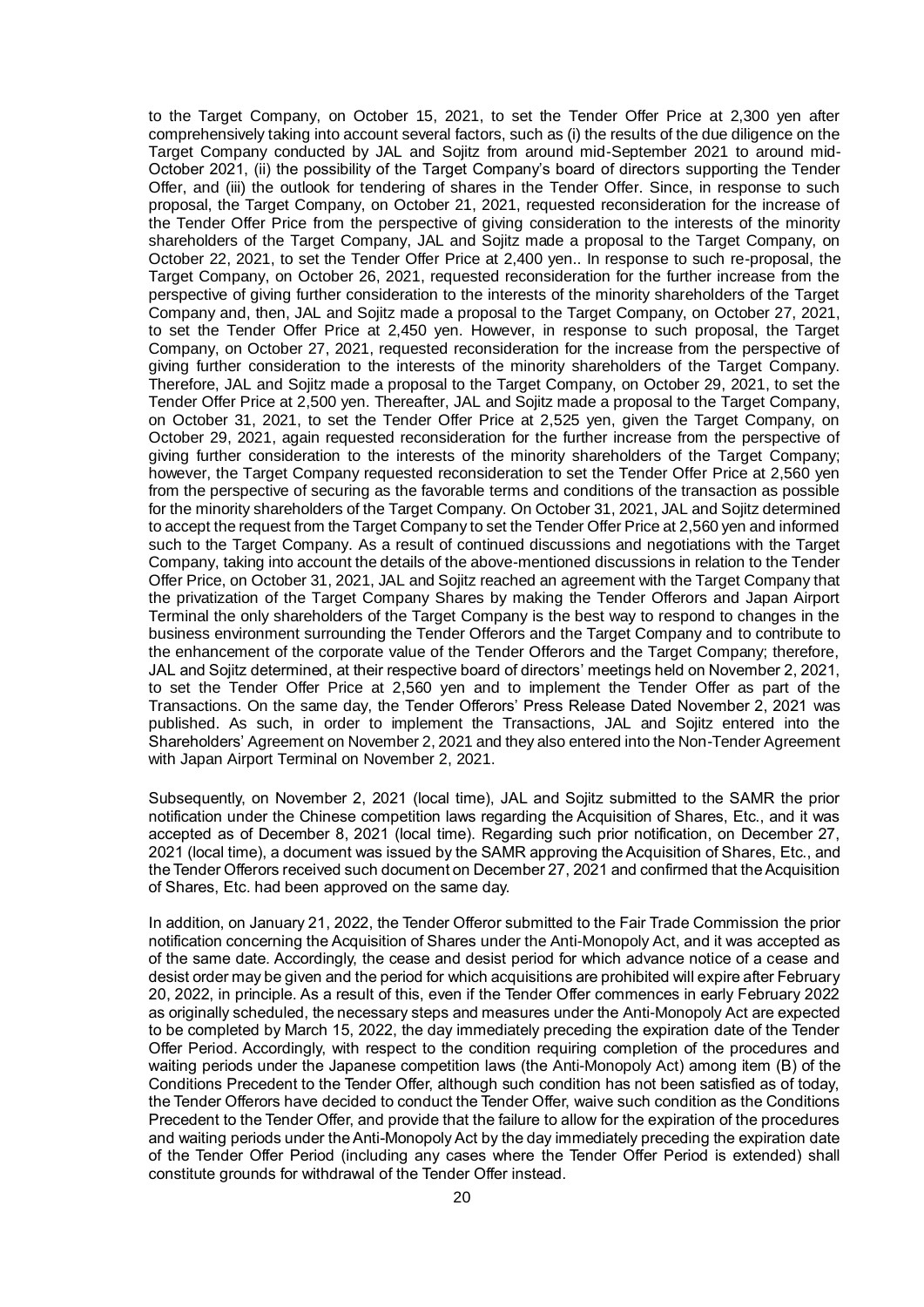to the Target Company, on October 15, 2021, to set the Tender Offer Price at 2,300 yen after comprehensively taking into account several factors, such as (i) the results of the due diligence on the Target Company conducted by JAL and Sojitz from around mid-September 2021 to around mid-October 2021, (ii) the possibility of the Target Company's board of directors supporting the Tender Offer, and (iii) the outlook for tendering of shares in the Tender Offer. Since, in response to such proposal, the Target Company, on October 21, 2021, requested reconsideration for the increase of the Tender Offer Price from the perspective of giving consideration to the interests of the minority shareholders of the Target Company, JAL and Sojitz made a proposal to the Target Company, on October 22, 2021, to set the Tender Offer Price at 2,400 yen.. In response to such re-proposal, the Target Company, on October 26, 2021, requested reconsideration for the further increase from the perspective of giving further consideration to the interests of the minority shareholders of the Target Company and, then, JAL and Sojitz made a proposal to the Target Company, on October 27, 2021, to set the Tender Offer Price at 2,450 yen. However, in response to such proposal, the Target Company, on October 27, 2021, requested reconsideration for the increase from the perspective of giving further consideration to the interests of the minority shareholders of the Target Company. Therefore, JAL and Sojitz made a proposal to the Target Company, on October 29, 2021, to set the Tender Offer Price at 2,500 yen. Thereafter, JAL and Sojitz made a proposal to the Target Company, on October 31, 2021, to set the Tender Offer Price at 2,525 yen, given the Target Company, on October 29, 2021, again requested reconsideration for the further increase from the perspective of giving further consideration to the interests of the minority shareholders of the Target Company; however, the Target Company requested reconsideration to set the Tender Offer Price at 2,560 yen from the perspective of securing as the favorable terms and conditions of the transaction as possible for the minority shareholders of the Target Company. On October 31, 2021, JAL and Sojitz determined to accept the request from the Target Company to set the Tender Offer Price at 2,560 yen and informed such to the Target Company. As a result of continued discussions and negotiations with the Target Company, taking into account the details of the above-mentioned discussions in relation to the Tender Offer Price, on October 31, 2021, JAL and Sojitz reached an agreement with the Target Company that the privatization of the Target Company Shares by making the Tender Offerors and Japan Airport Terminal the only shareholders of the Target Company is the best way to respond to changes in the business environment surrounding the Tender Offerors and the Target Company and to contribute to the enhancement of the corporate value of the Tender Offerors and the Target Company; therefore, JAL and Sojitz determined, at their respective board of directors' meetings held on November 2, 2021, to set the Tender Offer Price at 2,560 yen and to implement the Tender Offer as part of the Transactions. On the same day, the Tender Offerors' Press Release Dated November 2, 2021 was published. As such, in order to implement the Transactions, JAL and Sojitz entered into the Shareholders' Agreement on November 2, 2021 and they also entered into the Non-Tender Agreement with Japan Airport Terminal on November 2, 2021.

Subsequently, on November 2, 2021 (local time), JAL and Sojitz submitted to the SAMR the prior notification under the Chinese competition laws regarding the Acquisition of Shares, Etc., and it was accepted as of December 8, 2021 (local time). Regarding such prior notification, on December 27, 2021 (local time), a document was issued by the SAMR approving the Acquisition of Shares, Etc., and the Tender Offerors received such document on December 27, 2021 and confirmed that the Acquisition of Shares, Etc. had been approved on the same day.

In addition, on January 21, 2022, the Tender Offeror submitted to the Fair Trade Commission the prior notification concerning the Acquisition of Shares under the Anti-Monopoly Act, and it was accepted as of the same date. Accordingly, the cease and desist period for which advance notice of a cease and desist order may be given and the period for which acquisitions are prohibited will expire after February 20, 2022, in principle. As a result of this, even if the Tender Offer commences in early February 2022 as originally scheduled, the necessary steps and measures under the Anti-Monopoly Act are expected to be completed by March 15, 2022, the day immediately preceding the expiration date of the Tender Offer Period. Accordingly, with respect to the condition requiring completion of the procedures and waiting periods under the Japanese competition laws (the Anti-Monopoly Act) among item (B) of the Conditions Precedent to the Tender Offer, although such condition has not been satisfied as of today, the Tender Offerors have decided to conduct the Tender Offer, waive such condition as the Conditions Precedent to the Tender Offer, and provide that the failure to allow for the expiration of the procedures and waiting periods under the Anti-Monopoly Act by the day immediately preceding the expiration date of the Tender Offer Period (including any cases where the Tender Offer Period is extended) shall constitute grounds for withdrawal of the Tender Offer instead.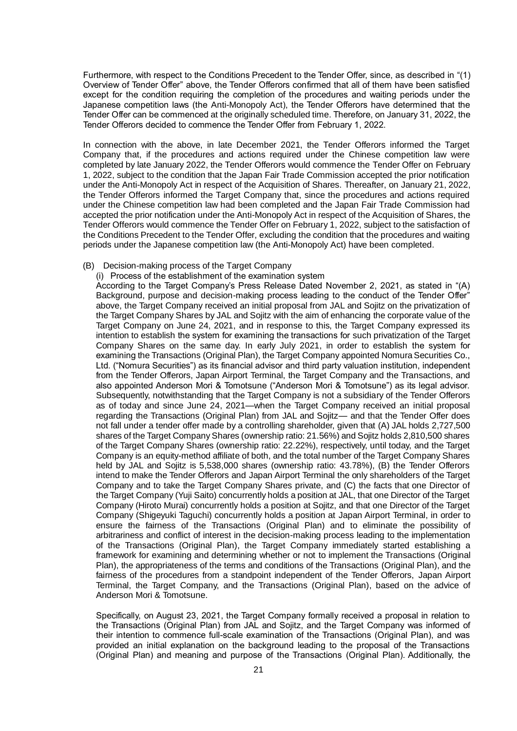Furthermore, with respect to the Conditions Precedent to the Tender Offer, since, as described in "(1) Overview of Tender Offer" above, the Tender Offerors confirmed that all of them have been satisfied except for the condition requiring the completion of the procedures and waiting periods under the Japanese competition laws (the Anti-Monopoly Act), the Tender Offerors have determined that the Tender Offer can be commenced at the originally scheduled time. Therefore, on January 31, 2022, the Tender Offerors decided to commence the Tender Offer from February 1, 2022.

In connection with the above, in late December 2021, the Tender Offerors informed the Target Company that, if the procedures and actions required under the Chinese competition law were completed by late January 2022, the Tender Offerors would commence the Tender Offer on February 1, 2022, subject to the condition that the Japan Fair Trade Commission accepted the prior notification under the Anti-Monopoly Act in respect of the Acquisition of Shares. Thereafter, on January 21, 2022, the Tender Offerors informed the Target Company that, since the procedures and actions required under the Chinese competition law had been completed and the Japan Fair Trade Commission had accepted the prior notification under the Anti-Monopoly Act in respect of the Acquisition of Shares, the Tender Offerors would commence the Tender Offer on February 1, 2022, subject to the satisfaction of the Conditions Precedent to the Tender Offer, excluding the condition that the procedures and waiting periods under the Japanese competition law (the Anti-Monopoly Act) have been completed.

(B) Decision-making process of the Target Company

(i) Process of the establishment of the examination system

According to the Target Company's Press Release Dated November 2, 2021, as stated in "(A) Background, purpose and decision-making process leading to the conduct of the Tender Offer" above, the Target Company received an initial proposal from JAL and Sojitz on the privatization of the Target Company Shares by JAL and Sojitz with the aim of enhancing the corporate value of the Target Company on June 24, 2021, and in response to this, the Target Company expressed its intention to establish the system for examining the transactions for such privatization of the Target Company Shares on the same day. In early July 2021, in order to establish the system for examining the Transactions (Original Plan), the Target Company appointed Nomura Securities Co., Ltd. ("Nomura Securities") as its financial advisor and third party valuation institution, independent from the Tender Offerors, Japan Airport Terminal, the Target Company and the Transactions, and also appointed Anderson Mori & Tomotsune ("Anderson Mori & Tomotsune") as its legal advisor. Subsequently, notwithstanding that the Target Company is not a subsidiary of the Tender Offerors as of today and since June 24, 2021—when the Target Company received an initial proposal regarding the Transactions (Original Plan) from JAL and Sojitz— and that the Tender Offer does not fall under a tender offer made by a controlling shareholder, given that (A) JAL holds 2,727,500 shares of the Target Company Shares (ownership ratio: 21.56%) and Sojitz holds 2,810,500 shares of the Target Company Shares (ownership ratio: 22.22%), respectively, until today, and the Target Company is an equity-method affiliate of both, and the total number of the Target Company Shares held by JAL and Sojitz is 5,538,000 shares (ownership ratio: 43.78%), (B) the Tender Offerors intend to make the Tender Offerors and Japan Airport Terminal the only shareholders of the Target Company and to take the Target Company Shares private, and (C) the facts that one Director of the Target Company (Yuji Saito) concurrently holds a position at JAL, that one Director of the Target Company (Hiroto Murai) concurrently holds a position at Sojitz, and that one Director of the Target Company (Shigeyuki Taguchi) concurrently holds a position at Japan Airport Terminal, in order to ensure the fairness of the Transactions (Original Plan) and to eliminate the possibility of arbitrariness and conflict of interest in the decision-making process leading to the implementation of the Transactions (Original Plan), the Target Company immediately started establishing a framework for examining and determining whether or not to implement the Transactions (Original Plan), the appropriateness of the terms and conditions of the Transactions (Original Plan), and the fairness of the procedures from a standpoint independent of the Tender Offerors, Japan Airport Terminal, the Target Company, and the Transactions (Original Plan), based on the advice of Anderson Mori & Tomotsune.

Specifically, on August 23, 2021, the Target Company formally received a proposal in relation to the Transactions (Original Plan) from JAL and Sojitz, and the Target Company was informed of their intention to commence full-scale examination of the Transactions (Original Plan), and was provided an initial explanation on the background leading to the proposal of the Transactions (Original Plan) and meaning and purpose of the Transactions (Original Plan). Additionally, the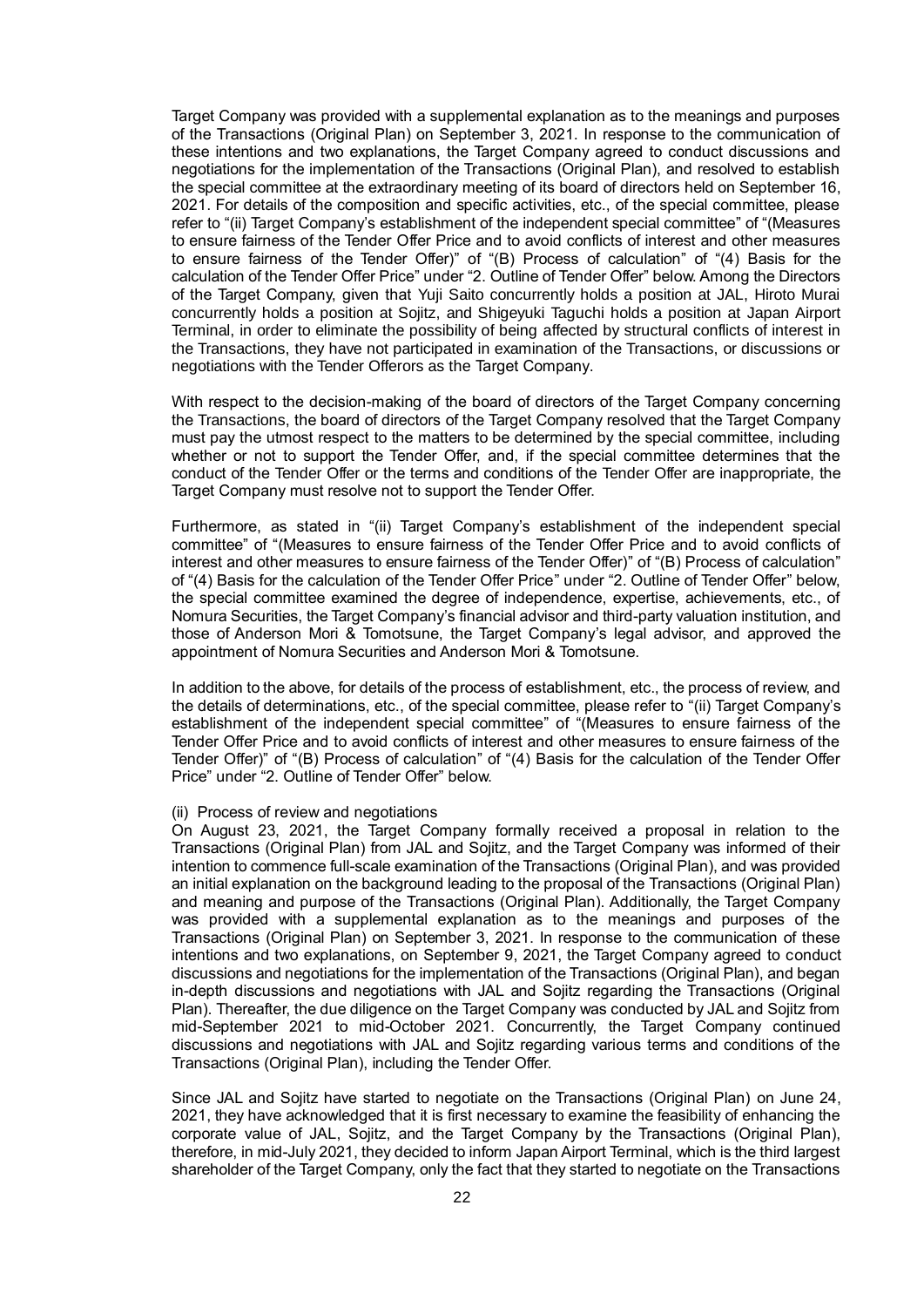Target Company was provided with a supplemental explanation as to the meanings and purposes of the Transactions (Original Plan) on September 3, 2021. In response to the communication of these intentions and two explanations, the Target Company agreed to conduct discussions and negotiations for the implementation of the Transactions (Original Plan), and resolved to establish the special committee at the extraordinary meeting of its board of directors held on September 16, 2021. For details of the composition and specific activities, etc., of the special committee, please refer to "(ii) Target Company's establishment of the independent special committee" of "(Measures to ensure fairness of the Tender Offer Price and to avoid conflicts of interest and other measures to ensure fairness of the Tender Offer)" of "(B) Process of calculation" of "(4) Basis for the calculation of the Tender Offer Price" under "2. Outline of Tender Offer" below. Among the Directors of the Target Company, given that Yuji Saito concurrently holds a position at JAL, Hiroto Murai concurrently holds a position at Sojitz, and Shigeyuki Taguchi holds a position at Japan Airport Terminal, in order to eliminate the possibility of being affected by structural conflicts of interest in the Transactions, they have not participated in examination of the Transactions, or discussions or negotiations with the Tender Offerors as the Target Company.

With respect to the decision-making of the board of directors of the Target Company concerning the Transactions, the board of directors of the Target Company resolved that the Target Company must pay the utmost respect to the matters to be determined by the special committee, including whether or not to support the Tender Offer, and, if the special committee determines that the conduct of the Tender Offer or the terms and conditions of the Tender Offer are inappropriate, the Target Company must resolve not to support the Tender Offer.

Furthermore, as stated in "(ii) Target Company's establishment of the independent special committee" of "(Measures to ensure fairness of the Tender Offer Price and to avoid conflicts of interest and other measures to ensure fairness of the Tender Offer)" of "(B) Process of calculation" of "(4) Basis for the calculation of the Tender Offer Price" under "2. Outline of Tender Offer" below, the special committee examined the degree of independence, expertise, achievements, etc., of Nomura Securities, the Target Company's financial advisor and third-party valuation institution, and those of Anderson Mori & Tomotsune, the Target Company's legal advisor, and approved the appointment of Nomura Securities and Anderson Mori & Tomotsune.

In addition to the above, for details of the process of establishment, etc., the process of review, and the details of determinations, etc., of the special committee, please refer to "(ii) Target Company's establishment of the independent special committee" of "(Measures to ensure fairness of the Tender Offer Price and to avoid conflicts of interest and other measures to ensure fairness of the Tender Offer)" of "(B) Process of calculation" of "(4) Basis for the calculation of the Tender Offer Price" under "2. Outline of Tender Offer" below.

(ii) Process of review and negotiations

On August 23, 2021, the Target Company formally received a proposal in relation to the Transactions (Original Plan) from JAL and Sojitz, and the Target Company was informed of their intention to commence full-scale examination of the Transactions (Original Plan), and was provided an initial explanation on the background leading to the proposal of the Transactions (Original Plan) and meaning and purpose of the Transactions (Original Plan). Additionally, the Target Company was provided with a supplemental explanation as to the meanings and purposes of the Transactions (Original Plan) on September 3, 2021. In response to the communication of these intentions and two explanations, on September 9, 2021, the Target Company agreed to conduct discussions and negotiations for the implementation of the Transactions (Original Plan), and began in-depth discussions and negotiations with JAL and Sojitz regarding the Transactions (Original Plan). Thereafter, the due diligence on the Target Company was conducted by JAL and Sojitz from mid-September 2021 to mid-October 2021. Concurrently, the Target Company continued discussions and negotiations with JAL and Sojitz regarding various terms and conditions of the Transactions (Original Plan), including the Tender Offer.

Since JAL and Sojitz have started to negotiate on the Transactions (Original Plan) on June 24, 2021, they have acknowledged that it is first necessary to examine the feasibility of enhancing the corporate value of JAL, Sojitz, and the Target Company by the Transactions (Original Plan), therefore, in mid-July 2021, they decided to inform Japan Airport Terminal, which is the third largest shareholder of the Target Company, only the fact that they started to negotiate on the Transactions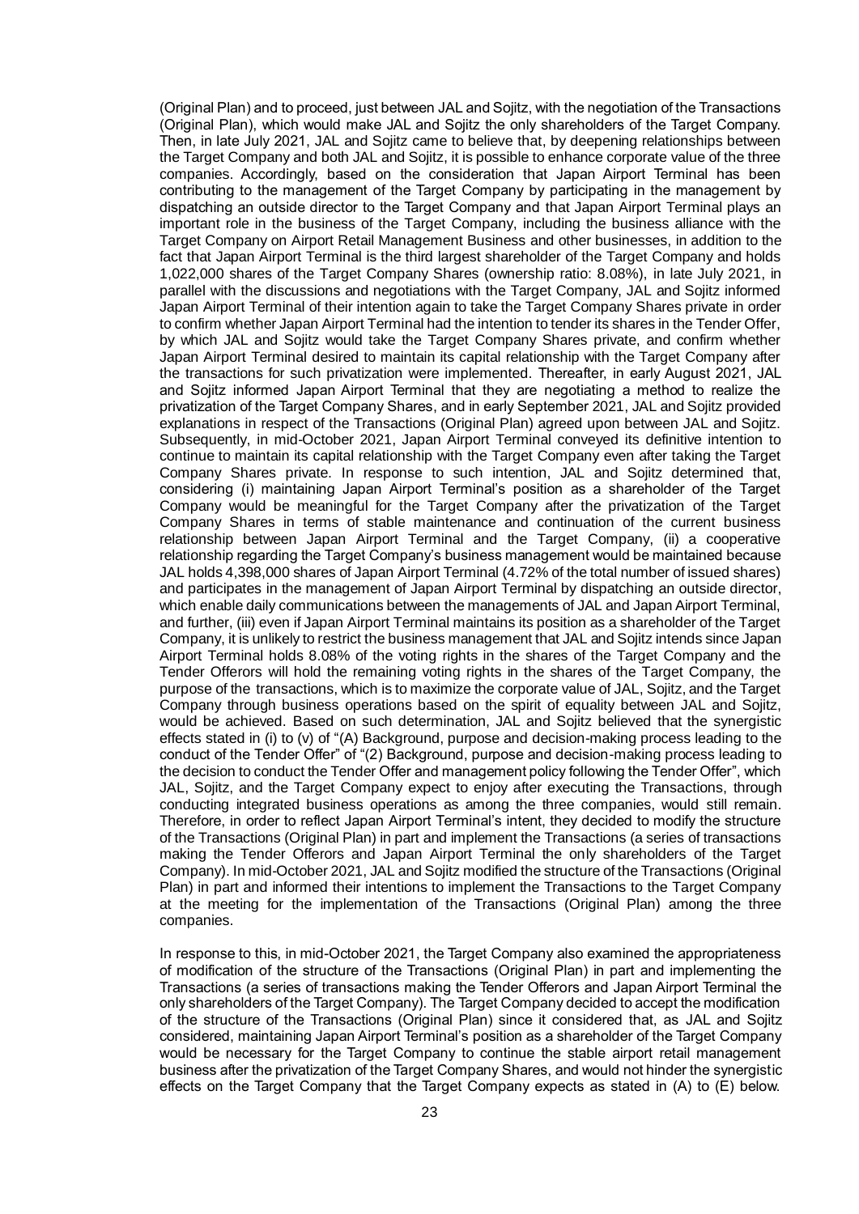(Original Plan) and to proceed, just between JAL and Sojitz, with the negotiation of the Transactions (Original Plan), which would make JAL and Sojitz the only shareholders of the Target Company. Then, in late July 2021, JAL and Sojitz came to believe that, by deepening relationships between the Target Company and both JAL and Sojitz, it is possible to enhance corporate value of the three companies. Accordingly, based on the consideration that Japan Airport Terminal has been contributing to the management of the Target Company by participating in the management by dispatching an outside director to the Target Company and that Japan Airport Terminal plays an important role in the business of the Target Company, including the business alliance with the Target Company on Airport Retail Management Business and other businesses, in addition to the fact that Japan Airport Terminal is the third largest shareholder of the Target Company and holds 1,022,000 shares of the Target Company Shares (ownership ratio: 8.08%), in late July 2021, in parallel with the discussions and negotiations with the Target Company, JAL and Sojitz informed Japan Airport Terminal of their intention again to take the Target Company Shares private in order to confirm whether Japan Airport Terminal had the intention to tender its shares in the Tender Offer, by which JAL and Sojitz would take the Target Company Shares private, and confirm whether Japan Airport Terminal desired to maintain its capital relationship with the Target Company after the transactions for such privatization were implemented. Thereafter, in early August 2021, JAL and Sojitz informed Japan Airport Terminal that they are negotiating a method to realize the privatization of the Target Company Shares, and in early September 2021, JAL and Sojitz provided explanations in respect of the Transactions (Original Plan) agreed upon between JAL and Sojitz. Subsequently, in mid-October 2021, Japan Airport Terminal conveyed its definitive intention to continue to maintain its capital relationship with the Target Company even after taking the Target Company Shares private. In response to such intention, JAL and Sojitz determined that, considering (i) maintaining Japan Airport Terminal's position as a shareholder of the Target Company would be meaningful for the Target Company after the privatization of the Target Company Shares in terms of stable maintenance and continuation of the current business relationship between Japan Airport Terminal and the Target Company, (ii) a cooperative relationship regarding the Target Company's business management would be maintained because JAL holds 4,398,000 shares of Japan Airport Terminal (4.72% of the total number of issued shares) and participates in the management of Japan Airport Terminal by dispatching an outside director, which enable daily communications between the managements of JAL and Japan Airport Terminal, and further, (iii) even if Japan Airport Terminal maintains its position as a shareholder of the Target Company, it is unlikely to restrict the business management that JAL and Sojitz intends since Japan Airport Terminal holds 8.08% of the voting rights in the shares of the Target Company and the Tender Offerors will hold the remaining voting rights in the shares of the Target Company, the purpose of the transactions, which is to maximize the corporate value of JAL, Sojitz, and the Target Company through business operations based on the spirit of equality between JAL and Sojitz, would be achieved. Based on such determination, JAL and Sojitz believed that the synergistic effects stated in (i) to (v) of "(A) Background, purpose and decision-making process leading to the conduct of the Tender Offer" of "(2) Background, purpose and decision-making process leading to the decision to conduct the Tender Offer and management policy following the Tender Offer", which JAL, Sojitz, and the Target Company expect to enjoy after executing the Transactions, through conducting integrated business operations as among the three companies, would still remain. Therefore, in order to reflect Japan Airport Terminal's intent, they decided to modify the structure of the Transactions (Original Plan) in part and implement the Transactions (a series of transactions making the Tender Offerors and Japan Airport Terminal the only shareholders of the Target Company). In mid-October 2021, JAL and Sojitz modified the structure of the Transactions (Original Plan) in part and informed their intentions to implement the Transactions to the Target Company at the meeting for the implementation of the Transactions (Original Plan) among the three companies.

In response to this, in mid-October 2021, the Target Company also examined the appropriateness of modification of the structure of the Transactions (Original Plan) in part and implementing the Transactions (a series of transactions making the Tender Offerors and Japan Airport Terminal the only shareholders of the Target Company). The Target Company decided to accept the modification of the structure of the Transactions (Original Plan) since it considered that, as JAL and Sojitz considered, maintaining Japan Airport Terminal's position as a shareholder of the Target Company would be necessary for the Target Company to continue the stable airport retail management business after the privatization of the Target Company Shares, and would not hinder the synergistic effects on the Target Company that the Target Company expects as stated in (A) to (E) below.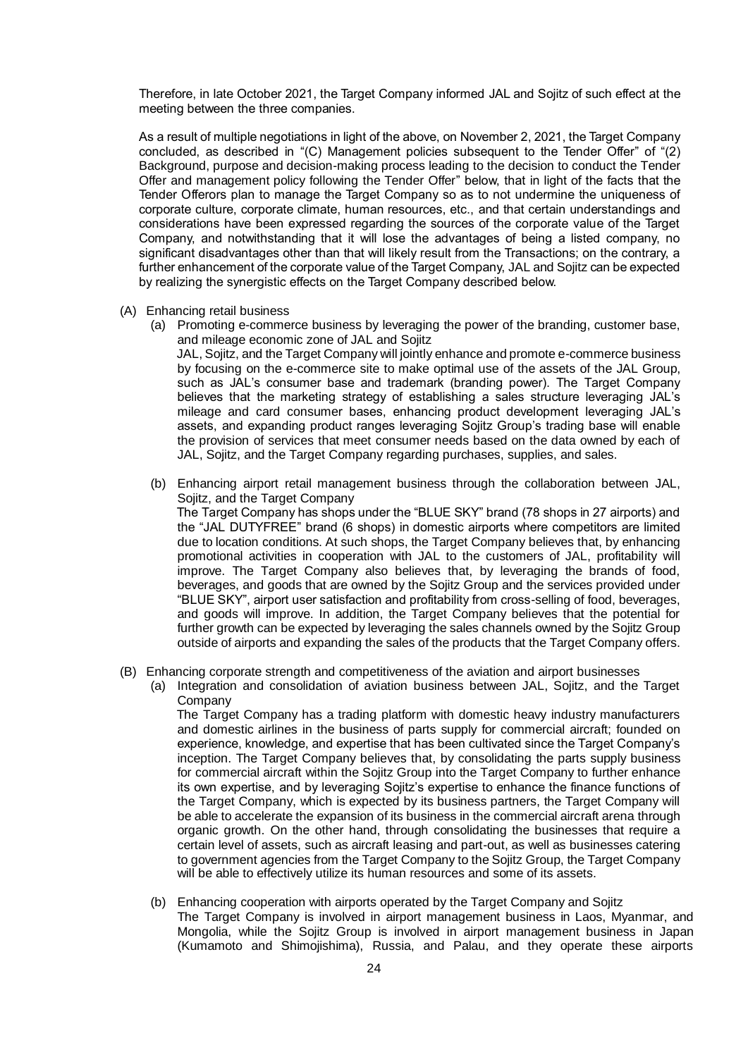Therefore, in late October 2021, the Target Company informed JAL and Sojitz of such effect at the meeting between the three companies.

As a result of multiple negotiations in light of the above, on November 2, 2021, the Target Company concluded, as described in "(C) Management policies subsequent to the Tender Offer" of "(2) Background, purpose and decision-making process leading to the decision to conduct the Tender Offer and management policy following the Tender Offer" below, that in light of the facts that the Tender Offerors plan to manage the Target Company so as to not undermine the uniqueness of corporate culture, corporate climate, human resources, etc., and that certain understandings and considerations have been expressed regarding the sources of the corporate value of the Target Company, and notwithstanding that it will lose the advantages of being a listed company, no significant disadvantages other than that will likely result from the Transactions; on the contrary, a further enhancement of the corporate value of the Target Company, JAL and Sojitz can be expected by realizing the synergistic effects on the Target Company described below.

(A) Enhancing retail business

(a) Promoting e-commerce business by leveraging the power of the branding, customer base, and mileage economic zone of JAL and Sojitz

JAL, Sojitz, and the Target Company will jointly enhance and promote e-commerce business by focusing on the e-commerce site to make optimal use of the assets of the JAL Group, such as JAL's consumer base and trademark (branding power). The Target Company believes that the marketing strategy of establishing a sales structure leveraging JAL's mileage and card consumer bases, enhancing product development leveraging JAL's assets, and expanding product ranges leveraging Sojitz Group's trading base will enable the provision of services that meet consumer needs based on the data owned by each of JAL, Sojitz, and the Target Company regarding purchases, supplies, and sales.

(b) Enhancing airport retail management business through the collaboration between JAL, Sojitz, and the Target Company

The Target Company has shops under the "BLUE SKY" brand (78 shops in 27 airports) and the "JAL DUTYFREE" brand (6 shops) in domestic airports where competitors are limited due to location conditions. At such shops, the Target Company believes that, by enhancing promotional activities in cooperation with JAL to the customers of JAL, profitability will improve. The Target Company also believes that, by leveraging the brands of food, beverages, and goods that are owned by the Sojitz Group and the services provided under "BLUE SKY", airport user satisfaction and profitability from cross-selling of food, beverages, and goods will improve. In addition, the Target Company believes that the potential for further growth can be expected by leveraging the sales channels owned by the Sojitz Group outside of airports and expanding the sales of the products that the Target Company offers.

(B) Enhancing corporate strength and competitiveness of the aviation and airport businesses

(a) Integration and consolidation of aviation business between JAL, Sojitz, and the Target Company

The Target Company has a trading platform with domestic heavy industry manufacturers and domestic airlines in the business of parts supply for commercial aircraft; founded on experience, knowledge, and expertise that has been cultivated since the Target Company's inception. The Target Company believes that, by consolidating the parts supply business for commercial aircraft within the Sojitz Group into the Target Company to further enhance its own expertise, and by leveraging Sojitz's expertise to enhance the finance functions of the Target Company, which is expected by its business partners, the Target Company will be able to accelerate the expansion of its business in the commercial aircraft arena through organic growth. On the other hand, through consolidating the businesses that require a certain level of assets, such as aircraft leasing and part-out, as well as businesses catering to government agencies from the Target Company to the Sojitz Group, the Target Company will be able to effectively utilize its human resources and some of its assets.

(b) Enhancing cooperation with airports operated by the Target Company and Sojitz

The Target Company is involved in airport management business in Laos, Myanmar, and Mongolia, while the Sojitz Group is involved in airport management business in Japan (Kumamoto and Shimojishima), Russia, and Palau, and they operate these airports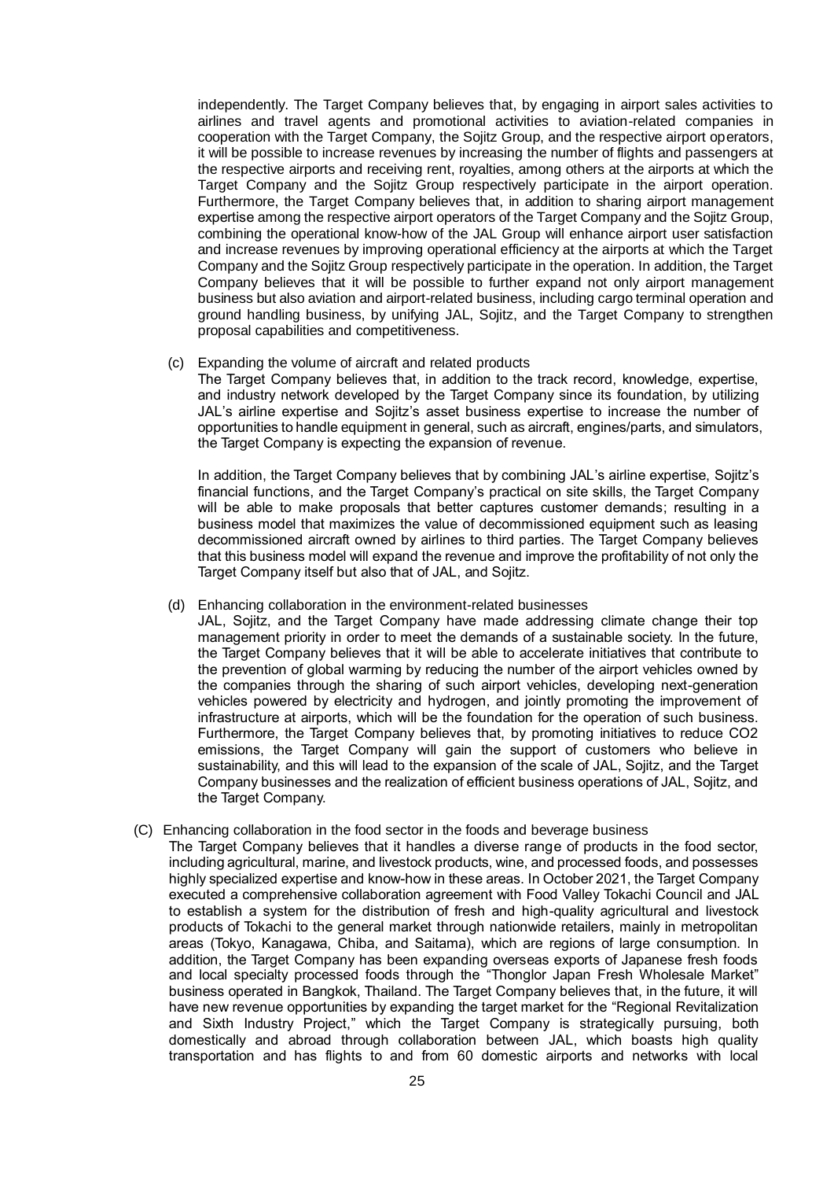independently. The Target Company believes that, by engaging in airport sales activities to airlines and travel agents and promotional activities to aviation-related companies in cooperation with the Target Company, the Sojitz Group, and the respective airport operators, it will be possible to increase revenues by increasing the number of flights and passengers at the respective airports and receiving rent, royalties, among others at the airports at which the Target Company and the Sojitz Group respectively participate in the airport operation. Furthermore, the Target Company believes that, in addition to sharing airport management expertise among the respective airport operators of the Target Company and the Sojitz Group, combining the operational know-how of the JAL Group will enhance airport user satisfaction and increase revenues by improving operational efficiency at the airports at which the Target Company and the Sojitz Group respectively participate in the operation. In addition, the Target Company believes that it will be possible to further expand not only airport management business but also aviation and airport-related business, including cargo terminal operation and ground handling business, by unifying JAL, Sojitz, and the Target Company to strengthen proposal capabilities and competitiveness.

(c) Expanding the volume of aircraft and related products

The Target Company believes that, in addition to the track record, knowledge, expertise, and industry network developed by the Target Company since its foundation, by utilizing JAL's airline expertise and Sojitz's asset business expertise to increase the number of opportunities to handle equipment in general, such as aircraft, engines/parts, and simulators, the Target Company is expecting the expansion of revenue.

In addition, the Target Company believes that by combining JAL's airline expertise, Sojitz's financial functions, and the Target Company's practical on site skills, the Target Company will be able to make proposals that better captures customer demands; resulting in a business model that maximizes the value of decommissioned equipment such as leasing decommissioned aircraft owned by airlines to third parties. The Target Company believes that this business model will expand the revenue and improve the profitability of not only the Target Company itself but also that of JAL, and Sojitz.

(d) Enhancing collaboration in the environment-related businesses

JAL, Sojitz, and the Target Company have made addressing climate change their top management priority in order to meet the demands of a sustainable society. In the future, the Target Company believes that it will be able to accelerate initiatives that contribute to the prevention of global warming by reducing the number of the airport vehicles owned by the companies through the sharing of such airport vehicles, developing next-generation vehicles powered by electricity and hydrogen, and jointly promoting the improvement of infrastructure at airports, which will be the foundation for the operation of such business. Furthermore, the Target Company believes that, by promoting initiatives to reduce $CO_2$ emissions, the Target Company will gain the support of customers who believe in sustainability, and this will lead to the expansion of the scale of JAL, Sojitz, and the Target Company businesses and the realization of efficient business operations of JAL, Sojitz, and the Target Company.

(C) Enhancing collaboration in the food sector in the foods and beverage business

The Target Company believes that it handles a diverse range of products in the food sector, including agricultural, marine, and livestock products, wine, and processed foods, and possesses highly specialized expertise and know-how in these areas. In October 2021, the Target Company executed a comprehensive collaboration agreement with Food Valley Tokachi Council and JAL to establish a system for the distribution of fresh and high-quality agricultural and livestock products of Tokachi to the general market through nationwide retailers, mainly in metropolitan areas (Tokyo, Kanagawa, Chiba, and Saitama), which are regions of large consumption. In addition, the Target Company has been expanding overseas exports of Japanese fresh foods and local specialty processed foods through the "Thonglor Japan Fresh Wholesale Market" business operated in Bangkok, Thailand. The Target Company believes that, in the future, it will have new revenue opportunities by expanding the target market for the "Regional Revitalization and Sixth Industry Project," which the Target Company is strategically pursuing, both domestically and abroad through collaboration between JAL, which boasts high quality transportation and has flights to and from 60 domestic airports and networks with local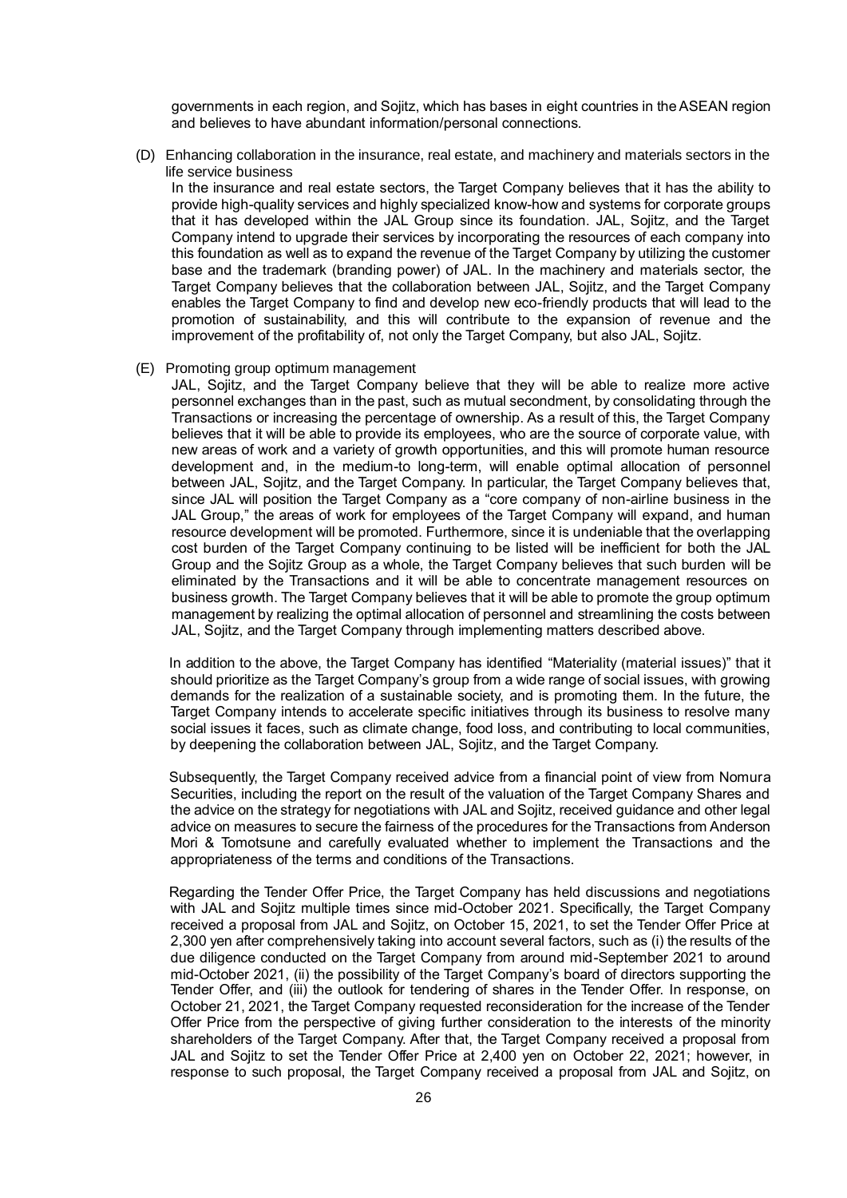governments in each region, and Sojitz, which has bases in eight countries in the ASEAN region and believes to have abundant information/personal connections.

(D) Enhancing collaboration in the insurance, real estate, and machinery and materials sectors in the life service business

In the insurance and real estate sectors, the Target Company believes that it has the ability to provide high-quality services and highly specialized know-how and systems for corporate groups that it has developed within the JAL Group since its foundation. JAL, Sojitz, and the Target Company intend to upgrade their services by incorporating the resources of each company into this foundation as well as to expand the revenue of the Target Company by utilizing the customer base and the trademark (branding power) of JAL. In the machinery and materials sector, the Target Company believes that the collaboration between JAL, Sojitz, and the Target Company enables the Target Company to find and develop new eco-friendly products that will lead to the promotion of sustainability, and this will contribute to the expansion of revenue and the improvement of the profitability of, not only the Target Company, but also JAL, Sojitz.

(E) Promoting group optimum management

JAL, Sojitz, and the Target Company believe that they will be able to realize more active personnel exchanges than in the past, such as mutual secondment, by consolidating through the Transactions or increasing the percentage of ownership. As a result of this, the Target Company believes that it will be able to provide its employees, who are the source of corporate value, with new areas of work and a variety of growth opportunities, and this will promote human resource development and, in the medium-to long-term, will enable optimal allocation of personnel between JAL, Sojitz, and the Target Company. In particular, the Target Company believes that, since JAL will position the Target Company as a "core company of non-airline business in the JAL Group," the areas of work for employees of the Target Company will expand, and human resource development will be promoted. Furthermore, since it is undeniable that the overlapping cost burden of the Target Company continuing to be listed will be inefficient for both the JAL Group and the Sojitz Group as a whole, the Target Company believes that such burden will be eliminated by the Transactions and it will be able to concentrate management resources on business growth. The Target Company believes that it will be able to promote the group optimum management by realizing the optimal allocation of personnel and streamlining the costs between JAL, Sojitz, and the Target Company through implementing matters described above.

In addition to the above, the Target Company has identified "Materiality (material issues)" that it should prioritize as the Target Company's group from a wide range of social issues, with growing demands for the realization of a sustainable society, and is promoting them. In the future, the Target Company intends to accelerate specific initiatives through its business to resolve many social issues it faces, such as climate change, food loss, and contributing to local communities, by deepening the collaboration between JAL, Sojitz, and the Target Company.

Subsequently, the Target Company received advice from a financial point of view from Nomura Securities, including the report on the result of the valuation of the Target Company Shares and the advice on the strategy for negotiations with JAL and Sojitz, received guidance and other legal advice on measures to secure the fairness of the procedures for the Transactions from Anderson Mori & Tomotsune and carefully evaluated whether to implement the Transactions and the appropriateness of the terms and conditions of the Transactions.

Regarding the Tender Offer Price, the Target Company has held discussions and negotiations with JAL and Sojitz multiple times since mid-October 2021. Specifically, the Target Company received a proposal from JAL and Sojitz, on October 15, 2021, to set the Tender Offer Price at 2,300 yen after comprehensively taking into account several factors, such as (i) the results of the due diligence conducted on the Target Company from around mid-September 2021 to around mid-October 2021, (ii) the possibility of the Target Company's board of directors supporting the Tender Offer, and (iii) the outlook for tendering of shares in the Tender Offer. In response, on October 21, 2021, the Target Company requested reconsideration for the increase of the Tender Offer Price from the perspective of giving further consideration to the interests of the minority shareholders of the Target Company. After that, the Target Company received a proposal from JAL and Sojitz to set the Tender Offer Price at 2,400 yen on October 22, 2021; however, in response to such proposal, the Target Company received a proposal from JAL and Sojitz, on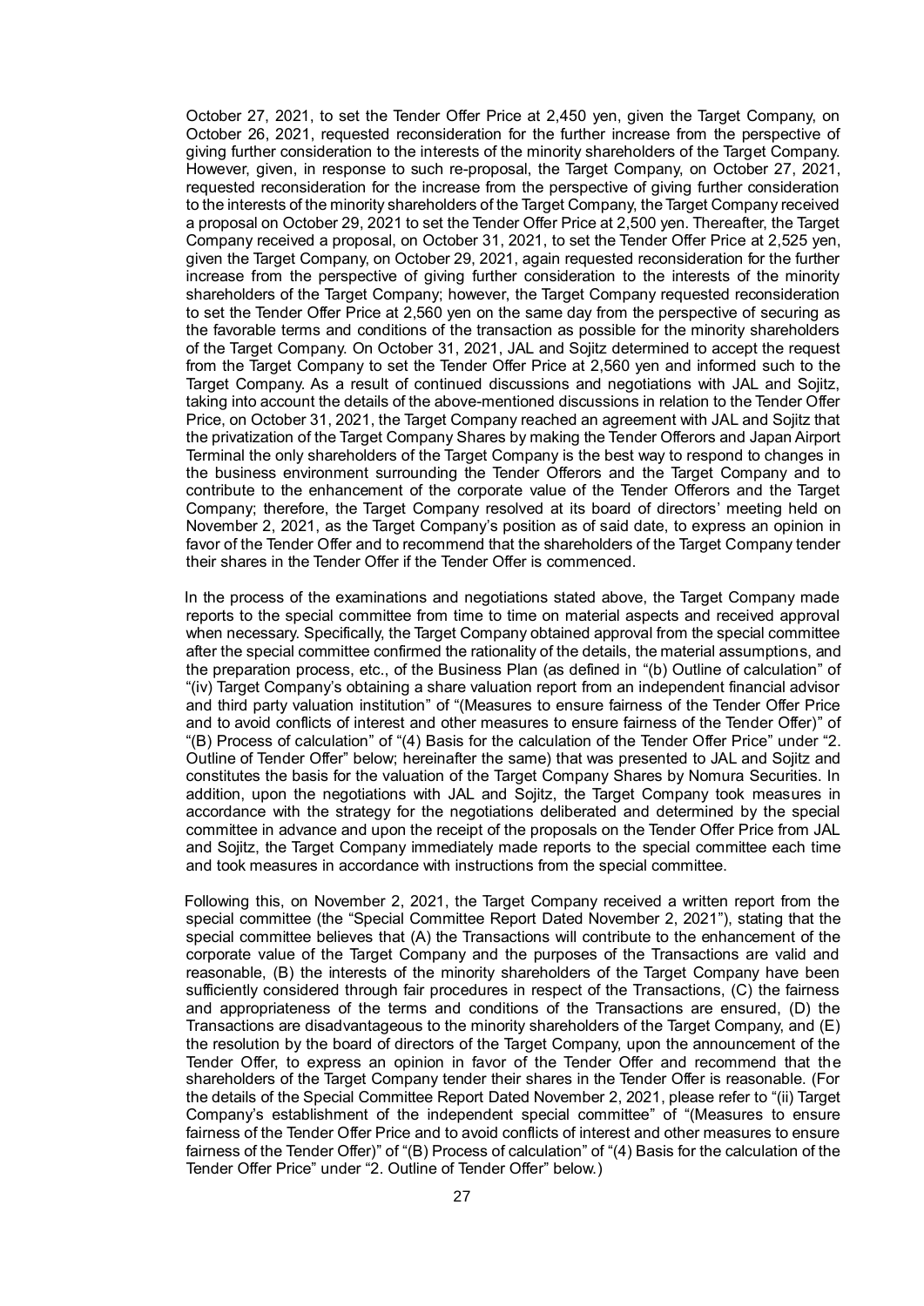October 27, 2021, to set the Tender Offer Price at 2,450 yen, given the Target Company, on October 26, 2021, requested reconsideration for the further increase from the perspective of giving further consideration to the interests of the minority shareholders of the Target Company. However, given, in response to such re-proposal, the Target Company, on October 27, 2021, requested reconsideration for the increase from the perspective of giving further consideration to the interests of the minority shareholders of the Target Company, the Target Company received a proposal on October 29, 2021 to set the Tender Offer Price at 2,500 yen. Thereafter, the Target Company received a proposal, on October 31, 2021, to set the Tender Offer Price at 2,525 yen, given the Target Company, on October 29, 2021, again requested reconsideration for the further increase from the perspective of giving further consideration to the interests of the minority shareholders of the Target Company; however, the Target Company requested reconsideration to set the Tender Offer Price at 2,560 yen on the same day from the perspective of securing as the favorable terms and conditions of the transaction as possible for the minority shareholders of the Target Company. On October 31, 2021, JAL and Sojitz determined to accept the request from the Target Company to set the Tender Offer Price at 2,560 yen and informed such to the Target Company. As a result of continued discussions and negotiations with JAL and Sojitz, taking into account the details of the above-mentioned discussions in relation to the Tender Offer Price, on October 31, 2021, the Target Company reached an agreement with JAL and Sojitz that the privatization of the Target Company Shares by making the Tender Offerors and Japan Airport Terminal the only shareholders of the Target Company is the best way to respond to changes in the business environment surrounding the Tender Offerors and the Target Company and to contribute to the enhancement of the corporate value of the Tender Offerors and the Target Company; therefore, the Target Company resolved at its board of directors' meeting held on November 2, 2021, as the Target Company's position as of said date, to express an opinion in favor of the Tender Offer and to recommend that the shareholders of the Target Company tender their shares in the Tender Offer if the Tender Offer is commenced.

In the process of the examinations and negotiations stated above, the Target Company made reports to the special committee from time to time on material aspects and received approval when necessary. Specifically, the Target Company obtained approval from the special committee after the special committee confirmed the rationality of the details, the material assumptions, and the preparation process, etc., of the Business Plan (as defined in "(b) Outline of calculation" of "(iv) Target Company's obtaining a share valuation report from an independent financial advisor and third party valuation institution" of "(Measures to ensure fairness of the Tender Offer Price and to avoid conflicts of interest and other measures to ensure fairness of the Tender Offer)" of "(B) Process of calculation" of "(4) Basis for the calculation of the Tender Offer Price" under "2. Outline of Tender Offer" below; hereinafter the same) that was presented to JAL and Sojitz and constitutes the basis for the valuation of the Target Company Shares by Nomura Securities. In addition, upon the negotiations with JAL and Sojitz, the Target Company took measures in accordance with the strategy for the negotiations deliberated and determined by the special committee in advance and upon the receipt of the proposals on the Tender Offer Price from JAL and Sojitz, the Target Company immediately made reports to the special committee each time and took measures in accordance with instructions from the special committee.

Following this, on November 2, 2021, the Target Company received a written report from the special committee (the "Special Committee Report Dated November 2, 2021"), stating that the special committee believes that (A) the Transactions will contribute to the enhancement of the corporate value of the Target Company and the purposes of the Transactions are valid and reasonable, (B) the interests of the minority shareholders of the Target Company have been sufficiently considered through fair procedures in respect of the Transactions, (C) the fairness and appropriateness of the terms and conditions of the Transactions are ensured, (D) the Transactions are disadvantageous to the minority shareholders of the Target Company, and (E) the resolution by the board of directors of the Target Company, upon the announcement of the Tender Offer, to express an opinion in favor of the Tender Offer and recommend that the shareholders of the Target Company tender their shares in the Tender Offer is reasonable. (For the details of the Special Committee Report Dated November 2, 2021, please refer to "(ii) Target Company's establishment of the independent special committee" of "(Measures to ensure fairness of the Tender Offer Price and to avoid conflicts of interest and other measures to ensure fairness of the Tender Offer)" of "(B) Process of calculation" of "(4) Basis for the calculation of the Tender Offer Price" under "2. Outline of Tender Offer" below.)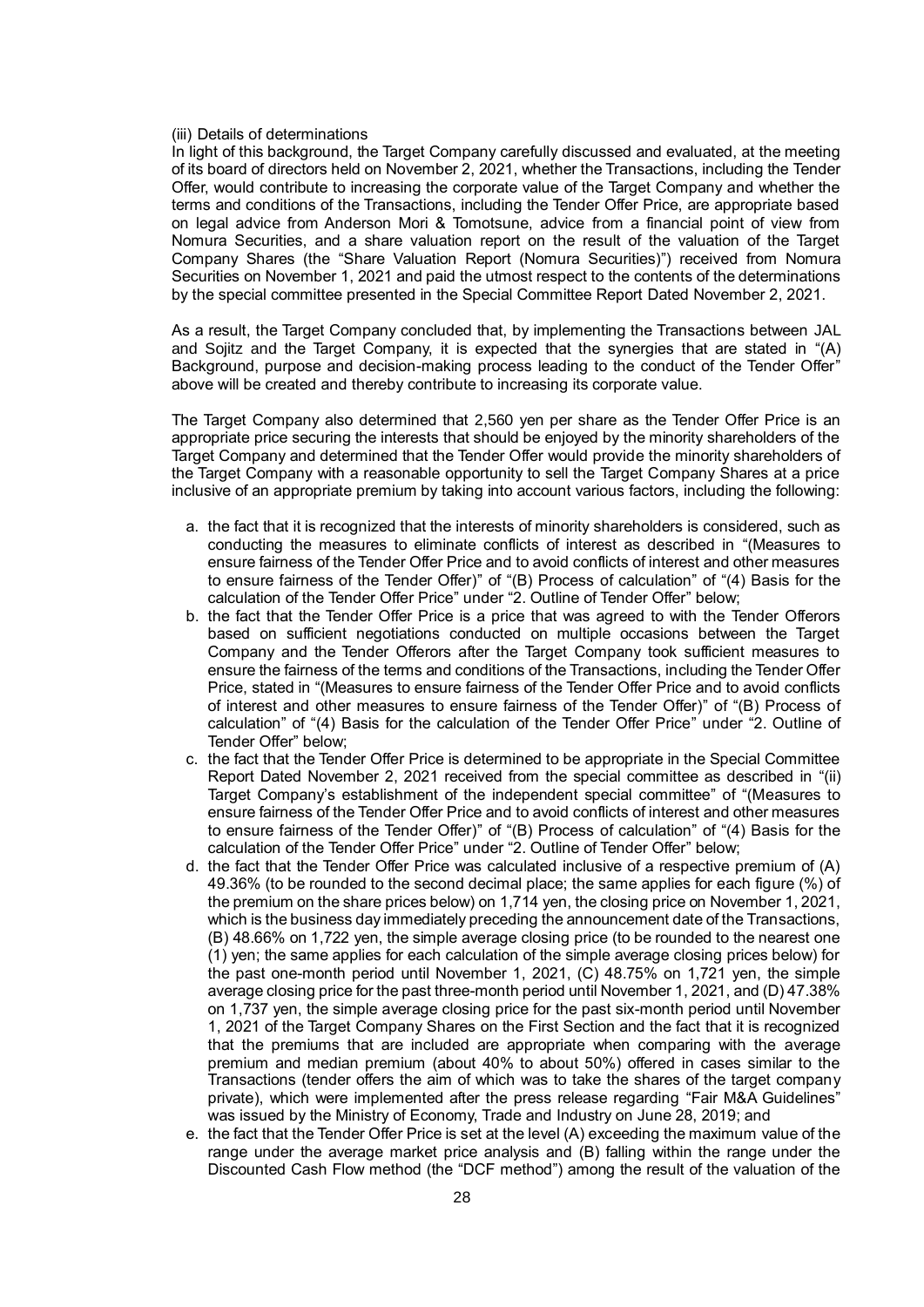(iii) Details of determinations

In light of this background, the Target Company carefully discussed and evaluated, at the meeting of its board of directors held on November 2, 2021, whether the Transactions, including the Tender Offer, would contribute to increasing the corporate value of the Target Company and whether the terms and conditions of the Transactions, including the Tender Offer Price, are appropriate based on legal advice from Anderson Mori & Tomotsune, advice from a financial point of view from Nomura Securities, and a share valuation report on the result of the valuation of the Target Company Shares (the "Share Valuation Report (Nomura Securities)") received from Nomura Securities on November 1, 2021 and paid the utmost respect to the contents of the determinations by the special committee presented in the Special Committee Report Dated November 2, 2021.

As a result, the Target Company concluded that, by implementing the Transactions between JAL and Sojitz and the Target Company, it is expected that the synergies that are stated in "(A) Background, purpose and decision-making process leading to the conduct of the Tender Offer" above will be created and thereby contribute to increasing its corporate value.

The Target Company also determined that 2,560 yen per share as the Tender Offer Price is an appropriate price securing the interests that should be enjoyed by the minority shareholders of the Target Company and determined that the Tender Offer would provide the minority shareholders of the Target Company with a reasonable opportunity to sell the Target Company Shares at a price inclusive of an appropriate premium by taking into account various factors, including the following:

a. the fact that it is recognized that the interests of minority shareholders is considered, such as conducting the measures to eliminate conflicts of interest as described in "(Measures to ensure fairness of the Tender Offer Price and to avoid conflicts of interest and other measures to ensure fairness of the Tender Offer)" of "(B) Process of calculation" of "(4) Basis for the calculation of the Tender Offer Price" under "2. Outline of Tender Offer" below;
b. the fact that the Tender Offer Price is a price that was agreed to with the Tender Offerors based on sufficient negotiations conducted on multiple occasions between the Target Company and the Tender Offerors after the Target Company took sufficient measures to ensure the fairness of the terms and conditions of the Transactions, including the Tender Offer Price, stated in "(Measures to ensure fairness of the Tender Offer Price and to avoid conflicts of interest and other measures to ensure fairness of the Tender Offer)" of "(B) Process of calculation" of "(4) Basis for the calculation of the Tender Offer Price" under "2. Outline of Tender Offer" below;
c. the fact that the Tender Offer Price is determined to be appropriate in the Special Committee Report Dated November 2, 2021 received from the special committee as described in "(ii) Target Company's establishment of the independent special committee" of "(Measures to ensure fairness of the Tender Offer Price and to avoid conflicts of interest and other measures to ensure fairness of the Tender Offer)" of "(B) Process of calculation" of "(4) Basis for the calculation of the Tender Offer Price" under "2. Outline of Tender Offer" below;
d. the fact that the Tender Offer Price was calculated inclusive of a respective premium of (A) 49.36% (to be rounded to the second decimal place; the same applies for each figure (%) of the premium on the share prices below) on 1,714 yen, the closing price on November 1, 2021, which is the business day immediately preceding the announcement date of the Transactions, (B) 48.66% on 1,722 yen, the simple average closing price (to be rounded to the nearest one (1) yen; the same applies for each calculation of the simple average closing prices below) for the past one-month period until November 1, 2021, (C) 48.75% on 1,721 yen, the simple average closing price for the past three-month period until November 1, 2021, and (D) 47.38% on 1,737 yen, the simple average closing price for the past six-month period until November 1, 2021 of the Target Company Shares on the First Section and the fact that it is recognized that the premiums that are included are appropriate when comparing with the average premium and median premium (about 40% to about 50%) offered in cases similar to the Transactions (tender offers the aim of which was to take the shares of the target company private), which were implemented after the press release regarding "Fair M&A Guidelines" was issued by the Ministry of Economy, Trade and Industry on June 28, 2019; and
e. the fact that the Tender Offer Price is set at the level (A) exceeding the maximum value of the range under the average market price analysis and (B) falling within the range under the Discounted Cash Flow method (the "DCF method") among the result of the valuation of the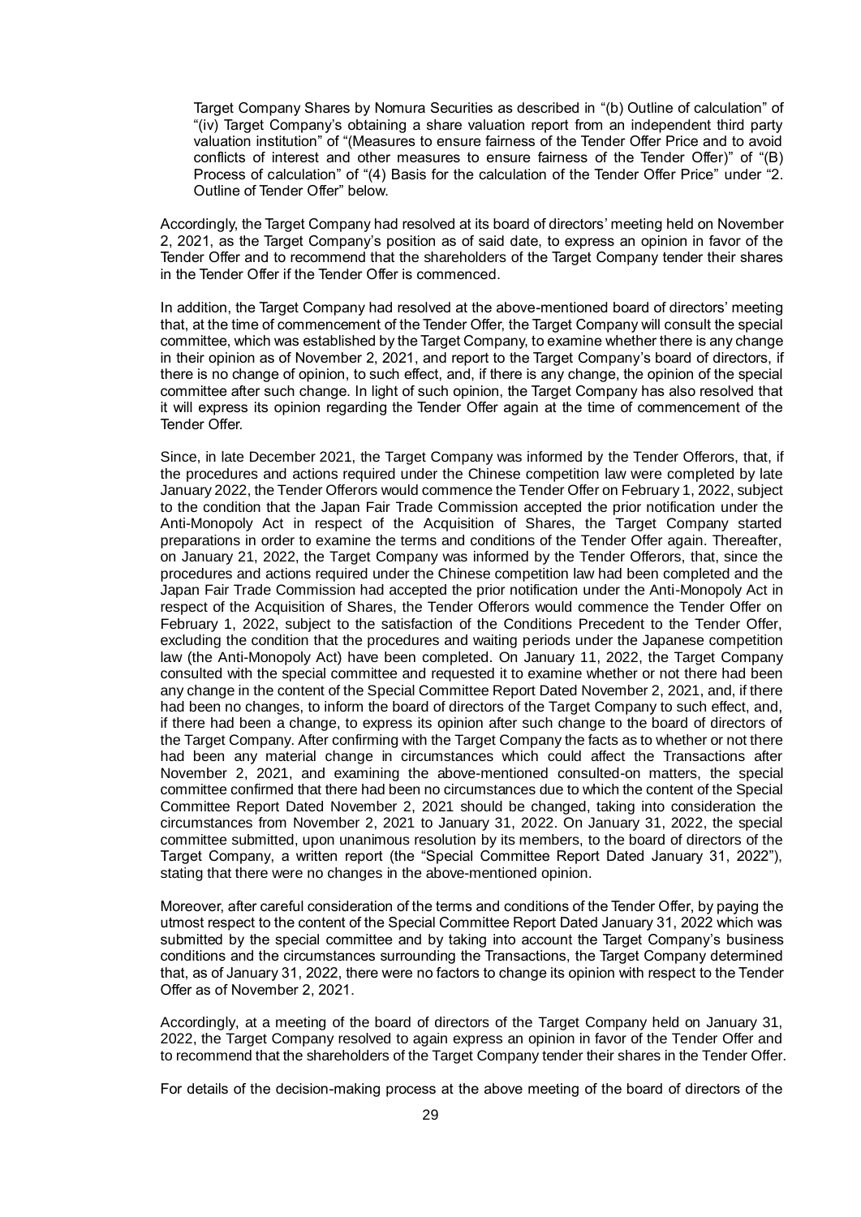Target Company Shares by Nomura Securities as described in "(b) Outline of calculation" of "(iv) Target Company's obtaining a share valuation report from an independent third party valuation institution" of "(Measures to ensure fairness of the Tender Offer Price and to avoid conflicts of interest and other measures to ensure fairness of the Tender Offer)" of "(B) Process of calculation" of "(4) Basis for the calculation of the Tender Offer Price" under "2. Outline of Tender Offer" below.

Accordingly, the Target Company had resolved at its board of directors' meeting held on November 2, 2021, as the Target Company's position as of said date, to express an opinion in favor of the Tender Offer and to recommend that the shareholders of the Target Company tender their shares in the Tender Offer if the Tender Offer is commenced.

In addition, the Target Company had resolved at the above-mentioned board of directors' meeting that, at the time of commencement of the Tender Offer, the Target Company will consult the special committee, which was established by the Target Company, to examine whether there is any change in their opinion as of November 2, 2021, and report to the Target Company's board of directors, if there is no change of opinion, to such effect, and, if there is any change, the opinion of the special committee after such change. In light of such opinion, the Target Company has also resolved that it will express its opinion regarding the Tender Offer again at the time of commencement of the Tender Offer.

Since, in late December 2021, the Target Company was informed by the Tender Offerors, that, if the procedures and actions required under the Chinese competition law were completed by late January 2022, the Tender Offerors would commence the Tender Offer on February 1, 2022, subject to the condition that the Japan Fair Trade Commission accepted the prior notification under the Anti-Monopoly Act in respect of the Acquisition of Shares, the Target Company started preparations in order to examine the terms and conditions of the Tender Offer again. Thereafter, on January 21, 2022, the Target Company was informed by the Tender Offerors, that, since the procedures and actions required under the Chinese competition law had been completed and the Japan Fair Trade Commission had accepted the prior notification under the Anti-Monopoly Act in respect of the Acquisition of Shares, the Tender Offerors would commence the Tender Offer on February 1, 2022, subject to the satisfaction of the Conditions Precedent to the Tender Offer, excluding the condition that the procedures and waiting periods under the Japanese competition law (the Anti-Monopoly Act) have been completed. On January 11, 2022, the Target Company consulted with the special committee and requested it to examine whether or not there had been any change in the content of the Special Committee Report Dated November 2, 2021, and, if there had been no changes, to inform the board of directors of the Target Company to such effect, and, if there had been a change, to express its opinion after such change to the board of directors of the Target Company. After confirming with the Target Company the facts as to whether or not there had been any material change in circumstances which could affect the Transactions after November 2, 2021, and examining the above-mentioned consulted-on matters, the special committee confirmed that there had been no circumstances due to which the content of the Special Committee Report Dated November 2, 2021 should be changed, taking into consideration the circumstances from November 2, 2021 to January 31, 2022. On January 31, 2022, the special committee submitted, upon unanimous resolution by its members, to the board of directors of the Target Company, a written report (the "Special Committee Report Dated January 31, 2022"), stating that there were no changes in the above-mentioned opinion.

Moreover, after careful consideration of the terms and conditions of the Tender Offer, by paying the utmost respect to the content of the Special Committee Report Dated January 31, 2022 which was submitted by the special committee and by taking into account the Target Company's business conditions and the circumstances surrounding the Transactions, the Target Company determined that, as of January 31, 2022, there were no factors to change its opinion with respect to the Tender Offer as of November 2, 2021.

Accordingly, at a meeting of the board of directors of the Target Company held on January 31, 2022, the Target Company resolved to again express an opinion in favor of the Tender Offer and to recommend that the shareholders of the Target Company tender their shares in the Tender Offer.

For details of the decision-making process at the above meeting of the board of directors of the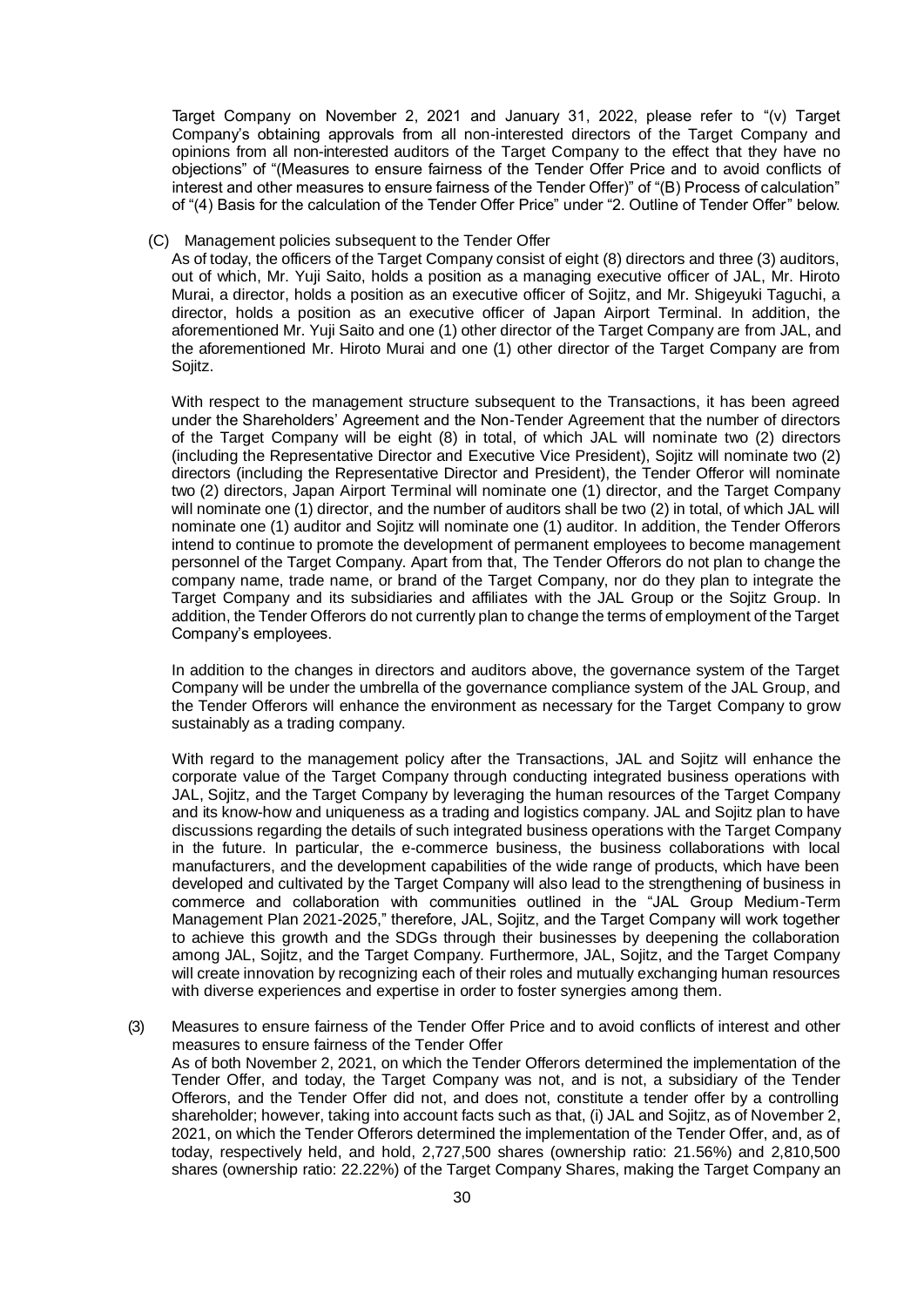Target Company on November 2, 2021 and January 31, 2022, please refer to "(v) Target Company's obtaining approvals from all non-interested directors of the Target Company and opinions from all non-interested auditors of the Target Company to the effect that they have no objections" of "(Measures to ensure fairness of the Tender Offer Price and to avoid conflicts of interest and other measures to ensure fairness of the Tender Offer)" of "(B) Process of calculation" of "(4) Basis for the calculation of the Tender Offer Price" under "2. Outline of Tender Offer" below.

(C) Management policies subsequent to the Tender Offer

As of today, the officers of the Target Company consist of eight (8) directors and three (3) auditors, out of which, Mr. Yuji Saito, holds a position as a managing executive officer of JAL, Mr. Hiroto Murai, a director, holds a position as an executive officer of Sojitz, and Mr. Shigeyuki Taguchi, a director, holds a position as an executive officer of Japan Airport Terminal. In addition, the aforementioned Mr. Yuji Saito and one (1) other director of the Target Company are from JAL, and the aforementioned Mr. Hiroto Murai and one (1) other director of the Target Company are from Sojitz.

With respect to the management structure subsequent to the Transactions, it has been agreed under the Shareholders' Agreement and the Non-Tender Agreement that the number of directors of the Target Company will be eight (8) in total, of which JAL will nominate two (2) directors (including the Representative Director and Executive Vice President), Sojitz will nominate two (2) directors (including the Representative Director and President), the Tender Offeror will nominate two (2) directors, Japan Airport Terminal will nominate one (1) director, and the Target Company will nominate one (1) director, and the number of auditors shall be two (2) in total, of which JAL will nominate one (1) auditor and Sojitz will nominate one (1) auditor. In addition, the Tender Offerors intend to continue to promote the development of permanent employees to become management personnel of the Target Company. Apart from that, The Tender Offerors do not plan to change the company name, trade name, or brand of the Target Company, nor do they plan to integrate the Target Company and its subsidiaries and affiliates with the JAL Group or the Sojitz Group. In addition, the Tender Offerors do not currently plan to change the terms of employment of the Target Company's employees.

In addition to the changes in directors and auditors above, the governance system of the Target Company will be under the umbrella of the governance compliance system of the JAL Group, and the Tender Offerors will enhance the environment as necessary for the Target Company to grow sustainably as a trading company.

With regard to the management policy after the Transactions, JAL and Sojitz will enhance the corporate value of the Target Company through conducting integrated business operations with JAL, Sojitz, and the Target Company by leveraging the human resources of the Target Company and its know-how and uniqueness as a trading and logistics company. JAL and Sojitz plan to have discussions regarding the details of such integrated business operations with the Target Company in the future. In particular, the e-commerce business, the business collaborations with local manufacturers, and the development capabilities of the wide range of products, which have been developed and cultivated by the Target Company will also lead to the strengthening of business in commerce and collaboration with communities outlined in the "JAL Group Medium-Term Management Plan 2021-2025," therefore, JAL, Sojitz, and the Target Company will work together to achieve this growth and the SDGs through their businesses by deepening the collaboration among JAL, Sojitz, and the Target Company. Furthermore, JAL, Sojitz, and the Target Company will create innovation by recognizing each of their roles and mutually exchanging human resources with diverse experiences and expertise in order to foster synergies among them.

(3) Measures to ensure fairness of the Tender Offer Price and to avoid conflicts of interest and other measures to ensure fairness of the Tender Offer

As of both November 2, 2021, on which the Tender Offerors determined the implementation of the Tender Offer, and today, the Target Company was not, and is not, a subsidiary of the Tender Offerors, and the Tender Offer did not, and does not, constitute a tender offer by a controlling shareholder; however, taking into account facts such as that, (i) JAL and Sojitz, as of November 2, 2021, on which the Tender Offerors determined the implementation of the Tender Offer, and, as of today, respectively held, and hold, 2,727,500 shares (ownership ratio: 21.56%) and 2,810,500 shares (ownership ratio: 22.22%) of the Target Company Shares, making the Target Company an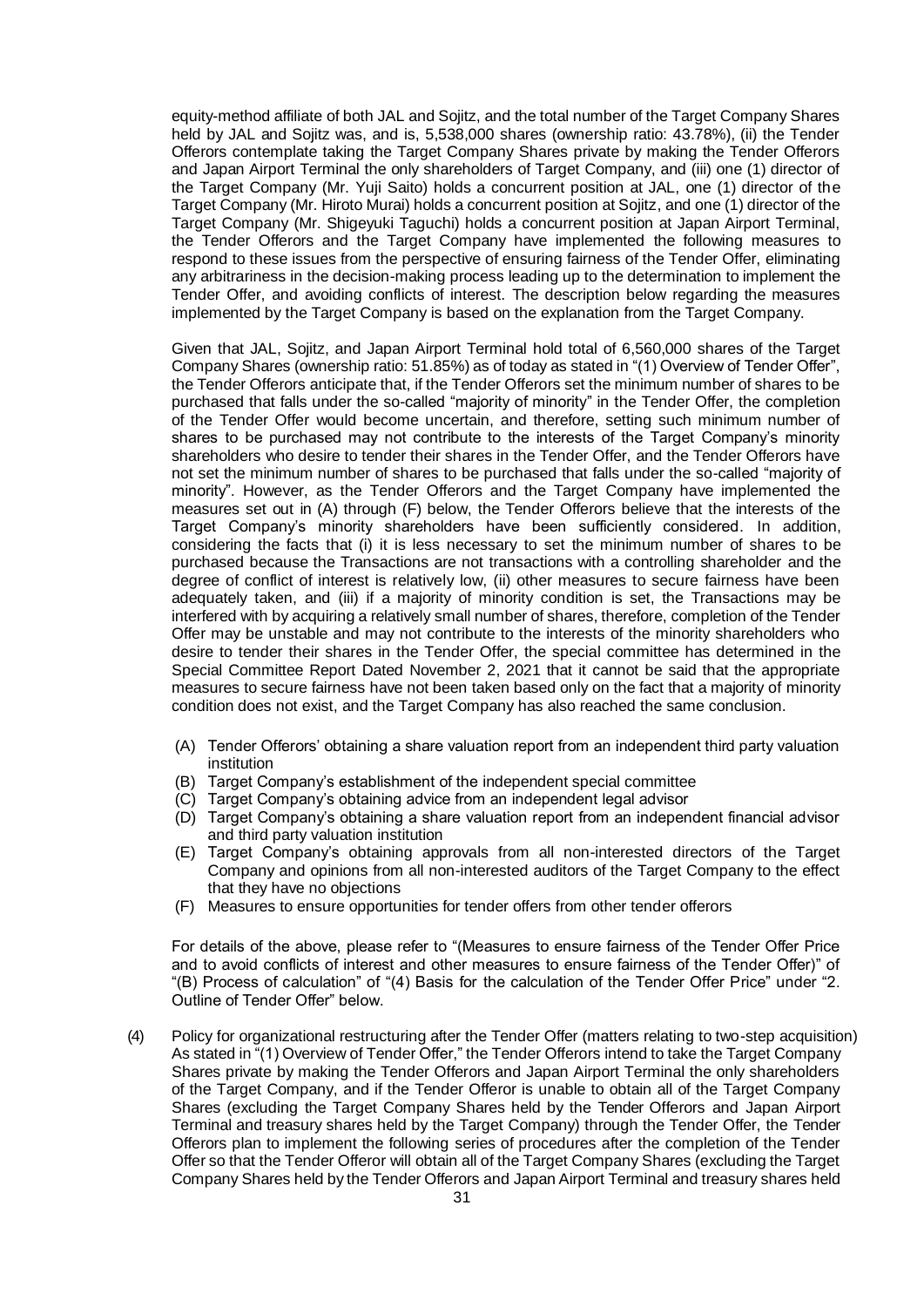equity-method affiliate of both JAL and Sojitz, and the total number of the Target Company Shares held by JAL and Sojitz was, and is, 5,538,000 shares (ownership ratio: 43.78%), (ii) the Tender Offerors contemplate taking the Target Company Shares private by making the Tender Offerors and Japan Airport Terminal the only shareholders of Target Company, and (iii) one (1) director of the Target Company (Mr. Yuji Saito) holds a concurrent position at JAL, one (1) director of the Target Company (Mr. Hiroto Murai) holds a concurrent position at Sojitz, and one (1) director of the Target Company (Mr. Shigeyuki Taguchi) holds a concurrent position at Japan Airport Terminal, the Tender Offerors and the Target Company have implemented the following measures to respond to these issues from the perspective of ensuring fairness of the Tender Offer, eliminating any arbitrariness in the decision-making process leading up to the determination to implement the Tender Offer, and avoiding conflicts of interest. The description below regarding the measures implemented by the Target Company is based on the explanation from the Target Company.

Given that JAL, Sojitz, and Japan Airport Terminal hold total of 6,560,000 shares of the Target Company Shares (ownership ratio: 51.85%) as of today as stated in "(1) Overview of Tender Offer", the Tender Offerors anticipate that, if the Tender Offerors set the minimum number of shares to be purchased that falls under the so-called "majority of minority" in the Tender Offer, the completion of the Tender Offer would become uncertain, and therefore, setting such minimum number of shares to be purchased may not contribute to the interests of the Target Company's minority shareholders who desire to tender their shares in the Tender Offer, and the Tender Offerors have not set the minimum number of shares to be purchased that falls under the so-called "majority of minority". However, as the Tender Offerors and the Target Company have implemented the measures set out in (A) through (F) below, the Tender Offerors believe that the interests of the Target Company's minority shareholders have been sufficiently considered. In addition, considering the facts that (i) it is less necessary to set the minimum number of shares to be purchased because the Transactions are not transactions with a controlling shareholder and the degree of conflict of interest is relatively low, (ii) other measures to secure fairness have been adequately taken, and (iii) if a majority of minority condition is set, the Transactions may be interfered with by acquiring a relatively small number of shares, therefore, completion of the Tender Offer may be unstable and may not contribute to the interests of the minority shareholders who desire to tender their shares in the Tender Offer, the special committee has determined in the Special Committee Report Dated November 2, 2021 that it cannot be said that the appropriate measures to secure fairness have not been taken based only on the fact that a majority of minority condition does not exist, and the Target Company has also reached the same conclusion.

(A) Tender Offerors' obtaining a share valuation report from an independent third party valuation institution
(B) Target Company's establishment of the independent special committee
(C) Target Company's obtaining advice from an independent legal advisor
(D) Target Company's obtaining a share valuation report from an independent financial advisor and third party valuation institution
(E) Target Company's obtaining approvals from all non-interested directors of the Target Company and opinions from all non-interested auditors of the Target Company to the effect that they have no objections
(F) Measures to ensure opportunities for tender offers from other tender offerors

For details of the above, please refer to "(Measures to ensure fairness of the Tender Offer Price and to avoid conflicts of interest and other measures to ensure fairness of the Tender Offer)" of "(B) Process of calculation" of "(4) Basis for the calculation of the Tender Offer Price" under "2. Outline of Tender Offer" below.

(4) Policy for organizational restructuring after the Tender Offer (matters relating to two-step acquisition)

As stated in "(1) Overview of Tender Offer," the Tender Offerors intend to take the Target Company Shares private by making the Tender Offerors and Japan Airport Terminal the only shareholders of the Target Company, and if the Tender Offeror is unable to obtain all of the Target Company Shares (excluding the Target Company Shares held by the Tender Offerors and Japan Airport Terminal and treasury shares held by the Target Company) through the Tender Offer, the Tender Offerors plan to implement the following series of procedures after the completion of the Tender Offer so that the Tender Offeror will obtain all of the Target Company Shares (excluding the Target Company Shares held by the Tender Offerors and Japan Airport Terminal and treasury shares held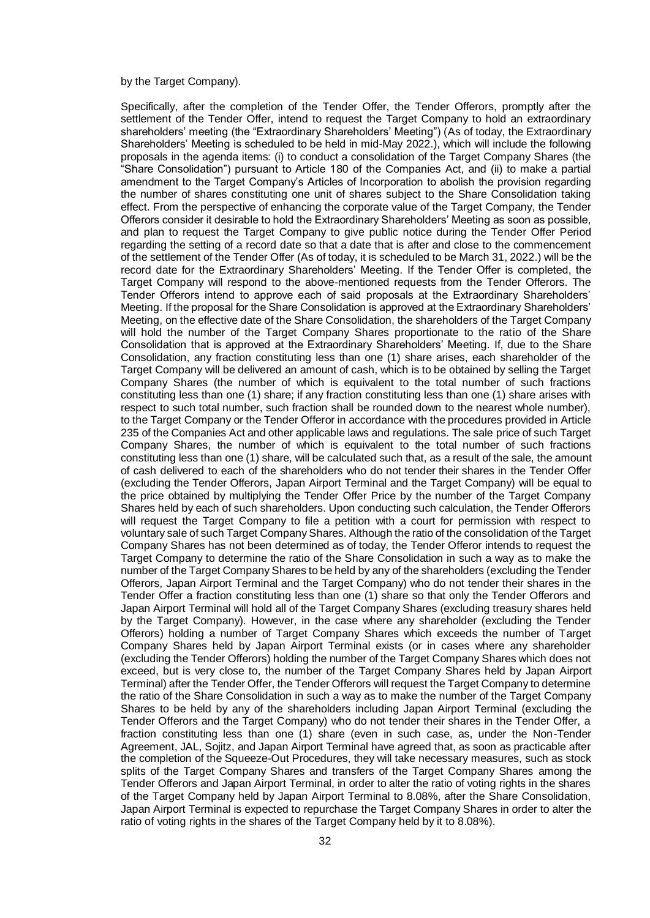by the Target Company).

Specifically, after the completion of the Tender Offer, the Tender Offerors, promptly after the settlement of the Tender Offer, intend to request the Target Company to hold an extraordinary shareholders' meeting (the "Extraordinary Shareholders' Meeting") (As of today, the Extraordinary Shareholders' Meeting is scheduled to be held in mid-May 2022.), which will include the following proposals in the agenda items: (i) to conduct a consolidation of the Target Company Shares (the "Share Consolidation") pursuant to Article 180 of the Companies Act, and (ii) to make a partial amendment to the Target Company's Articles of Incorporation to abolish the provision regarding the number of shares constituting one unit of shares subject to the Share Consolidation taking effect. From the perspective of enhancing the corporate value of the Target Company, the Tender Offerors consider it desirable to hold the Extraordinary Shareholders' Meeting as soon as possible, and plan to request the Target Company to give public notice during the Tender Offer Period regarding the setting of a record date so that a date that is after and close to the commencement of the settlement of the Tender Offer (As of today, it is scheduled to be March 31, 2022.) will be the record date for the Extraordinary Shareholders' Meeting. If the Tender Offer is completed, the Target Company will respond to the above-mentioned requests from the Tender Offerors. The Tender Offerors intend to approve each of said proposals at the Extraordinary Shareholders' Meeting. If the proposal for the Share Consolidation is approved at the Extraordinary Shareholders' Meeting, on the effective date of the Share Consolidation, the shareholders of the Target Company will hold the number of the Target Company Shares proportionate to the ratio of the Share Consolidation that is approved at the Extraordinary Shareholders' Meeting. If, due to the Share Consolidation, any fraction constituting less than one (1) share arises, each shareholder of the Target Company will be delivered an amount of cash, which is to be obtained by selling the Target Company Shares (the number of which is equivalent to the total number of such fractions constituting less than one (1) share; if any fraction constituting less than one (1) share arises with respect to such total number, such fraction shall be rounded down to the nearest whole number), to the Target Company or the Tender Offeror in accordance with the procedures provided in Article 235 of the Companies Act and other applicable laws and regulations. The sale price of such Target Company Shares, the number of which is equivalent to the total number of such fractions constituting less than one (1) share, will be calculated such that, as a result of the sale, the amount of cash delivered to each of the shareholders who do not tender their shares in the Tender Offer (excluding the Tender Offerors, Japan Airport Terminal and the Target Company) will be equal to the price obtained by multiplying the Tender Offer Price by the number of the Target Company Shares held by each of such shareholders. Upon conducting such calculation, the Tender Offerors will request the Target Company to file a petition with a court for permission with respect to voluntary sale of such Target Company Shares. Although the ratio of the consolidation of the Target Company Shares has not been determined as of today, the Tender Offeror intends to request the Target Company to determine the ratio of the Share Consolidation in such a way as to make the number of the Target Company Shares to be held by any of the shareholders (excluding the Tender Offerors, Japan Airport Terminal and the Target Company) who do not tender their shares in the Tender Offer a fraction constituting less than one (1) share so that only the Tender Offerors and Japan Airport Terminal will hold all of the Target Company Shares (excluding treasury shares held by the Target Company). However, in the case where any shareholder (excluding the Tender Offerors) holding a number of Target Company Shares which exceeds the number of Target Company Shares held by Japan Airport Terminal exists (or in cases where any shareholder (excluding the Tender Offerors) holding the number of the Target Company Shares which does not exceed, but is very close to, the number of the Target Company Shares held by Japan Airport Terminal) after the Tender Offer, the Tender Offerors will request the Target Company to determine the ratio of the Share Consolidation in such a way as to make the number of the Target Company Shares to be held by any of the shareholders including Japan Airport Terminal (excluding the Tender Offerors and the Target Company) who do not tender their shares in the Tender Offer, a fraction constituting less than one (1) share (even in such case, as, under the Non-Tender Agreement, JAL, Sojitz, and Japan Airport Terminal have agreed that, as soon as practicable after the completion of the Squeeze-Out Procedures, they will take necessary measures, such as stock splits of the Target Company Shares and transfers of the Target Company Shares among the Tender Offerors and Japan Airport Terminal, in order to alter the ratio of voting rights in the shares of the Target Company held by Japan Airport Terminal to 8.08%, after the Share Consolidation, Japan Airport Terminal is expected to repurchase the Target Company Shares in order to alter the ratio of voting rights in the shares of the Target Company held by it to 8.08%).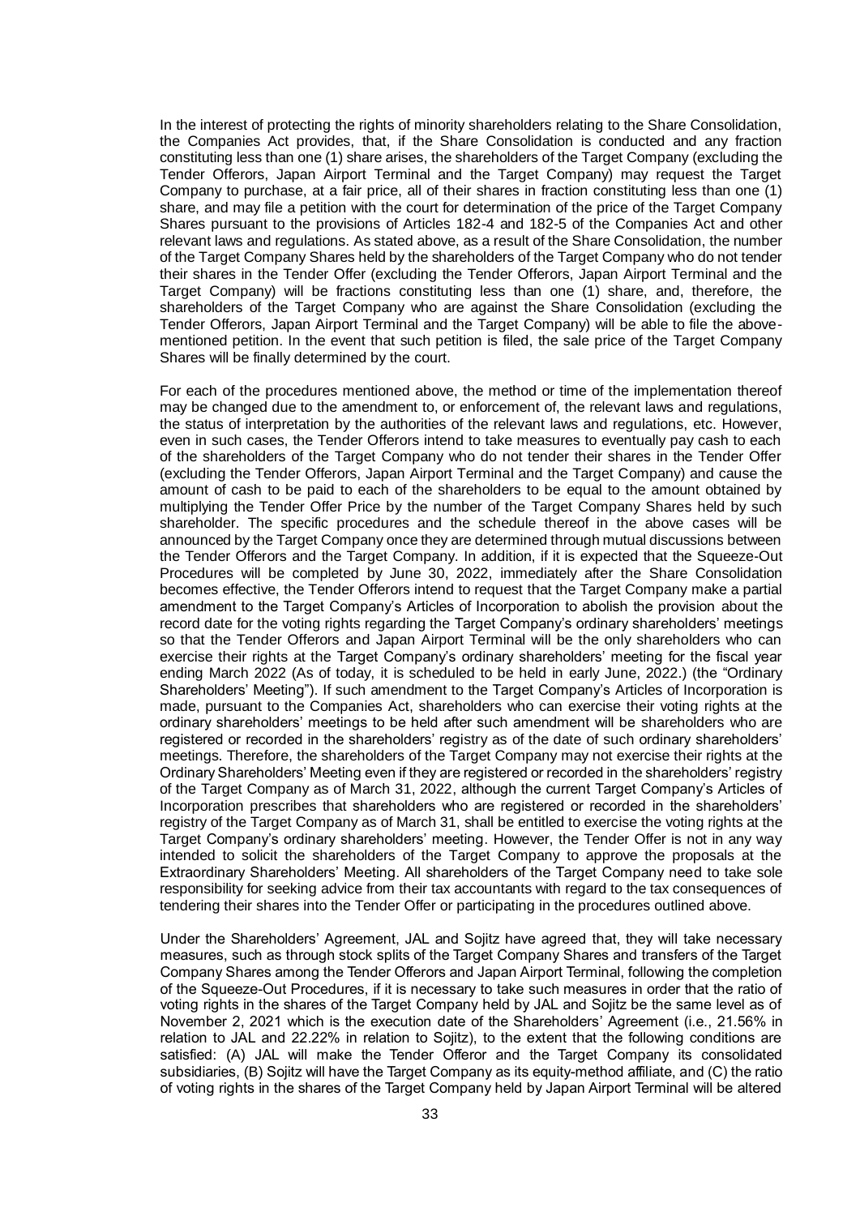In the interest of protecting the rights of minority shareholders relating to the Share Consolidation, the Companies Act provides, that, if the Share Consolidation is conducted and any fraction constituting less than one (1) share arises, the shareholders of the Target Company (excluding the Tender Offerors, Japan Airport Terminal and the Target Company) may request the Target Company to purchase, at a fair price, all of their shares in fraction constituting less than one (1) share, and may file a petition with the court for determination of the price of the Target Company Shares pursuant to the provisions of Articles 182-4 and 182-5 of the Companies Act and other relevant laws and regulations. As stated above, as a result of the Share Consolidation, the number of the Target Company Shares held by the shareholders of the Target Company who do not tender their shares in the Tender Offer (excluding the Tender Offerors, Japan Airport Terminal and the Target Company) will be fractions constituting less than one (1) share, and, therefore, the shareholders of the Target Company who are against the Share Consolidation (excluding the Tender Offerors, Japan Airport Terminal and the Target Company) will be able to file the above-mentioned petition. In the event that such petition is filed, the sale price of the Target Company Shares will be finally determined by the court.

For each of the procedures mentioned above, the method or time of the implementation thereof may be changed due to the amendment to, or enforcement of, the relevant laws and regulations, the status of interpretation by the authorities of the relevant laws and regulations, etc. However, even in such cases, the Tender Offerors intend to take measures to eventually pay cash to each of the shareholders of the Target Company who do not tender their shares in the Tender Offer (excluding the Tender Offerors, Japan Airport Terminal and the Target Company) and cause the amount of cash to be paid to each of the shareholders to be equal to the amount obtained by multiplying the Tender Offer Price by the number of the Target Company Shares held by such shareholder. The specific procedures and the schedule thereof in the above cases will be announced by the Target Company once they are determined through mutual discussions between the Tender Offerors and the Target Company. In addition, if it is expected that the Squeeze-Out Procedures will be completed by June 30, 2022, immediately after the Share Consolidation becomes effective, the Tender Offerors intend to request that the Target Company make a partial amendment to the Target Company's Articles of Incorporation to abolish the provision about the record date for the voting rights regarding the Target Company's ordinary shareholders' meetings so that the Tender Offerors and Japan Airport Terminal will be the only shareholders who can exercise their rights at the Target Company's ordinary shareholders' meeting for the fiscal year ending March 2022 (As of today, it is scheduled to be held in early June, 2022.) (the "Ordinary Shareholders' Meeting"). If such amendment to the Target Company's Articles of Incorporation is made, pursuant to the Companies Act, shareholders who can exercise their voting rights at the ordinary shareholders' meetings to be held after such amendment will be shareholders who are registered or recorded in the shareholders' registry as of the date of such ordinary shareholders' meetings. Therefore, the shareholders of the Target Company may not exercise their rights at the Ordinary Shareholders' Meeting even if they are registered or recorded in the shareholders' registry of the Target Company as of March 31, 2022, although the current Target Company's Articles of Incorporation prescribes that shareholders who are registered or recorded in the shareholders' registry of the Target Company as of March 31, shall be entitled to exercise the voting rights at the Target Company's ordinary shareholders' meeting. However, the Tender Offer is not in any way intended to solicit the shareholders of the Target Company to approve the proposals at the Extraordinary Shareholders' Meeting. All shareholders of the Target Company need to take sole responsibility for seeking advice from their tax accountants with regard to the tax consequences of tendering their shares into the Tender Offer or participating in the procedures outlined above.

Under the Shareholders' Agreement, JAL and Sojitz have agreed that, they will take necessary measures, such as through stock splits of the Target Company Shares and transfers of the Target Company Shares among the Tender Offerors and Japan Airport Terminal, following the completion of the Squeeze-Out Procedures, if it is necessary to take such measures in order that the ratio of voting rights in the shares of the Target Company held by JAL and Sojitz be the same level as of November 2, 2021 which is the execution date of the Shareholders' Agreement (i.e., 21.56% in relation to JAL and 22.22% in relation to Sojitz), to the extent that the following conditions are satisfied: (A) JAL will make the Tender Offeror and the Target Company its consolidated subsidiaries, (B) Sojitz will have the Target Company as its equity-method affiliate, and (C) the ratio of voting rights in the shares of the Target Company held by Japan Airport Terminal will be altered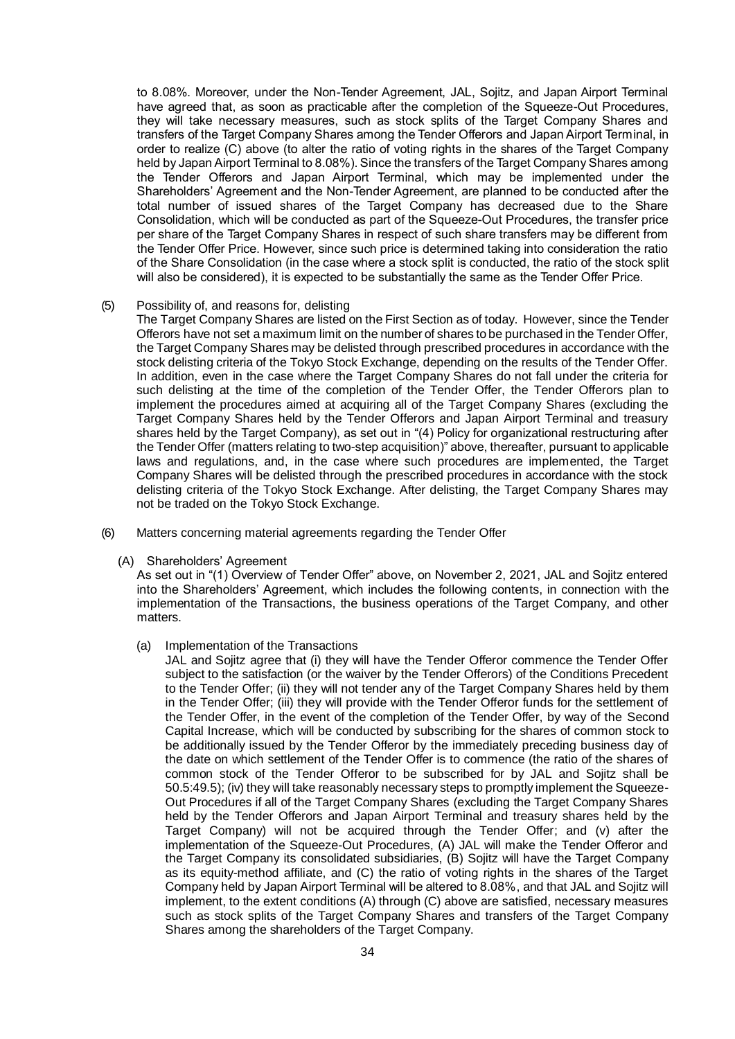to 8.08%. Moreover, under the Non-Tender Agreement, JAL, Sojitz, and Japan Airport Terminal have agreed that, as soon as practicable after the completion of the Squeeze-Out Procedures, they will take necessary measures, such as stock splits of the Target Company Shares and transfers of the Target Company Shares among the Tender Offerors and Japan Airport Terminal, in order to realize (C) above (to alter the ratio of voting rights in the shares of the Target Company held by Japan Airport Terminal to 8.08%). Since the transfers of the Target Company Shares among the Tender Offerors and Japan Airport Terminal, which may be implemented under the Shareholders' Agreement and the Non-Tender Agreement, are planned to be conducted after the total number of issued shares of the Target Company has decreased due to the Share Consolidation, which will be conducted as part of the Squeeze-Out Procedures, the transfer price per share of the Target Company Shares in respect of such share transfers may be different from the Tender Offer Price. However, since such price is determined taking into consideration the ratio of the Share Consolidation (in the case where a stock split is conducted, the ratio of the stock split will also be considered), it is expected to be substantially the same as the Tender Offer Price.

(5) Possibility of, and reasons for, delisting

The Target Company Shares are listed on the First Section as of today. However, since the Tender Offerors have not set a maximum limit on the number of shares to be purchased in the Tender Offer, the Target Company Shares may be delisted through prescribed procedures in accordance with the stock delisting criteria of the Tokyo Stock Exchange, depending on the results of the Tender Offer. In addition, even in the case where the Target Company Shares do not fall under the criteria for such delisting at the time of the completion of the Tender Offer, the Tender Offerors plan to implement the procedures aimed at acquiring all of the Target Company Shares (excluding the Target Company Shares held by the Tender Offerors and Japan Airport Terminal and treasury shares held by the Target Company), as set out in "(4) Policy for organizational restructuring after the Tender Offer (matters relating to two-step acquisition)" above, thereafter, pursuant to applicable laws and regulations, and, in the case where such procedures are implemented, the Target Company Shares will be delisted through the prescribed procedures in accordance with the stock delisting criteria of the Tokyo Stock Exchange. After delisting, the Target Company Shares may not be traded on the Tokyo Stock Exchange.

(6) Matters concerning material agreements regarding the Tender Offer

(A) Shareholders' Agreement

As set out in "(1) Overview of Tender Offer" above, on November 2, 2021, JAL and Sojitz entered into the Shareholders' Agreement, which includes the following contents, in connection with the implementation of the Transactions, the business operations of the Target Company, and other matters.

(a) Implementation of the Transactions

JAL and Sojitz agree that (i) they will have the Tender Offeror commence the Tender Offer subject to the satisfaction (or the waiver by the Tender Offerors) of the Conditions Precedent to the Tender Offer; (ii) they will not tender any of the Target Company Shares held by them in the Tender Offer; (iii) they will provide with the Tender Offeror funds for the settlement of the Tender Offer, in the event of the completion of the Tender Offer, by way of the Second Capital Increase, which will be conducted by subscribing for the shares of common stock to be additionally issued by the Tender Offeror by the immediately preceding business day of the date on which settlement of the Tender Offer is to commence (the ratio of the shares of common stock of the Tender Offeror to be subscribed for by JAL and Sojitz shall be 50.5:49.5); (iv) they will take reasonably necessary steps to promptly implement the Squeeze-Out Procedures if all of the Target Company Shares (excluding the Target Company Shares held by the Tender Offerors and Japan Airport Terminal and treasury shares held by the Target Company) will not be acquired through the Tender Offer; and (v) after the implementation of the Squeeze-Out Procedures, (A) JAL will make the Tender Offeror and the Target Company its consolidated subsidiaries, (B) Sojitz will have the Target Company as its equity-method affiliate, and (C) the ratio of voting rights in the shares of the Target Company held by Japan Airport Terminal will be altered to 8.08%, and that JAL and Sojitz will implement, to the extent conditions (A) through (C) above are satisfied, necessary measures such as stock splits of the Target Company Shares and transfers of the Target Company Shares among the shareholders of the Target Company.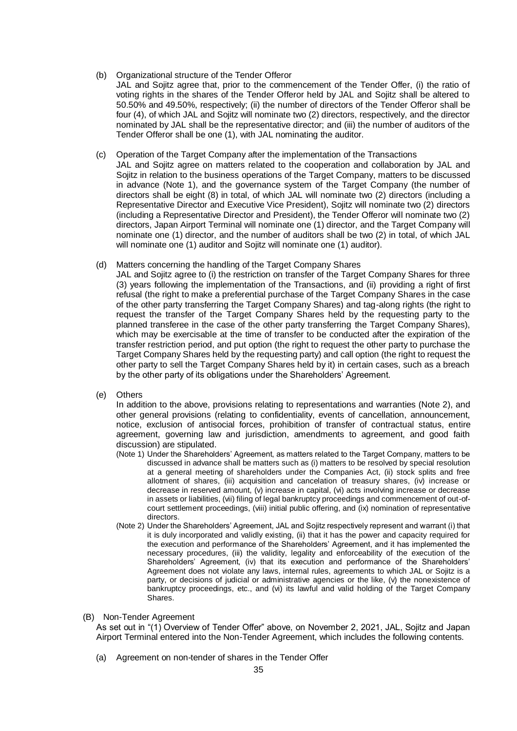(b) Organizational structure of the Tender Offeror

JAL and Sojitz agree that, prior to the commencement of the Tender Offer, (i) the ratio of voting rights in the shares of the Tender Offeror held by JAL and Sojitz shall be altered to 50.50% and 49.50%, respectively; (ii) the number of directors of the Tender Offeror shall be four (4), of which JAL and Sojitz will nominate two (2) directors, respectively, and the director nominated by JAL shall be the representative director; and (iii) the number of auditors of the Tender Offeror shall be one (1), with JAL nominating the auditor.

(c) Operation of the Target Company after the implementation of the Transactions

JAL and Sojitz agree on matters related to the cooperation and collaboration by JAL and Sojitz in relation to the business operations of the Target Company, matters to be discussed in advance (Note 1), and the governance system of the Target Company (the number of directors shall be eight (8) in total, of which JAL will nominate two (2) directors (including a Representative Director and Executive Vice President), Sojitz will nominate two (2) directors (including a Representative Director and President), the Tender Offeror will nominate two (2) directors, Japan Airport Terminal will nominate one (1) director, and the Target Company will nominate one (1) director, and the number of auditors shall be two (2) in total, of which JAL will nominate one (1) auditor and Sojitz will nominate one (1) auditor).

(d) Matters concerning the handling of the Target Company Shares

JAL and Sojitz agree to (i) the restriction on transfer of the Target Company Shares for three (3) years following the implementation of the Transactions, and (ii) providing a right of first refusal (the right to make a preferential purchase of the Target Company Shares in the case of the other party transferring the Target Company Shares) and tag-along rights (the right to request the transfer of the Target Company Shares held by the requesting party to the planned transferee in the case of the other party transferring the Target Company Shares), which may be exercisable at the time of transfer to be conducted after the expiration of the transfer restriction period, and put option (the right to request the other party to purchase the Target Company Shares held by the requesting party) and call option (the right to request the other party to sell the Target Company Shares held by it) in certain cases, such as a breach by the other party of its obligations under the Shareholders' Agreement.

(e) Others

In addition to the above, provisions relating to representations and warranties (Note 2), and other general provisions (relating to confidentiality, events of cancellation, announcement, notice, exclusion of antisocial forces, prohibition of transfer of contractual status, entire agreement, governing law and jurisdiction, amendments to agreement, and good faith discussion) are stipulated.

(Note 1) Under the Shareholders' Agreement, as matters related to the Target Company, matters to be discussed in advance shall be matters such as (i) matters to be resolved by special resolution at a general meeting of shareholders under the Companies Act, (ii) stock splits and free allotment of shares, (iii) acquisition and cancelation of treasury shares, (iv) increase or decrease in reserved amount, (v) increase in capital, (vi) acts involving increase or decrease in assets or liabilities, (vii) filing of legal bankruptcy proceedings and commencement of out-of-court settlement proceedings, (viii) initial public offering, and (ix) nomination of representative directors.

(Note 2) Under the Shareholders' Agreement, JAL and Sojitz respectively represent and warrant (i) that it is duly incorporated and validly existing, (ii) that it has the power and capacity required for the execution and performance of the Shareholders' Agreement, and it has implemented the necessary procedures, (iii) the validity, legality and enforceability of the execution of the Shareholders' Agreement, (iv) that its execution and performance of the Shareholders' Agreement does not violate any laws, internal rules, agreements to which JAL or Sojitz is a party, or decisions of judicial or administrative agencies or the like, (v) the nonexistence of bankruptcy proceedings, etc., and (vi) its lawful and valid holding of the Target Company Shares.

(B) Non-Tender Agreement

As set out in "(1) Overview of Tender Offer" above, on November 2, 2021, JAL, Sojitz and Japan Airport Terminal entered into the Non-Tender Agreement, which includes the following contents.

(a) Agreement on non-tender of shares in the Tender Offer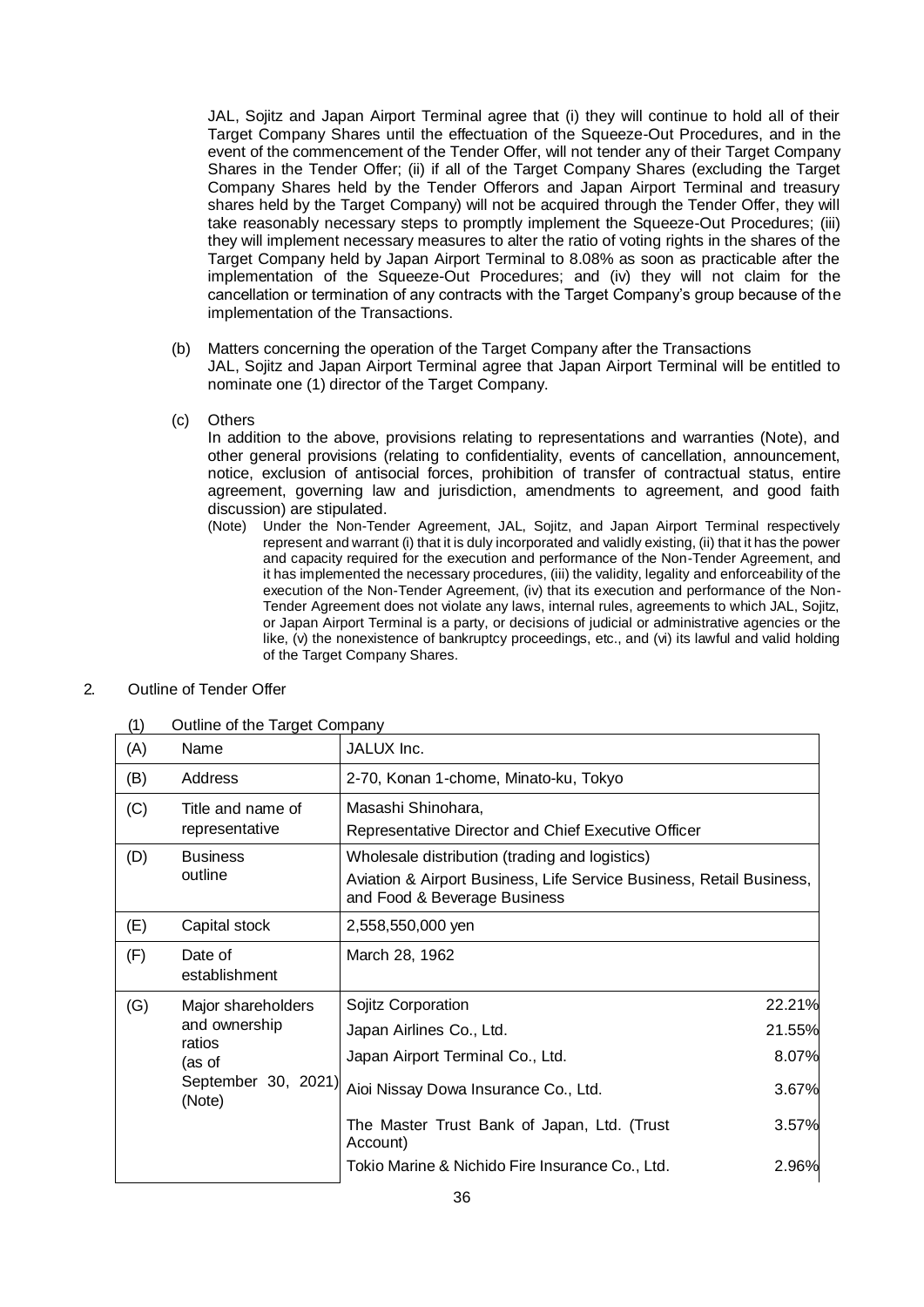JAL, Sojitz and Japan Airport Terminal agree that (i) they will continue to hold all of their Target Company Shares until the effectuation of the Squeeze-Out Procedures, and in the event of the commencement of the Tender Offer, will not tender any of their Target Company Shares in the Tender Offer; (ii) if all of the Target Company Shares (excluding the Target Company Shares held by the Tender Offerors and Japan Airport Terminal and treasury shares held by the Target Company) will not be acquired through the Tender Offer, they will take reasonably necessary steps to promptly implement the Squeeze-Out Procedures; (iii) they will implement necessary measures to alter the ratio of voting rights in the shares of the Target Company held by Japan Airport Terminal to 8.08% as soon as practicable after the implementation of the Squeeze-Out Procedures; and (iv) they will not claim for the cancellation or termination of any contracts with the Target Company's group because of the implementation of the Transactions.

(b) Matters concerning the operation of the Target Company after the Transactions
JAL, Sojitz and Japan Airport Terminal agree that Japan Airport Terminal will be entitled to nominate one (1) director of the Target Company.

(c) Others
In addition to the above, provisions relating to representations and warranties (Note), and other general provisions (relating to confidentiality, events of cancellation, announcement, notice, exclusion of antisocial forces, prohibition of transfer of contractual status, entire agreement, governing law and jurisdiction, amendments to agreement, and good faith discussion) are stipulated.

(Note) Under the Non-Tender Agreement, JAL, Sojitz, and Japan Airport Terminal respectively represent and warrant (i) that it is duly incorporated and validly existing, (ii) that it has the power and capacity required for the execution and performance of the Non-Tender Agreement, and it has implemented the necessary procedures, (iii) the validity, legality and enforceability of the execution of the Non-Tender Agreement, (iv) that its execution and performance of the Non-Tender Agreement does not violate any laws, internal rules, agreements to which JAL, Sojitz, or Japan Airport Terminal is a party, or decisions of judicial or administrative agencies or the like, (v) the nonexistence of bankruptcy proceedings, etc., and (vi) its lawful and valid holding of the Target Company Shares.

## 2. Outline of Tender Offer

### (1) Outline of the Target Company

| | | | |
|---|---|---|---|
| (A) | Name | JALUX Inc. | |
| (B) | Address | 2-70, Konan 1-chome, Minato-ku, Tokyo | |
| (C) | Title and name of representative | Masashi Shinohara, Representative Director and Chief Executive Officer | |
| (D) | Business outline | Wholesale distribution (trading and logistics) Aviation & Airport Business, Life Service Business, Retail Business, and Food & Beverage Business | |
| (E) | Capital stock | 2,558,550,000 yen | |
| (F) | Date of establishment | March 28, 1962 | |
| (G) | Major shareholders and ownership ratios (as of September 30, 2021) (Note) | Sojitz Corporation | 22.21% |
| | | Japan Airlines Co., Ltd. | 21.55% |
| | | Japan Airport Terminal Co., Ltd. | 8.07% |
| | | Aioi Nissay Dowa Insurance Co., Ltd. | 3.67% |
| | | The Master Trust Bank of Japan, Ltd. (Trust Account) | 3.57% |
| | | Tokio Marine & Nichido Fire Insurance Co., Ltd. | 2.96% |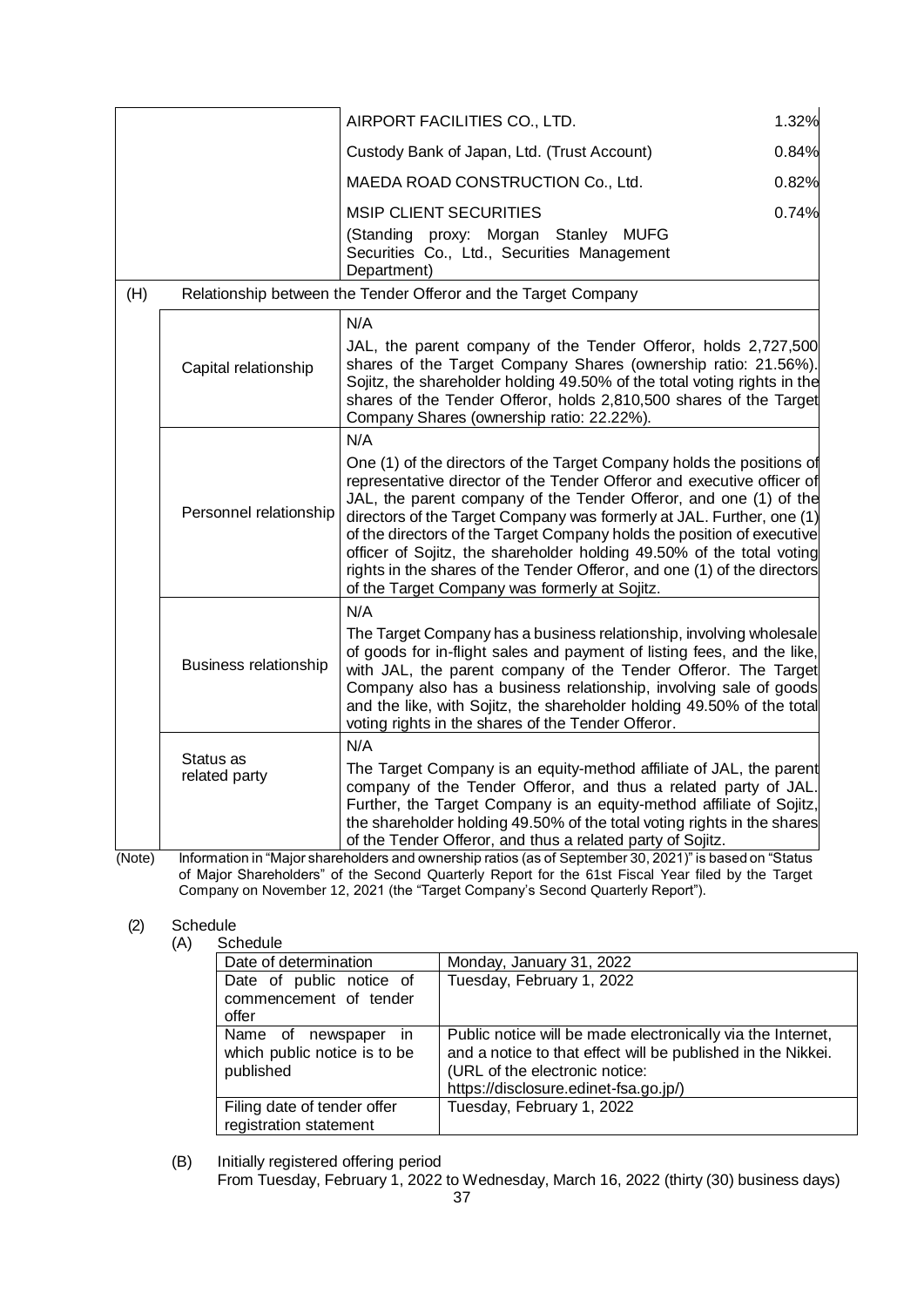| | | |
|---|---|---|
| | AIRPORT FACILITIES CO., LTD. | 1.32% |
| | Custody Bank of Japan, Ltd. (Trust Account) | 0.84% |
| | MAEDA ROAD CONSTRUCTION Co., Ltd. | 0.82% |
| | MSIP CLIENT SECURITIES (Standing proxy: Morgan Stanley MUFG Securities Co., Ltd., Securities Management Department) | 0.74% |

(H) Relationship between the Tender Offeror and the Target Company

| | |
|---|---|
| Capital relationship | N/A<br>JAL, the parent company of the Tender Offeror, holds 2,727,500 shares of the Target Company Shares (ownership ratio: 21.56%). Sojitz, the shareholder holding 49.50% of the total voting rights in the shares of the Tender Offeror, holds 2,810,500 shares of the Target Company Shares (ownership ratio: 22.22%). |
| Personnel relationship | N/A<br>One (1) of the directors of the Target Company holds the positions of representative director of the Tender Offeror and executive officer of JAL, the parent company of the Tender Offeror, and one (1) of the directors of the Target Company was formerly at JAL. Further, one (1) of the directors of the Target Company holds the position of executive officer of Sojitz, the shareholder holding 49.50% of the total voting rights in the shares of the Tender Offeror, and one (1) of the directors of the Target Company was formerly at Sojitz. |
| Business relationship | N/A<br>The Target Company has a business relationship, involving wholesale of goods for in-flight sales and payment of listing fees, and the like, with JAL, the parent company of the Tender Offeror. The Target Company also has a business relationship, involving sale of goods and the like, with Sojitz, the shareholder holding 49.50% of the total voting rights in the shares of the Tender Offeror. |
| Status as related party | N/A<br>The Target Company is an equity-method affiliate of JAL, the parent company of the Tender Offeror, and thus a related party of JAL. Further, the Target Company is an equity-method affiliate of Sojitz, the shareholder holding 49.50% of the total voting rights in the shares of the Tender Offeror, and thus a related party of Sojitz. |

(Note) Information in "Major shareholders and ownership ratios (as of September 30, 2021)" is based on "Status of Major Shareholders" of the Second Quarterly Report for the 61st Fiscal Year filed by the Target Company on November 12, 2021 (the "Target Company's Second Quarterly Report").

(2) Schedule

(A) Schedule

| | |
|---|---|
| Date of determination | Monday, January 31, 2022 |
| Date of public notice of commencement of tender offer | Tuesday, February 1, 2022 |
| Name of newspaper in which public notice is to be published | Public notice will be made electronically via the Internet, and a notice to that effect will be published in the Nikkei. (URL of the electronic notice: https://disclosure.edinet-fsa.go.jp/) |
| Filing date of tender offer registration statement | Tuesday, February 1, 2022 |

(B) Initially registered offering period

From Tuesday, February 1, 2022 to Wednesday, March 16, 2022 (thirty (30) business days)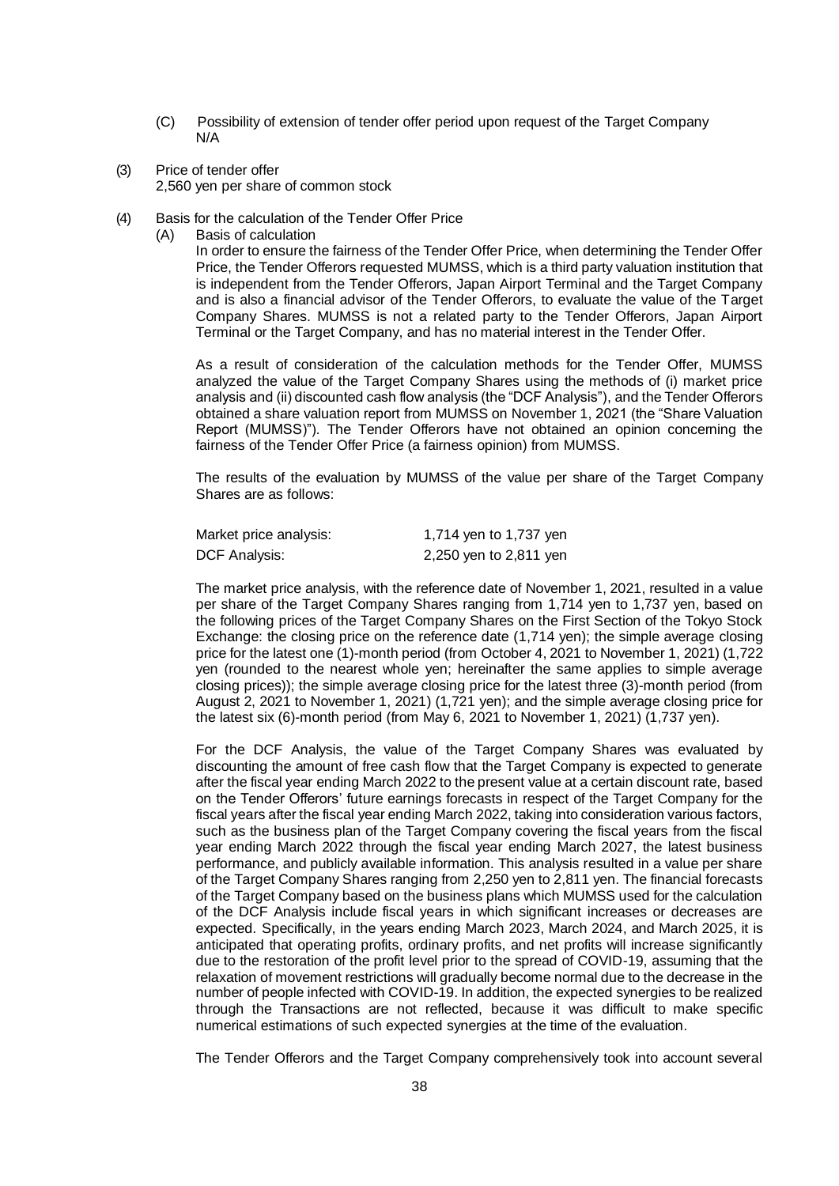(C) Possibility of extension of tender offer period upon request of the Target Company

N/A

(3) Price of tender offer

2,560 yen per share of common stock

(4) Basis for the calculation of the Tender Offer Price

(A) Basis of calculation

In order to ensure the fairness of the Tender Offer Price, when determining the Tender Offer Price, the Tender Offerors requested MUMSS, which is a third party valuation institution that is independent from the Tender Offerors, Japan Airport Terminal and the Target Company and is also a financial advisor of the Tender Offerors, to evaluate the value of the Target Company Shares. MUMSS is not a related party to the Tender Offerors, Japan Airport Terminal or the Target Company, and has no material interest in the Tender Offer.

As a result of consideration of the calculation methods for the Tender Offer, MUMSS analyzed the value of the Target Company Shares using the methods of (i) market price analysis and (ii) discounted cash flow analysis (the "DCF Analysis"), and the Tender Offerors obtained a share valuation report from MUMSS on November 1, 2021 (the "Share Valuation Report (MUMSS)"). The Tender Offerors have not obtained an opinion concerning the fairness of the Tender Offer Price (a fairness opinion) from MUMSS.

The results of the evaluation by MUMSS of the value per share of the Target Company Shares are as follows:

| | |
|---|---|
| Market price analysis: | 1,714 yen to 1,737 yen |
| DCF Analysis: | 2,250 yen to 2,811 yen |

The market price analysis, with the reference date of November 1, 2021, resulted in a value per share of the Target Company Shares ranging from 1,714 yen to 1,737 yen, based on the following prices of the Target Company Shares on the First Section of the Tokyo Stock Exchange: the closing price on the reference date (1,714 yen); the simple average closing price for the latest one (1)-month period (from October 4, 2021 to November 1, 2021) (1,722 yen (rounded to the nearest whole yen; hereinafter the same applies to simple average closing prices)); the simple average closing price for the latest three (3)-month period (from August 2, 2021 to November 1, 2021) (1,721 yen); and the simple average closing price for the latest six (6)-month period (from May 6, 2021 to November 1, 2021) (1,737 yen).

For the DCF Analysis, the value of the Target Company Shares was evaluated by discounting the amount of free cash flow that the Target Company is expected to generate after the fiscal year ending March 2022 to the present value at a certain discount rate, based on the Tender Offerors' future earnings forecasts in respect of the Target Company for the fiscal years after the fiscal year ending March 2022, taking into consideration various factors, such as the business plan of the Target Company covering the fiscal years from the fiscal year ending March 2022 through the fiscal year ending March 2027, the latest business performance, and publicly available information. This analysis resulted in a value per share of the Target Company Shares ranging from 2,250 yen to 2,811 yen. The financial forecasts of the Target Company based on the business plans which MUMSS used for the calculation of the DCF Analysis include fiscal years in which significant increases or decreases are expected. Specifically, in the years ending March 2023, March 2024, and March 2025, it is anticipated that operating profits, ordinary profits, and net profits will increase significantly due to the restoration of the profit level prior to the spread of COVID-19, assuming that the relaxation of movement restrictions will gradually become normal due to the decrease in the number of people infected with COVID-19. In addition, the expected synergies to be realized through the Transactions are not reflected, because it was difficult to make specific numerical estimations of such expected synergies at the time of the evaluation.

The Tender Offerors and the Target Company comprehensively took into account several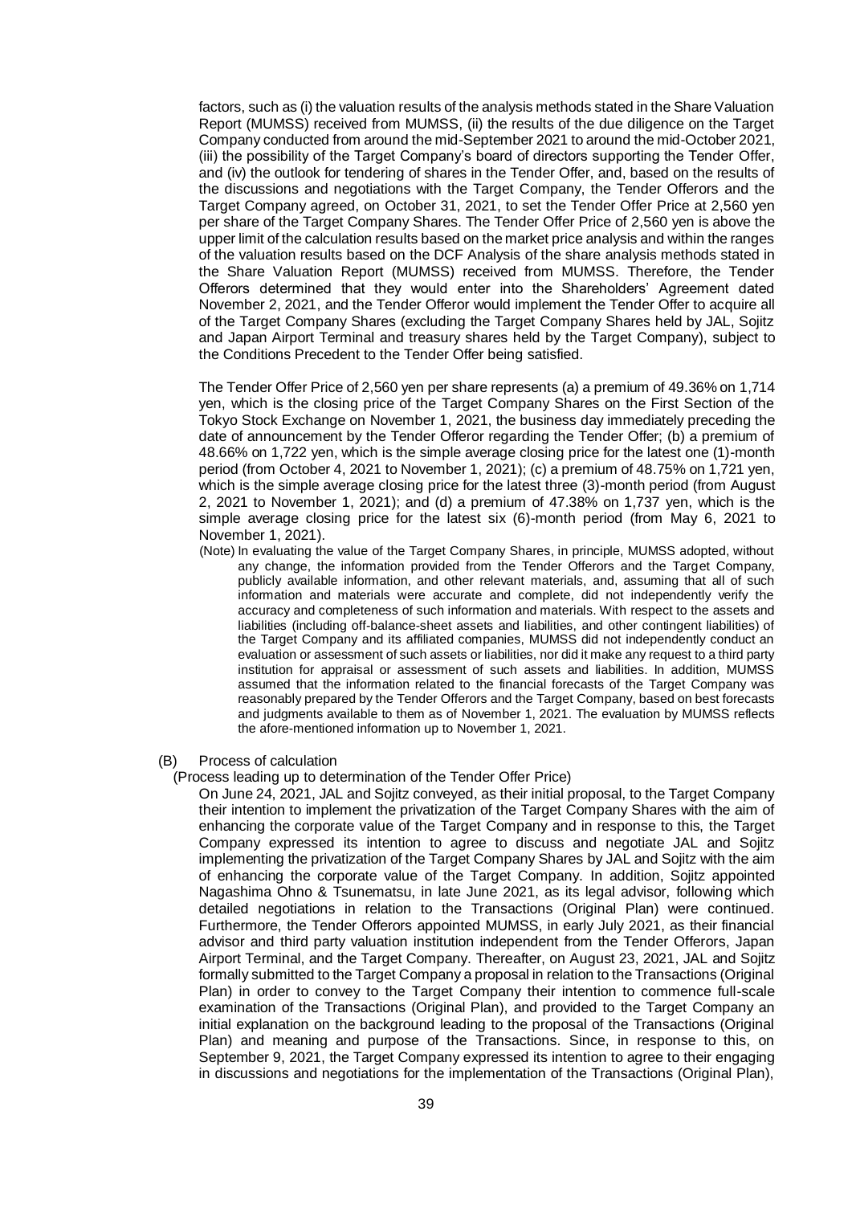factors, such as (i) the valuation results of the analysis methods stated in the Share Valuation Report (MUMSS) received from MUMSS, (ii) the results of the due diligence on the Target Company conducted from around the mid-September 2021 to around the mid-October 2021, (iii) the possibility of the Target Company's board of directors supporting the Tender Offer, and (iv) the outlook for tendering of shares in the Tender Offer, and, based on the results of the discussions and negotiations with the Target Company, the Tender Offerors and the Target Company agreed, on October 31, 2021, to set the Tender Offer Price at 2,560 yen per share of the Target Company Shares. The Tender Offer Price of 2,560 yen is above the upper limit of the calculation results based on the market price analysis and within the ranges of the valuation results based on the DCF Analysis of the share analysis methods stated in the Share Valuation Report (MUMSS) received from MUMSS. Therefore, the Tender Offerors determined that they would enter into the Shareholders' Agreement dated November 2, 2021, and the Tender Offeror would implement the Tender Offer to acquire all of the Target Company Shares (excluding the Target Company Shares held by JAL, Sojitz and Japan Airport Terminal and treasury shares held by the Target Company), subject to the Conditions Precedent to the Tender Offer being satisfied.

The Tender Offer Price of 2,560 yen per share represents (a) a premium of 49.36% on 1,714 yen, which is the closing price of the Target Company Shares on the First Section of the Tokyo Stock Exchange on November 1, 2021, the business day immediately preceding the date of announcement by the Tender Offeror regarding the Tender Offer; (b) a premium of 48.66% on 1,722 yen, which is the simple average closing price for the latest one (1)-month period (from October 4, 2021 to November 1, 2021); (c) a premium of 48.75% on 1,721 yen, which is the simple average closing price for the latest three (3)-month period (from August 2, 2021 to November 1, 2021); and (d) a premium of 47.38% on 1,737 yen, which is the simple average closing price for the latest six (6)-month period (from May 6, 2021 to November 1, 2021).

(Note) In evaluating the value of the Target Company Shares, in principle, MUMSS adopted, without any change, the information provided from the Tender Offerors and the Target Company, publicly available information, and other relevant materials, and, assuming that all of such information and materials were accurate and complete, did not independently verify the accuracy and completeness of such information and materials. With respect to the assets and liabilities (including off-balance-sheet assets and liabilities, and other contingent liabilities) of the Target Company and its affiliated companies, MUMSS did not independently conduct an evaluation or assessment of such assets or liabilities, nor did it make any request to a third party institution for appraisal or assessment of such assets and liabilities. In addition, MUMSS assumed that the information related to the financial forecasts of the Target Company was reasonably prepared by the Tender Offerors and the Target Company, based on best forecasts and judgments available to them as of November 1, 2021. The evaluation by MUMSS reflects the afore-mentioned information up to November 1, 2021.

(B) Process of calculation

(Process leading up to determination of the Tender Offer Price)

On June 24, 2021, JAL and Sojitz conveyed, as their initial proposal, to the Target Company their intention to implement the privatization of the Target Company Shares with the aim of enhancing the corporate value of the Target Company and in response to this, the Target Company expressed its intention to agree to discuss and negotiate JAL and Sojitz implementing the privatization of the Target Company Shares by JAL and Sojitz with the aim of enhancing the corporate value of the Target Company. In addition, Sojitz appointed Nagashima Ohno & Tsunematsu, in late June 2021, as its legal advisor, following which detailed negotiations in relation to the Transactions (Original Plan) were continued. Furthermore, the Tender Offerors appointed MUMSS, in early July 2021, as their financial advisor and third party valuation institution independent from the Tender Offerors, Japan Airport Terminal, and the Target Company. Thereafter, on August 23, 2021, JAL and Sojitz formally submitted to the Target Company a proposal in relation to the Transactions (Original Plan) in order to convey to the Target Company their intention to commence full-scale examination of the Transactions (Original Plan), and provided to the Target Company an initial explanation on the background leading to the proposal of the Transactions (Original Plan) and meaning and purpose of the Transactions. Since, in response to this, on September 9, 2021, the Target Company expressed its intention to agree to their engaging in discussions and negotiations for the implementation of the Transactions (Original Plan),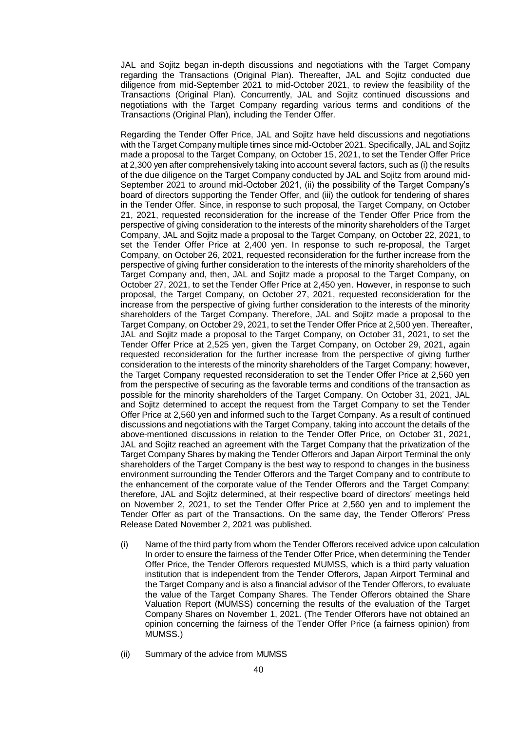JAL and Sojitz began in-depth discussions and negotiations with the Target Company regarding the Transactions (Original Plan). Thereafter, JAL and Sojitz conducted due diligence from mid-September 2021 to mid-October 2021, to review the feasibility of the Transactions (Original Plan). Concurrently, JAL and Sojitz continued discussions and negotiations with the Target Company regarding various terms and conditions of the Transactions (Original Plan), including the Tender Offer.

Regarding the Tender Offer Price, JAL and Sojitz have held discussions and negotiations with the Target Company multiple times since mid-October 2021. Specifically, JAL and Sojitz made a proposal to the Target Company, on October 15, 2021, to set the Tender Offer Price at 2,300 yen after comprehensively taking into account several factors, such as (i) the results of the due diligence on the Target Company conducted by JAL and Sojitz from around mid-September 2021 to around mid-October 2021, (ii) the possibility of the Target Company's board of directors supporting the Tender Offer, and (iii) the outlook for tendering of shares in the Tender Offer. Since, in response to such proposal, the Target Company, on October 21, 2021, requested reconsideration for the increase of the Tender Offer Price from the perspective of giving consideration to the interests of the minority shareholders of the Target Company, JAL and Sojitz made a proposal to the Target Company, on October 22, 2021, to set the Tender Offer Price at 2,400 yen. In response to such re-proposal, the Target Company, on October 26, 2021, requested reconsideration for the further increase from the perspective of giving further consideration to the interests of the minority shareholders of the Target Company and, then, JAL and Sojitz made a proposal to the Target Company, on October 27, 2021, to set the Tender Offer Price at 2,450 yen. However, in response to such proposal, the Target Company, on October 27, 2021, requested reconsideration for the increase from the perspective of giving further consideration to the interests of the minority shareholders of the Target Company. Therefore, JAL and Sojitz made a proposal to the Target Company, on October 29, 2021, to set the Tender Offer Price at 2,500 yen. Thereafter, JAL and Sojitz made a proposal to the Target Company, on October 31, 2021, to set the Tender Offer Price at 2,525 yen, given the Target Company, on October 29, 2021, again requested reconsideration for the further increase from the perspective of giving further consideration to the interests of the minority shareholders of the Target Company; however, the Target Company requested reconsideration to set the Tender Offer Price at 2,560 yen from the perspective of securing as the favorable terms and conditions of the transaction as possible for the minority shareholders of the Target Company. On October 31, 2021, JAL and Sojitz determined to accept the request from the Target Company to set the Tender Offer Price at 2,560 yen and informed such to the Target Company. As a result of continued discussions and negotiations with the Target Company, taking into account the details of the above-mentioned discussions in relation to the Tender Offer Price, on October 31, 2021, JAL and Sojitz reached an agreement with the Target Company that the privatization of the Target Company Shares by making the Tender Offerors and Japan Airport Terminal the only shareholders of the Target Company is the best way to respond to changes in the business environment surrounding the Tender Offerors and the Target Company and to contribute to the enhancement of the corporate value of the Tender Offerors and the Target Company; therefore, JAL and Sojitz determined, at their respective board of directors' meetings held on November 2, 2021, to set the Tender Offer Price at 2,560 yen and to implement the Tender Offer as part of the Transactions. On the same day, the Tender Offerors' Press Release Dated November 2, 2021 was published.

(i) Name of the third party from whom the Tender Offerors received advice upon calculation
In order to ensure the fairness of the Tender Offer Price, when determining the Tender Offer Price, the Tender Offerors requested MUMSS, which is a third party valuation institution that is independent from the Tender Offerors, Japan Airport Terminal and the Target Company and is also a financial advisor of the Tender Offerors, to evaluate the value of the Target Company Shares. The Tender Offerors obtained the Share Valuation Report (MUMSS) concerning the results of the evaluation of the Target Company Shares on November 1, 2021. (The Tender Offerors have not obtained an opinion concerning the fairness of the Tender Offer Price (a fairness opinion) from MUMSS.)

(ii) Summary of the advice from MUMSS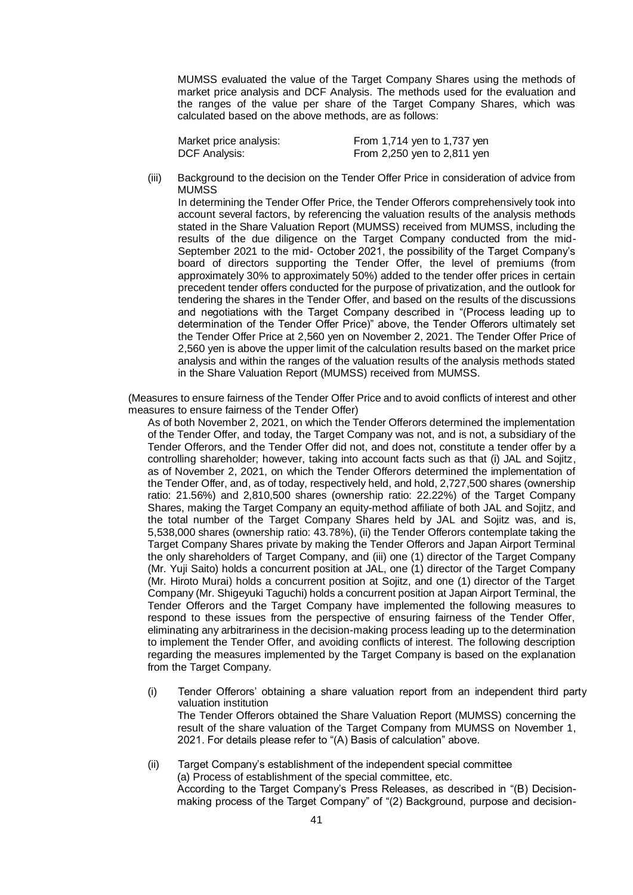MUMSS evaluated the value of the Target Company Shares using the methods of market price analysis and DCF Analysis. The methods used for the evaluation and the ranges of the value per share of the Target Company Shares, which was calculated based on the above methods, are as follows:

| | |
|---|---|
| Market price analysis: | From 1,714 yen to 1,737 yen |
| DCF Analysis: | From 2,250 yen to 2,811 yen |

(iii) Background to the decision on the Tender Offer Price in consideration of advice from MUMSS

In determining the Tender Offer Price, the Tender Offerors comprehensively took into account several factors, by referencing the valuation results of the analysis methods stated in the Share Valuation Report (MUMSS) received from MUMSS, including the results of the due diligence on the Target Company conducted from the mid-September 2021 to the mid- October 2021, the possibility of the Target Company's board of directors supporting the Tender Offer, the level of premiums (from approximately 30% to approximately 50%) added to the tender offer prices in certain precedent tender offers conducted for the purpose of privatization, and the outlook for tendering the shares in the Tender Offer, and based on the results of the discussions and negotiations with the Target Company described in "(Process leading up to determination of the Tender Offer Price)" above, the Tender Offerors ultimately set the Tender Offer Price at 2,560 yen on November 2, 2021. The Tender Offer Price of 2,560 yen is above the upper limit of the calculation results based on the market price analysis and within the ranges of the valuation results of the analysis methods stated in the Share Valuation Report (MUMSS) received from MUMSS.

(Measures to ensure fairness of the Tender Offer Price and to avoid conflicts of interest and other measures to ensure fairness of the Tender Offer)

As of both November 2, 2021, on which the Tender Offerors determined the implementation of the Tender Offer, and today, the Target Company was not, and is not, a subsidiary of the Tender Offerors, and the Tender Offer did not, and does not, constitute a tender offer by a controlling shareholder; however, taking into account facts such as that (i) JAL and Sojitz, as of November 2, 2021, on which the Tender Offerors determined the implementation of the Tender Offer, and, as of today, respectively held, and hold, 2,727,500 shares (ownership ratio: 21.56%) and 2,810,500 shares (ownership ratio: 22.22%) of the Target Company Shares, making the Target Company an equity-method affiliate of both JAL and Sojitz, and the total number of the Target Company Shares held by JAL and Sojitz was, and is, 5,538,000 shares (ownership ratio: 43.78%), (ii) the Tender Offerors contemplate taking the Target Company Shares private by making the Tender Offerors and Japan Airport Terminal the only shareholders of Target Company, and (iii) one (1) director of the Target Company (Mr. Yuji Saito) holds a concurrent position at JAL, one (1) director of the Target Company (Mr. Hiroto Murai) holds a concurrent position at Sojitz, and one (1) director of the Target Company (Mr. Shigeyuki Taguchi) holds a concurrent position at Japan Airport Terminal, the Tender Offerors and the Target Company have implemented the following measures to respond to these issues from the perspective of ensuring fairness of the Tender Offer, eliminating any arbitrariness in the decision-making process leading up to the determination to implement the Tender Offer, and avoiding conflicts of interest. The following description regarding the measures implemented by the Target Company is based on the explanation from the Target Company.

(i) Tender Offerors' obtaining a share valuation report from an independent third party valuation institution

The Tender Offerors obtained the Share Valuation Report (MUMSS) concerning the result of the share valuation of the Target Company from MUMSS on November 1, 2021. For details please refer to "(A) Basis of calculation" above.

(ii) Target Company's establishment of the independent special committee

(a) Process of establishment of the special committee, etc.

According to the Target Company's Press Releases, as described in "(B) Decision-making process of the Target Company" of "(2) Background, purpose and decision-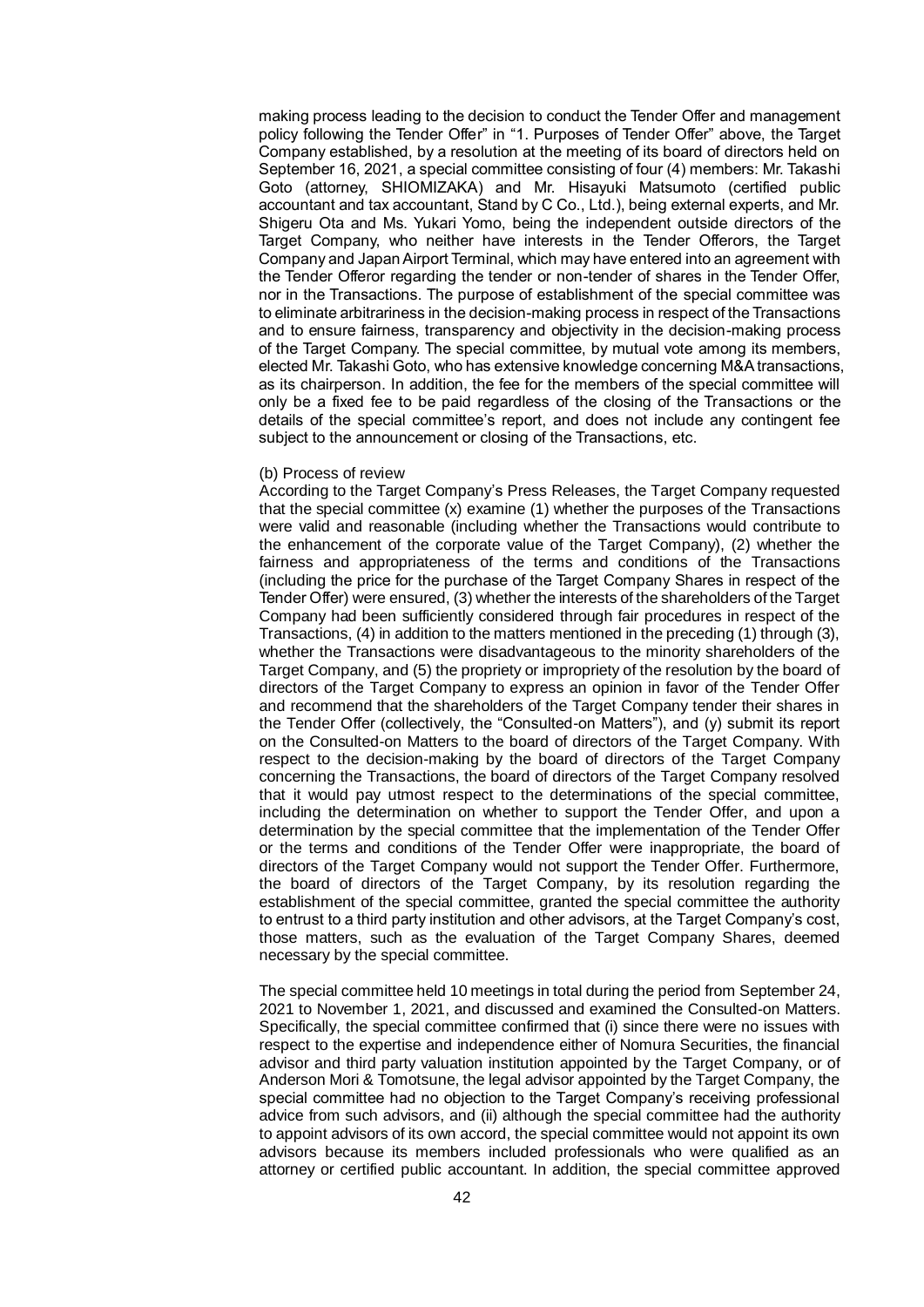making process leading to the decision to conduct the Tender Offer and management policy following the Tender Offer" in "1. Purposes of Tender Offer" above, the Target Company established, by a resolution at the meeting of its board of directors held on September 16, 2021, a special committee consisting of four (4) members: Mr. Takashi Goto (attorney, SHIOMIZAKA) and Mr. Hisayuki Matsumoto (certified public accountant and tax accountant, Stand by C Co., Ltd.), being external experts, and Mr. Shigeru Ota and Ms. Yukari Yomo, being the independent outside directors of the Target Company, who neither have interests in the Tender Offerors, the Target Company and Japan Airport Terminal, which may have entered into an agreement with the Tender Offeror regarding the tender or non-tender of shares in the Tender Offer, nor in the Transactions. The purpose of establishment of the special committee was to eliminate arbitrariness in the decision-making process in respect of the Transactions and to ensure fairness, transparency and objectivity in the decision-making process of the Target Company. The special committee, by mutual vote among its members, elected Mr. Takashi Goto, who has extensive knowledge concerning M&A transactions, as its chairperson. In addition, the fee for the members of the special committee will only be a fixed fee to be paid regardless of the closing of the Transactions or the details of the special committee's report, and does not include any contingent fee subject to the announcement or closing of the Transactions, etc.

(b) Process of review

According to the Target Company's Press Releases, the Target Company requested that the special committee (x) examine (1) whether the purposes of the Transactions were valid and reasonable (including whether the Transactions would contribute to the enhancement of the corporate value of the Target Company), (2) whether the fairness and appropriateness of the terms and conditions of the Transactions (including the price for the purchase of the Target Company Shares in respect of the Tender Offer) were ensured, (3) whether the interests of the shareholders of the Target Company had been sufficiently considered through fair procedures in respect of the Transactions, (4) in addition to the matters mentioned in the preceding (1) through (3), whether the Transactions were disadvantageous to the minority shareholders of the Target Company, and (5) the propriety or impropriety of the resolution by the board of directors of the Target Company to express an opinion in favor of the Tender Offer and recommend that the shareholders of the Target Company tender their shares in the Tender Offer (collectively, the "Consulted-on Matters"), and (y) submit its report on the Consulted-on Matters to the board of directors of the Target Company. With respect to the decision-making by the board of directors of the Target Company concerning the Transactions, the board of directors of the Target Company resolved that it would pay utmost respect to the determinations of the special committee, including the determination on whether to support the Tender Offer, and upon a determination by the special committee that the implementation of the Tender Offer or the terms and conditions of the Tender Offer were inappropriate, the board of directors of the Target Company would not support the Tender Offer. Furthermore, the board of directors of the Target Company, by its resolution regarding the establishment of the special committee, granted the special committee the authority to entrust to a third party institution and other advisors, at the Target Company's cost, those matters, such as the evaluation of the Target Company Shares, deemed necessary by the special committee.

The special committee held 10 meetings in total during the period from September 24, 2021 to November 1, 2021, and discussed and examined the Consulted-on Matters. Specifically, the special committee confirmed that (i) since there were no issues with respect to the expertise and independence either of Nomura Securities, the financial advisor and third party valuation institution appointed by the Target Company, or of Anderson Mori & Tomotsune, the legal advisor appointed by the Target Company, the special committee had no objection to the Target Company's receiving professional advice from such advisors, and (ii) although the special committee had the authority to appoint advisors of its own accord, the special committee would not appoint its own advisors because its members included professionals who were qualified as an attorney or certified public accountant. In addition, the special committee approved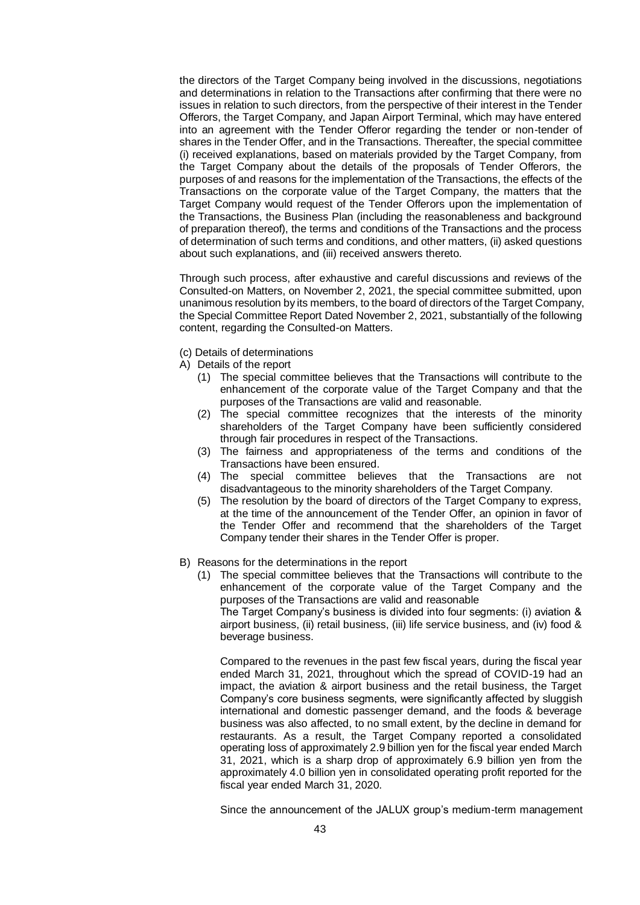the directors of the Target Company being involved in the discussions, negotiations and determinations in relation to the Transactions after confirming that there were no issues in relation to such directors, from the perspective of their interest in the Tender Offerors, the Target Company, and Japan Airport Terminal, which may have entered into an agreement with the Tender Offeror regarding the tender or non-tender of shares in the Tender Offer, and in the Transactions. Thereafter, the special committee (i) received explanations, based on materials provided by the Target Company, from the Target Company about the details of the proposals of Tender Offerors, the purposes of and reasons for the implementation of the Transactions, the effects of the Transactions on the corporate value of the Target Company, the matters that the Target Company would request of the Tender Offerors upon the implementation of the Transactions, the Business Plan (including the reasonableness and background of preparation thereof), the terms and conditions of the Transactions and the process of determination of such terms and conditions, and other matters, (ii) asked questions about such explanations, and (iii) received answers thereto.

Through such process, after exhaustive and careful discussions and reviews of the Consulted-on Matters, on November 2, 2021, the special committee submitted, upon unanimous resolution by its members, to the board of directors of the Target Company, the Special Committee Report Dated November 2, 2021, substantially of the following content, regarding the Consulted-on Matters.

(c) Details of determinations

A) Details of the report

1. The special committee believes that the Transactions will contribute to the enhancement of the corporate value of the Target Company and that the purposes of the Transactions are valid and reasonable.
2. The special committee recognizes that the interests of the minority shareholders of the Target Company have been sufficiently considered through fair procedures in respect of the Transactions.
3. The fairness and appropriateness of the terms and conditions of the Transactions have been ensured.
4. The special committee believes that the Transactions are not disadvantageous to the minority shareholders of the Target Company.
5. The resolution by the board of directors of the Target Company to express, at the time of the announcement of the Tender Offer, an opinion in favor of the Tender Offer and recommend that the shareholders of the Target Company tender their shares in the Tender Offer is proper.

B) Reasons for the determinations in the report

(1) The special committee believes that the Transactions will contribute to the enhancement of the corporate value of the Target Company and the purposes of the Transactions are valid and reasonable

The Target Company's business is divided into four segments: (i) aviation & airport business, (ii) retail business, (iii) life service business, and (iv) food & beverage business.

Compared to the revenues in the past few fiscal years, during the fiscal year ended March 31, 2021, throughout which the spread of COVID-19 had an impact, the aviation & airport business and the retail business, the Target Company's core business segments, were significantly affected by sluggish international and domestic passenger demand, and the foods & beverage business was also affected, to no small extent, by the decline in demand for restaurants. As a result, the Target Company reported a consolidated operating loss of approximately 2.9 billion yen for the fiscal year ended March 31, 2021, which is a sharp drop of approximately 6.9 billion yen from the approximately 4.0 billion yen in consolidated operating profit reported for the fiscal year ended March 31, 2020.

Since the announcement of the JALUX group's medium-term management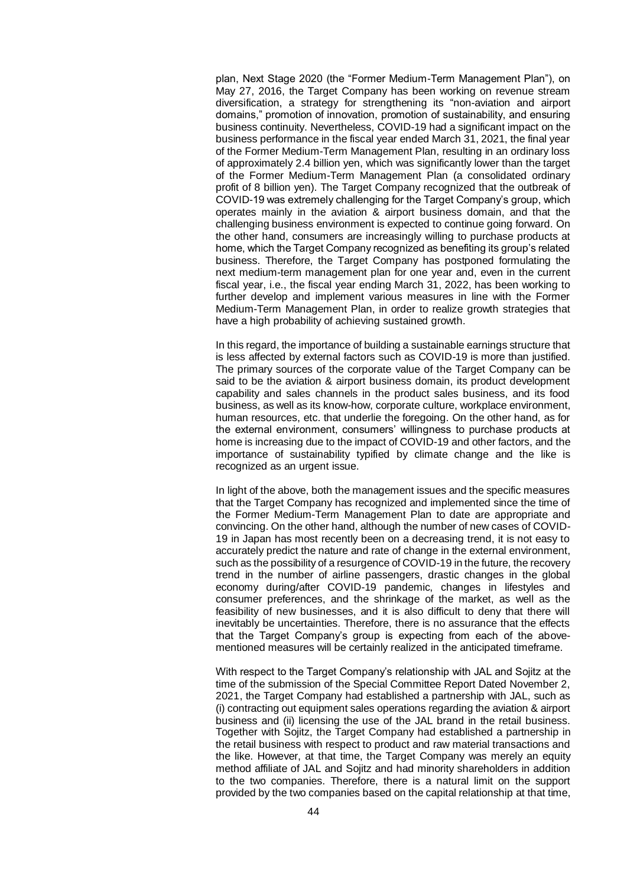plan, Next Stage 2020 (the "Former Medium-Term Management Plan"), on May 27, 2016, the Target Company has been working on revenue stream diversification, a strategy for strengthening its "non-aviation and airport domains," promotion of innovation, promotion of sustainability, and ensuring business continuity. Nevertheless, COVID-19 had a significant impact on the business performance in the fiscal year ended March 31, 2021, the final year of the Former Medium-Term Management Plan, resulting in an ordinary loss of approximately 2.4 billion yen, which was significantly lower than the target of the Former Medium-Term Management Plan (a consolidated ordinary profit of 8 billion yen). The Target Company recognized that the outbreak of COVID-19 was extremely challenging for the Target Company's group, which operates mainly in the aviation & airport business domain, and that the challenging business environment is expected to continue going forward. On the other hand, consumers are increasingly willing to purchase products at home, which the Target Company recognized as benefiting its group's related business. Therefore, the Target Company has postponed formulating the next medium-term management plan for one year and, even in the current fiscal year, i.e., the fiscal year ending March 31, 2022, has been working to further develop and implement various measures in line with the Former Medium-Term Management Plan, in order to realize growth strategies that have a high probability of achieving sustained growth.

In this regard, the importance of building a sustainable earnings structure that is less affected by external factors such as COVID-19 is more than justified. The primary sources of the corporate value of the Target Company can be said to be the aviation & airport business domain, its product development capability and sales channels in the product sales business, and its food business, as well as its know-how, corporate culture, workplace environment, human resources, etc. that underlie the foregoing. On the other hand, as for the external environment, consumers' willingness to purchase products at home is increasing due to the impact of COVID-19 and other factors, and the importance of sustainability typified by climate change and the like is recognized as an urgent issue.

In light of the above, both the management issues and the specific measures that the Target Company has recognized and implemented since the time of the Former Medium-Term Management Plan to date are appropriate and convincing. On the other hand, although the number of new cases of COVID-19 in Japan has most recently been on a decreasing trend, it is not easy to accurately predict the nature and rate of change in the external environment, such as the possibility of a resurgence of COVID-19 in the future, the recovery trend in the number of airline passengers, drastic changes in the global economy during/after COVID-19 pandemic, changes in lifestyles and consumer preferences, and the shrinkage of the market, as well as the feasibility of new businesses, and it is also difficult to deny that there will inevitably be uncertainties. Therefore, there is no assurance that the effects that the Target Company's group is expecting from each of the above-mentioned measures will be certainly realized in the anticipated timeframe.

With respect to the Target Company's relationship with JAL and Sojitz at the time of the submission of the Special Committee Report Dated November 2, 2021, the Target Company had established a partnership with JAL, such as (i) contracting out equipment sales operations regarding the aviation & airport business and (ii) licensing the use of the JAL brand in the retail business. Together with Sojitz, the Target Company had established a partnership in the retail business with respect to product and raw material transactions and the like. However, at that time, the Target Company was merely an equity method affiliate of JAL and Sojitz and had minority shareholders in addition to the two companies. Therefore, there is a natural limit on the support provided by the two companies based on the capital relationship at that time,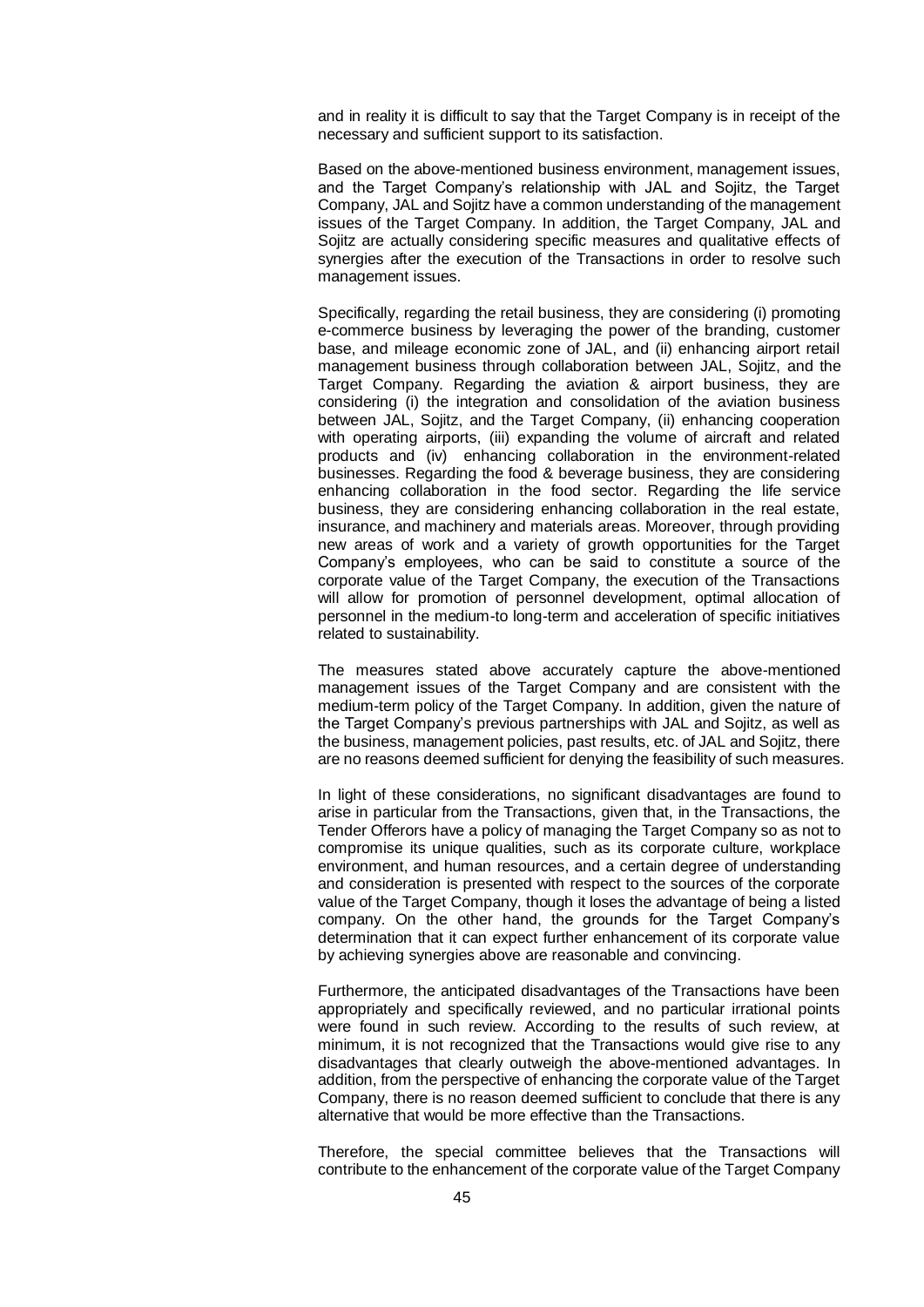and in reality it is difficult to say that the Target Company is in receipt of the necessary and sufficient support to its satisfaction.

Based on the above-mentioned business environment, management issues, and the Target Company's relationship with JAL and Sojitz, the Target Company, JAL and Sojitz have a common understanding of the management issues of the Target Company. In addition, the Target Company, JAL and Sojitz are actually considering specific measures and qualitative effects of synergies after the execution of the Transactions in order to resolve such management issues.

Specifically, regarding the retail business, they are considering (i) promoting e-commerce business by leveraging the power of the branding, customer base, and mileage economic zone of JAL, and (ii) enhancing airport retail management business through collaboration between JAL, Sojitz, and the Target Company. Regarding the aviation & airport business, they are considering (i) the integration and consolidation of the aviation business between JAL, Sojitz, and the Target Company, (ii) enhancing cooperation with operating airports, (iii) expanding the volume of aircraft and related products and (iv) enhancing collaboration in the environment-related businesses. Regarding the food & beverage business, they are considering enhancing collaboration in the food sector. Regarding the life service business, they are considering enhancing collaboration in the real estate, insurance, and machinery and materials areas. Moreover, through providing new areas of work and a variety of growth opportunities for the Target Company's employees, who can be said to constitute a source of the corporate value of the Target Company, the execution of the Transactions will allow for promotion of personnel development, optimal allocation of personnel in the medium-to long-term and acceleration of specific initiatives related to sustainability.

The measures stated above accurately capture the above-mentioned management issues of the Target Company and are consistent with the medium-term policy of the Target Company. In addition, given the nature of the Target Company's previous partnerships with JAL and Sojitz, as well as the business, management policies, past results, etc. of JAL and Sojitz, there are no reasons deemed sufficient for denying the feasibility of such measures.

In light of these considerations, no significant disadvantages are found to arise in particular from the Transactions, given that, in the Transactions, the Tender Offerors have a policy of managing the Target Company so as not to compromise its unique qualities, such as its corporate culture, workplace environment, and human resources, and a certain degree of understanding and consideration is presented with respect to the sources of the corporate value of the Target Company, though it loses the advantage of being a listed company. On the other hand, the grounds for the Target Company's determination that it can expect further enhancement of its corporate value by achieving synergies above are reasonable and convincing.

Furthermore, the anticipated disadvantages of the Transactions have been appropriately and specifically reviewed, and no particular irrational points were found in such review. According to the results of such review, at minimum, it is not recognized that the Transactions would give rise to any disadvantages that clearly outweigh the above-mentioned advantages. In addition, from the perspective of enhancing the corporate value of the Target Company, there is no reason deemed sufficient to conclude that there is any alternative that would be more effective than the Transactions.

Therefore, the special committee believes that the Transactions will contribute to the enhancement of the corporate value of the Target Company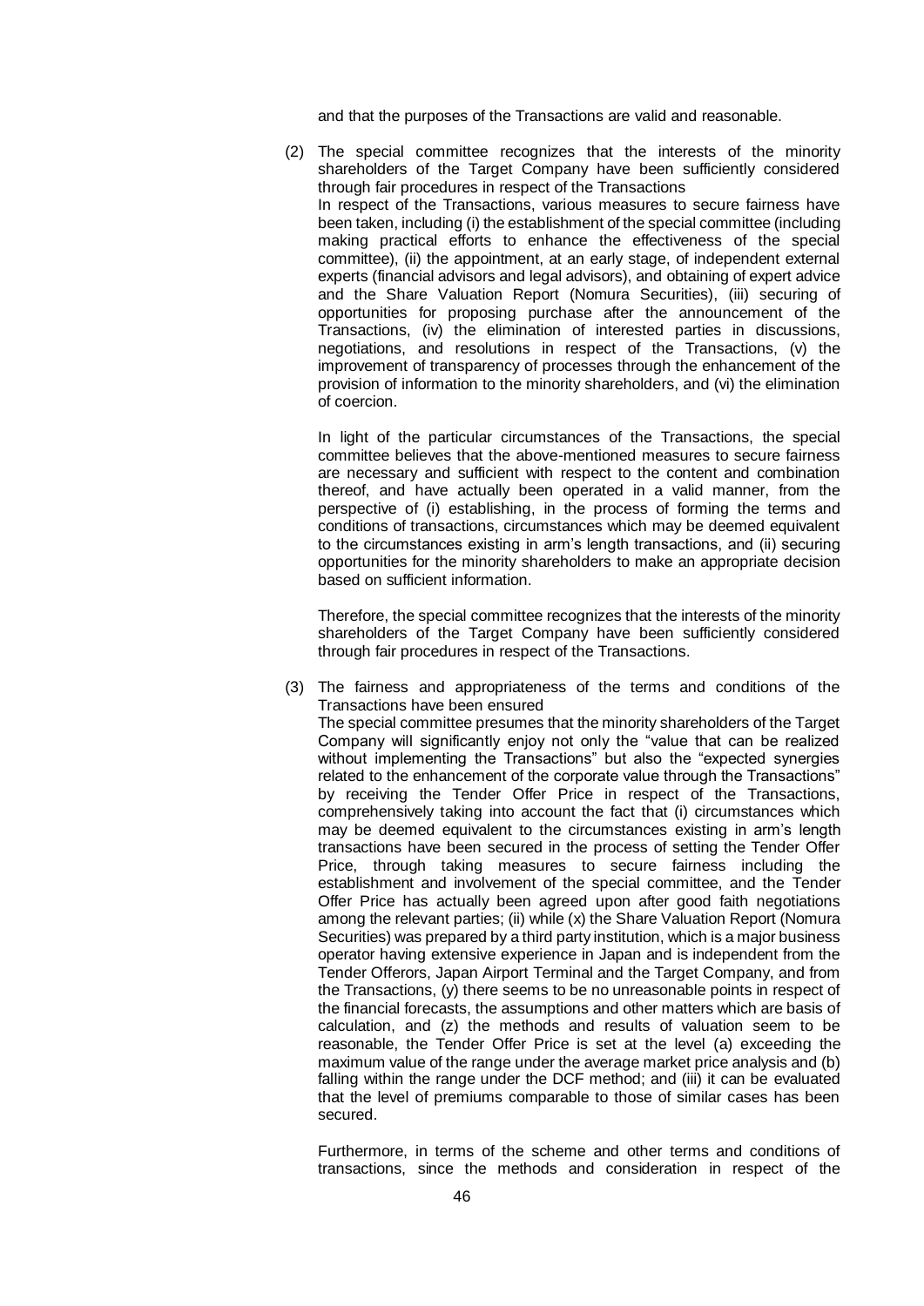and that the purposes of the Transactions are valid and reasonable.

(2) The special committee recognizes that the interests of the minority shareholders of the Target Company have been sufficiently considered through fair procedures in respect of the Transactions

In respect of the Transactions, various measures to secure fairness have been taken, including (i) the establishment of the special committee (including making practical efforts to enhance the effectiveness of the special committee), (ii) the appointment, at an early stage, of independent external experts (financial advisors and legal advisors), and obtaining of expert advice and the Share Valuation Report (Nomura Securities), (iii) securing of opportunities for proposing purchase after the announcement of the Transactions, (iv) the elimination of interested parties in discussions, negotiations, and resolutions in respect of the Transactions, (v) the improvement of transparency of processes through the enhancement of the provision of information to the minority shareholders, and (vi) the elimination of coercion.

In light of the particular circumstances of the Transactions, the special committee believes that the above-mentioned measures to secure fairness are necessary and sufficient with respect to the content and combination thereof, and have actually been operated in a valid manner, from the perspective of (i) establishing, in the process of forming the terms and conditions of transactions, circumstances which may be deemed equivalent to the circumstances existing in arm's length transactions, and (ii) securing opportunities for the minority shareholders to make an appropriate decision based on sufficient information.

Therefore, the special committee recognizes that the interests of the minority shareholders of the Target Company have been sufficiently considered through fair procedures in respect of the Transactions.

(3) The fairness and appropriateness of the terms and conditions of the Transactions have been ensured

The special committee presumes that the minority shareholders of the Target Company will significantly enjoy not only the "value that can be realized without implementing the Transactions" but also the "expected synergies related to the enhancement of the corporate value through the Transactions" by receiving the Tender Offer Price in respect of the Transactions, comprehensively taking into account the fact that (i) circumstances which may be deemed equivalent to the circumstances existing in arm's length transactions have been secured in the process of setting the Tender Offer Price, through taking measures to secure fairness including the establishment and involvement of the special committee, and the Tender Offer Price has actually been agreed upon after good faith negotiations among the relevant parties; (ii) while (x) the Share Valuation Report (Nomura Securities) was prepared by a third party institution, which is a major business operator having extensive experience in Japan and is independent from the Tender Offerors, Japan Airport Terminal and the Target Company, and from the Transactions, (y) there seems to be no unreasonable points in respect of the financial forecasts, the assumptions and other matters which are basis of calculation, and (z) the methods and results of valuation seem to be reasonable, the Tender Offer Price is set at the level (a) exceeding the maximum value of the range under the average market price analysis and (b) falling within the range under the DCF method; and (iii) it can be evaluated that the level of premiums comparable to those of similar cases has been secured.

Furthermore, in terms of the scheme and other terms and conditions of transactions, since the methods and consideration in respect of the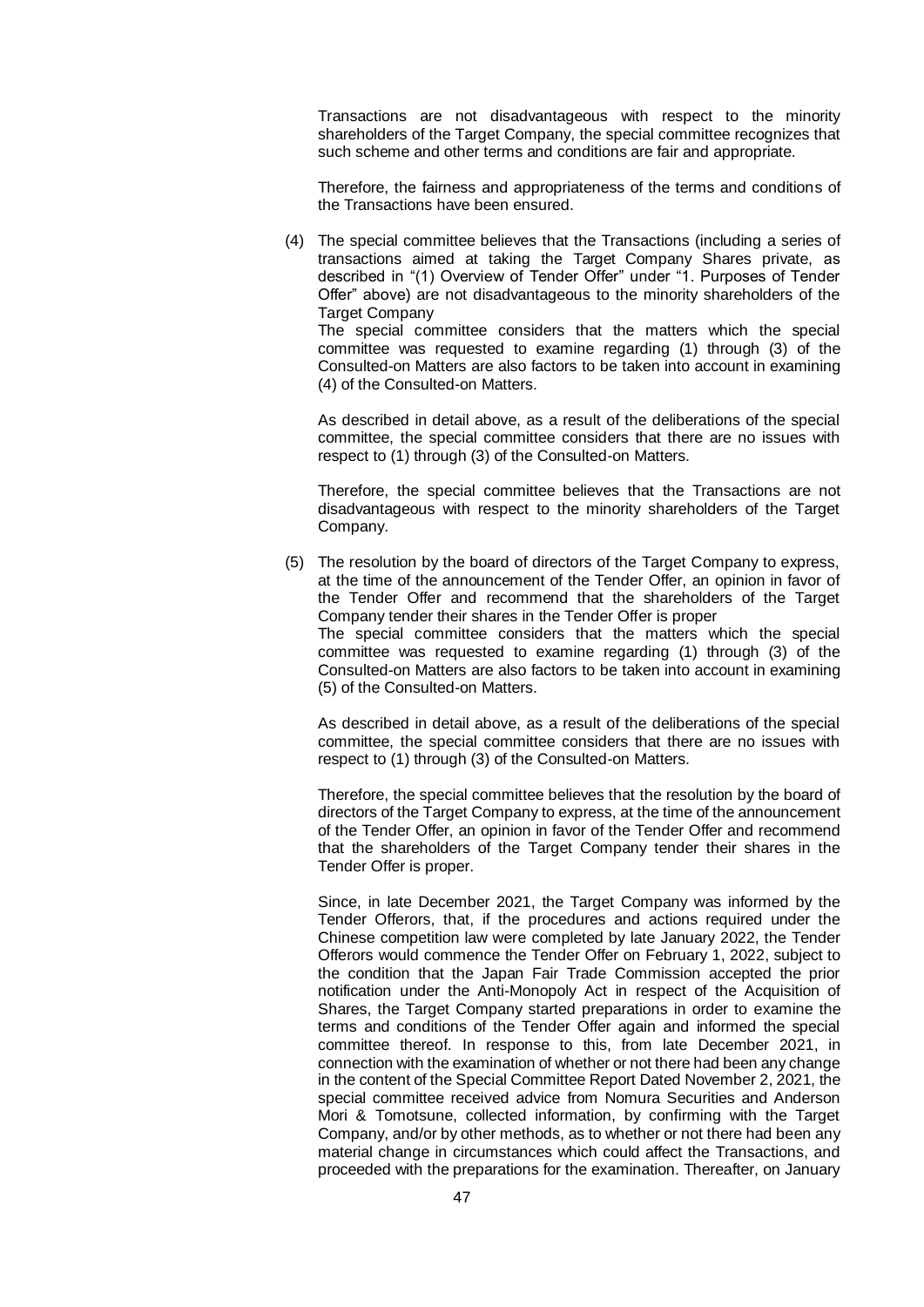Transactions are not disadvantageous with respect to the minority shareholders of the Target Company, the special committee recognizes that such scheme and other terms and conditions are fair and appropriate.

Therefore, the fairness and appropriateness of the terms and conditions of the Transactions have been ensured.

(4) The special committee believes that the Transactions (including a series of transactions aimed at taking the Target Company Shares private, as described in "(1) Overview of Tender Offer" under "1. Purposes of Tender Offer" above) are not disadvantageous to the minority shareholders of the Target Company

The special committee considers that the matters which the special committee was requested to examine regarding (1) through (3) of the Consulted-on Matters are also factors to be taken into account in examining (4) of the Consulted-on Matters.

As described in detail above, as a result of the deliberations of the special committee, the special committee considers that there are no issues with respect to (1) through (3) of the Consulted-on Matters.

Therefore, the special committee believes that the Transactions are not disadvantageous with respect to the minority shareholders of the Target Company.

(5) The resolution by the board of directors of the Target Company to express, at the time of the announcement of the Tender Offer, an opinion in favor of the Tender Offer and recommend that the shareholders of the Target Company tender their shares in the Tender Offer is proper

The special committee considers that the matters which the special committee was requested to examine regarding (1) through (3) of the Consulted-on Matters are also factors to be taken into account in examining (5) of the Consulted-on Matters.

As described in detail above, as a result of the deliberations of the special committee, the special committee considers that there are no issues with respect to (1) through (3) of the Consulted-on Matters.

Therefore, the special committee believes that the resolution by the board of directors of the Target Company to express, at the time of the announcement of the Tender Offer, an opinion in favor of the Tender Offer and recommend that the shareholders of the Target Company tender their shares in the Tender Offer is proper.

Since, in late December 2021, the Target Company was informed by the Tender Offerors, that, if the procedures and actions required under the Chinese competition law were completed by late January 2022, the Tender Offerors would commence the Tender Offer on February 1, 2022, subject to the condition that the Japan Fair Trade Commission accepted the prior notification under the Anti-Monopoly Act in respect of the Acquisition of Shares, the Target Company started preparations in order to examine the terms and conditions of the Tender Offer again and informed the special committee thereof. In response to this, from late December 2021, in connection with the examination of whether or not there had been any change in the content of the Special Committee Report Dated November 2, 2021, the special committee received advice from Nomura Securities and Anderson Mori & Tomotsune, collected information, by confirming with the Target Company, and/or by other methods, as to whether or not there had been any material change in circumstances which could affect the Transactions, and proceeded with the preparations for the examination. Thereafter, on January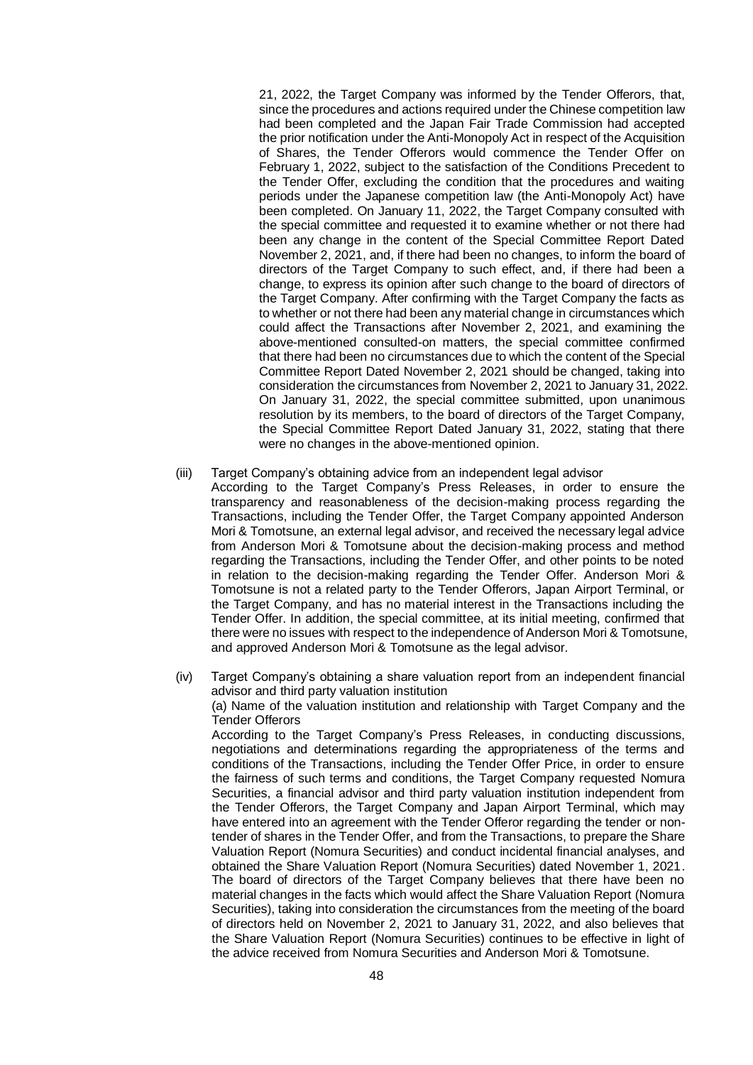21, 2022, the Target Company was informed by the Tender Offerors, that, since the procedures and actions required under the Chinese competition law had been completed and the Japan Fair Trade Commission had accepted the prior notification under the Anti-Monopoly Act in respect of the Acquisition of Shares, the Tender Offerors would commence the Tender Offer on February 1, 2022, subject to the satisfaction of the Conditions Precedent to the Tender Offer, excluding the condition that the procedures and waiting periods under the Japanese competition law (the Anti-Monopoly Act) have been completed. On January 11, 2022, the Target Company consulted with the special committee and requested it to examine whether or not there had been any change in the content of the Special Committee Report Dated November 2, 2021, and, if there had been no changes, to inform the board of directors of the Target Company to such effect, and, if there had been a change, to express its opinion after such change to the board of directors of the Target Company. After confirming with the Target Company the facts as to whether or not there had been any material change in circumstances which could affect the Transactions after November 2, 2021, and examining the above-mentioned consulted-on matters, the special committee confirmed that there had been no circumstances due to which the content of the Special Committee Report Dated November 2, 2021 should be changed, taking into consideration the circumstances from November 2, 2021 to January 31, 2022. On January 31, 2022, the special committee submitted, upon unanimous resolution by its members, to the board of directors of the Target Company, the Special Committee Report Dated January 31, 2022, stating that there were no changes in the above-mentioned opinion.

(iii) Target Company's obtaining advice from an independent legal advisor

According to the Target Company's Press Releases, in order to ensure the transparency and reasonableness of the decision-making process regarding the Transactions, including the Tender Offer, the Target Company appointed Anderson Mori & Tomotsune, an external legal advisor, and received the necessary legal advice from Anderson Mori & Tomotsune about the decision-making process and method regarding the Transactions, including the Tender Offer, and other points to be noted in relation to the decision-making regarding the Tender Offer. Anderson Mori & Tomotsune is not a related party to the Tender Offerors, Japan Airport Terminal, or the Target Company, and has no material interest in the Transactions including the Tender Offer. In addition, the special committee, at its initial meeting, confirmed that there were no issues with respect to the independence of Anderson Mori & Tomotsune, and approved Anderson Mori & Tomotsune as the legal advisor.

(iv) Target Company's obtaining a share valuation report from an independent financial advisor and third party valuation institution

(a) Name of the valuation institution and relationship with Target Company and the Tender Offerors

According to the Target Company's Press Releases, in conducting discussions, negotiations and determinations regarding the appropriateness of the terms and conditions of the Transactions, including the Tender Offer Price, in order to ensure the fairness of such terms and conditions, the Target Company requested Nomura Securities, a financial advisor and third party valuation institution independent from the Tender Offerors, the Target Company and Japan Airport Terminal, which may have entered into an agreement with the Tender Offeror regarding the tender or non-tender of shares in the Tender Offer, and from the Transactions, to prepare the Share Valuation Report (Nomura Securities) and conduct incidental financial analyses, and obtained the Share Valuation Report (Nomura Securities) dated November 1, 2021. The board of directors of the Target Company believes that there have been no material changes in the facts which would affect the Share Valuation Report (Nomura Securities), taking into consideration the circumstances from the meeting of the board of directors held on November 2, 2021 to January 31, 2022, and also believes that the Share Valuation Report (Nomura Securities) continues to be effective in light of the advice received from Nomura Securities and Anderson Mori & Tomotsune.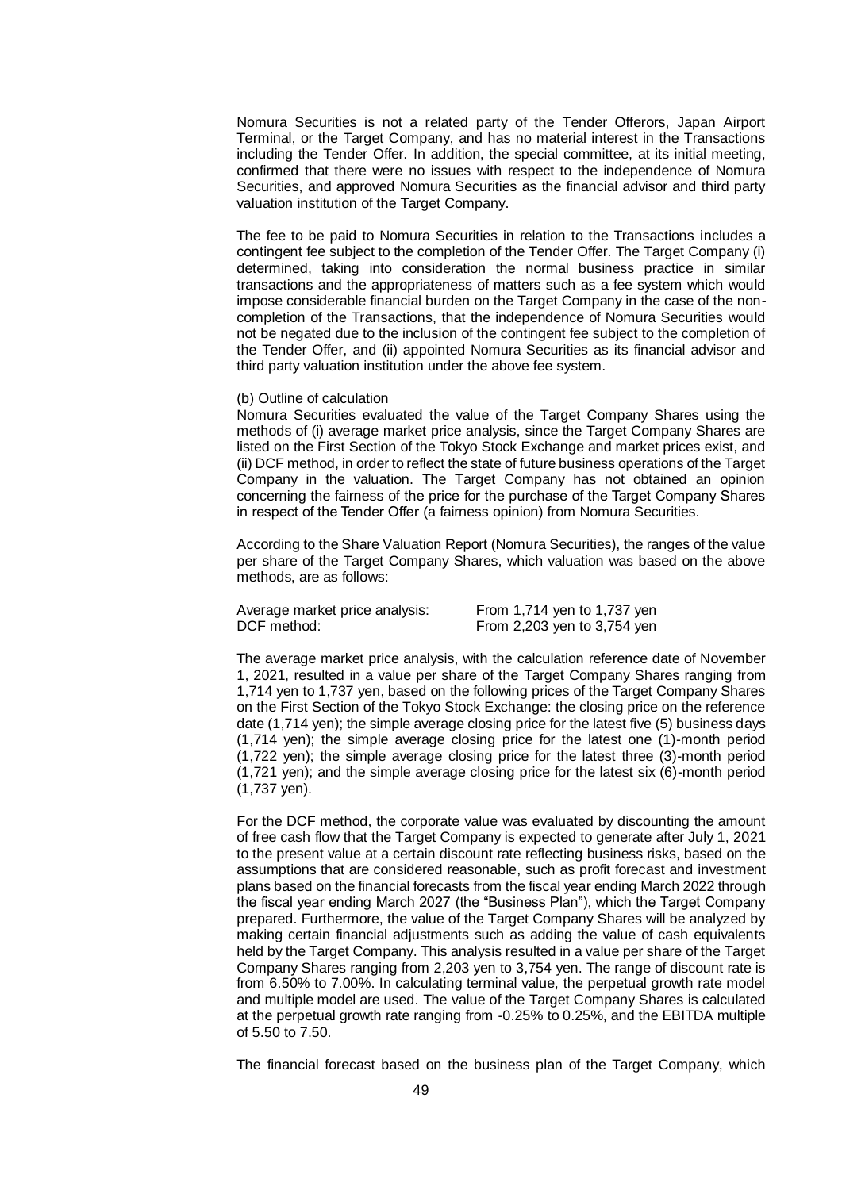Nomura Securities is not a related party of the Tender Offerors, Japan Airport Terminal, or the Target Company, and has no material interest in the Transactions including the Tender Offer. In addition, the special committee, at its initial meeting, confirmed that there were no issues with respect to the independence of Nomura Securities, and approved Nomura Securities as the financial advisor and third party valuation institution of the Target Company.

The fee to be paid to Nomura Securities in relation to the Transactions includes a contingent fee subject to the completion of the Tender Offer. The Target Company (i) determined, taking into consideration the normal business practice in similar transactions and the appropriateness of matters such as a fee system which would impose considerable financial burden on the Target Company in the case of the non-completion of the Transactions, that the independence of Nomura Securities would not be negated due to the inclusion of the contingent fee subject to the completion of the Tender Offer, and (ii) appointed Nomura Securities as its financial advisor and third party valuation institution under the above fee system.

(b) Outline of calculation

Nomura Securities evaluated the value of the Target Company Shares using the methods of (i) average market price analysis, since the Target Company Shares are listed on the First Section of the Tokyo Stock Exchange and market prices exist, and (ii) DCF method, in order to reflect the state of future business operations of the Target Company in the valuation. The Target Company has not obtained an opinion concerning the fairness of the price for the purchase of the Target Company Shares in respect of the Tender Offer (a fairness opinion) from Nomura Securities.

According to the Share Valuation Report (Nomura Securities), the ranges of the value per share of the Target Company Shares, which valuation was based on the above methods, are as follows:

| | |
|---|---|
| Average market price analysis: | From 1,714 yen to 1,737 yen |
| DCF method: | From 2,203 yen to 3,754 yen |

The average market price analysis, with the calculation reference date of November 1, 2021, resulted in a value per share of the Target Company Shares ranging from 1,714 yen to 1,737 yen, based on the following prices of the Target Company Shares on the First Section of the Tokyo Stock Exchange: the closing price on the reference date (1,714 yen); the simple average closing price for the latest five (5) business days (1,714 yen); the simple average closing price for the latest one (1)-month period (1,722 yen); the simple average closing price for the latest three (3)-month period (1,721 yen); and the simple average closing price for the latest six (6)-month period (1,737 yen).

For the DCF method, the corporate value was evaluated by discounting the amount of free cash flow that the Target Company is expected to generate after July 1, 2021 to the present value at a certain discount rate reflecting business risks, based on the assumptions that are considered reasonable, such as profit forecast and investment plans based on the financial forecasts from the fiscal year ending March 2022 through the fiscal year ending March 2027 (the "Business Plan"), which the Target Company prepared. Furthermore, the value of the Target Company Shares will be analyzed by making certain financial adjustments such as adding the value of cash equivalents held by the Target Company. This analysis resulted in a value per share of the Target Company Shares ranging from 2,203 yen to 3,754 yen. The range of discount rate is from 6.50% to 7.00%. In calculating terminal value, the perpetual growth rate model and multiple model are used. The value of the Target Company Shares is calculated at the perpetual growth rate ranging from -0.25% to 0.25%, and the EBITDA multiple of 5.50 to 7.50.

The financial forecast based on the business plan of the Target Company, which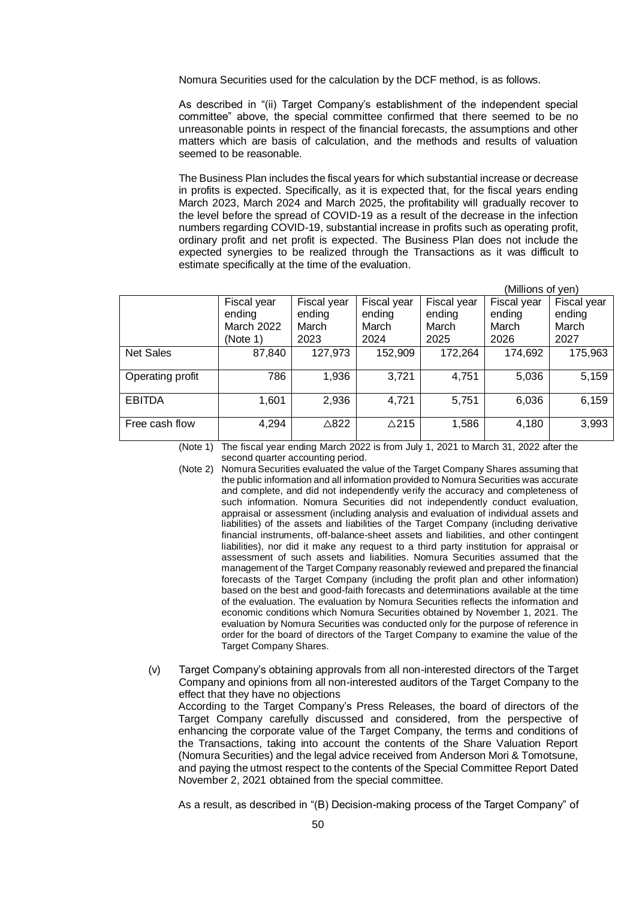Nomura Securities used for the calculation by the DCF method, is as follows.

As described in "(ii) Target Company's establishment of the independent special committee" above, the special committee confirmed that there seemed to be no unreasonable points in respect of the financial forecasts, the assumptions and other matters which are basis of calculation, and the methods and results of valuation seemed to be reasonable.

The Business Plan includes the fiscal years for which substantial increase or decrease in profits is expected. Specifically, as it is expected that, for the fiscal years ending March 2023, March 2024 and March 2025, the profitability will gradually recover to the level before the spread of COVID-19 as a result of the decrease in the infection numbers regarding COVID-19, substantial increase in profits such as operating profit, ordinary profit and net profit is expected. The Business Plan does not include the expected synergies to be realized through the Transactions as it was difficult to estimate specifically at the time of the evaluation.

(Millions of yen)

| | Fiscal year ending March 2022 (Note 1) | Fiscal year ending March 2023 | Fiscal year ending March 2024 | Fiscal year ending March 2025 | Fiscal year ending March 2026 | Fiscal year ending March 2027 |
|---|---|---|---|---|---|---|
| Net Sales | 87,840 | 127,973 | 152,909 | 172,264 | 174,692 | 175,963 |
| Operating profit | 786 | 1,936 | 3,721 | 4,751 | 5,036 | 5,159 |
| EBITDA | 1,601 | 2,936 | 4,721 | 5,751 | 6,036 | 6,159 |
| Free cash flow | 4,294 | △822 | △215 | 1,586 | 4,180 | 3,993 |

(Note 1) The fiscal year ending March 2022 is from July 1, 2021 to March 31, 2022 after the second quarter accounting period.

(Note 2) Nomura Securities evaluated the value of the Target Company Shares assuming that the public information and all information provided to Nomura Securities was accurate and complete, and did not independently verify the accuracy and completeness of such information. Nomura Securities did not independently conduct evaluation, appraisal or assessment (including analysis and evaluation of individual assets and liabilities) of the assets and liabilities of the Target Company (including derivative financial instruments, off-balance-sheet assets and liabilities, and other contingent liabilities), nor did it make any request to a third party institution for appraisal or assessment of such assets and liabilities. Nomura Securities assumed that the management of the Target Company reasonably reviewed and prepared the financial forecasts of the Target Company (including the profit plan and other information) based on the best and good-faith forecasts and determinations available at the time of the evaluation. The evaluation by Nomura Securities reflects the information and economic conditions which Nomura Securities obtained by November 1, 2021. The evaluation by Nomura Securities was conducted only for the purpose of reference in order for the board of directors of the Target Company to examine the value of the Target Company Shares.

(v) Target Company's obtaining approvals from all non-interested directors of the Target Company and opinions from all non-interested auditors of the Target Company to the effect that they have no objections

According to the Target Company's Press Releases, the board of directors of the Target Company carefully discussed and considered, from the perspective of enhancing the corporate value of the Target Company, the terms and conditions of the Transactions, taking into account the contents of the Share Valuation Report (Nomura Securities) and the legal advice received from Anderson Mori & Tomotsune, and paying the utmost respect to the contents of the Special Committee Report Dated November 2, 2021 obtained from the special committee.

As a result, as described in "(B) Decision-making process of the Target Company" of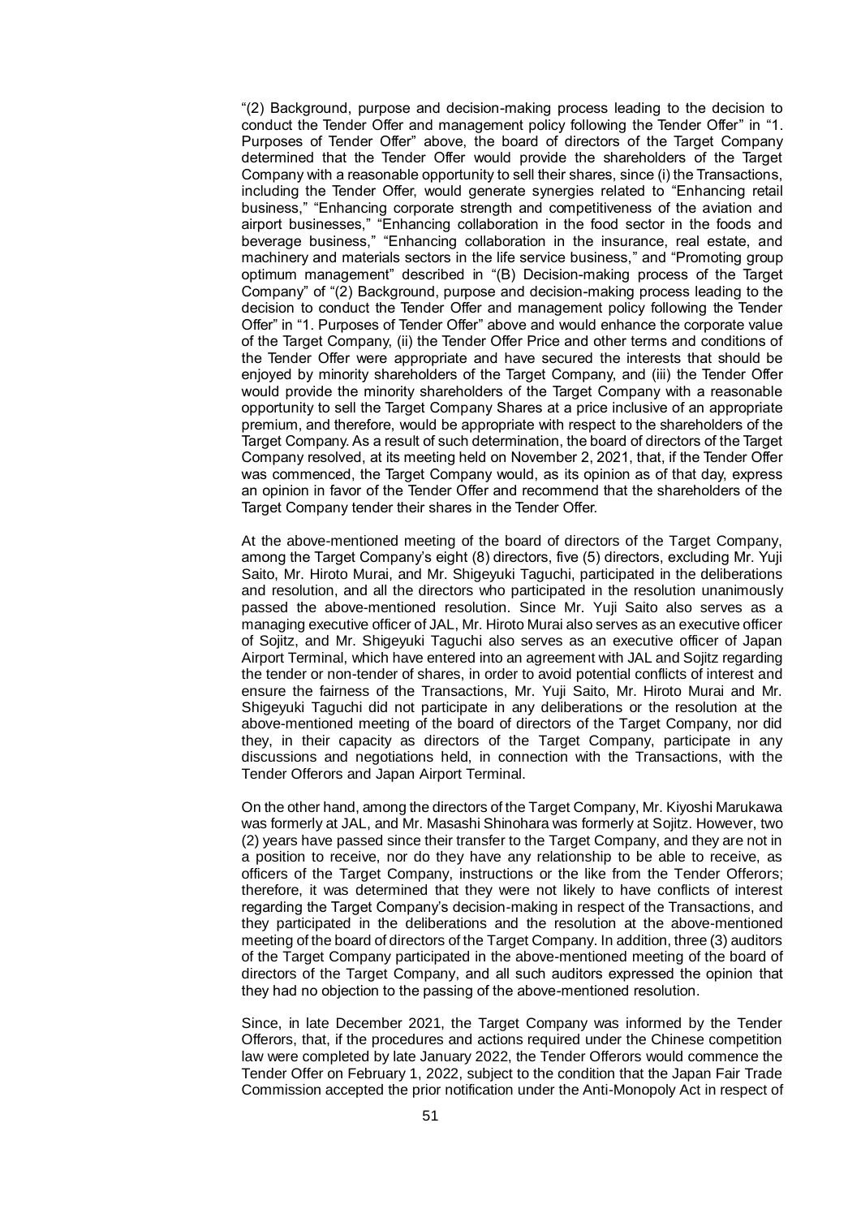"(2) Background, purpose and decision-making process leading to the decision to conduct the Tender Offer and management policy following the Tender Offer" in "1. Purposes of Tender Offer" above, the board of directors of the Target Company determined that the Tender Offer would provide the shareholders of the Target Company with a reasonable opportunity to sell their shares, since (i) the Transactions, including the Tender Offer, would generate synergies related to "Enhancing retail business," "Enhancing corporate strength and competitiveness of the aviation and airport businesses," "Enhancing collaboration in the food sector in the foods and beverage business," "Enhancing collaboration in the insurance, real estate, and machinery and materials sectors in the life service business," and "Promoting group optimum management" described in "(B) Decision-making process of the Target Company" of "(2) Background, purpose and decision-making process leading to the decision to conduct the Tender Offer and management policy following the Tender Offer" in "1. Purposes of Tender Offer" above and would enhance the corporate value of the Target Company, (ii) the Tender Offer Price and other terms and conditions of the Tender Offer were appropriate and have secured the interests that should be enjoyed by minority shareholders of the Target Company, and (iii) the Tender Offer would provide the minority shareholders of the Target Company with a reasonable opportunity to sell the Target Company Shares at a price inclusive of an appropriate premium, and therefore, would be appropriate with respect to the shareholders of the Target Company. As a result of such determination, the board of directors of the Target Company resolved, at its meeting held on November 2, 2021, that, if the Tender Offer was commenced, the Target Company would, as its opinion as of that day, express an opinion in favor of the Tender Offer and recommend that the shareholders of the Target Company tender their shares in the Tender Offer.

At the above-mentioned meeting of the board of directors of the Target Company, among the Target Company's eight (8) directors, five (5) directors, excluding Mr. Yuji Saito, Mr. Hiroto Murai, and Mr. Shigeyuki Taguchi, participated in the deliberations and resolution, and all the directors who participated in the resolution unanimously passed the above-mentioned resolution. Since Mr. Yuji Saito also serves as a managing executive officer of JAL, Mr. Hiroto Murai also serves as an executive officer of Sojitz, and Mr. Shigeyuki Taguchi also serves as an executive officer of Japan Airport Terminal, which have entered into an agreement with JAL and Sojitz regarding the tender or non-tender of shares, in order to avoid potential conflicts of interest and ensure the fairness of the Transactions, Mr. Yuji Saito, Mr. Hiroto Murai and Mr. Shigeyuki Taguchi did not participate in any deliberations or the resolution at the above-mentioned meeting of the board of directors of the Target Company, nor did they, in their capacity as directors of the Target Company, participate in any discussions and negotiations held, in connection with the Transactions, with the Tender Offerors and Japan Airport Terminal.

On the other hand, among the directors of the Target Company, Mr. Kiyoshi Marukawa was formerly at JAL, and Mr. Masashi Shinohara was formerly at Sojitz. However, two (2) years have passed since their transfer to the Target Company, and they are not in a position to receive, nor do they have any relationship to be able to receive, as officers of the Target Company, instructions or the like from the Tender Offerors; therefore, it was determined that they were not likely to have conflicts of interest regarding the Target Company's decision-making in respect of the Transactions, and they participated in the deliberations and the resolution at the above-mentioned meeting of the board of directors of the Target Company. In addition, three (3) auditors of the Target Company participated in the above-mentioned meeting of the board of directors of the Target Company, and all such auditors expressed the opinion that they had no objection to the passing of the above-mentioned resolution.

Since, in late December 2021, the Target Company was informed by the Tender Offerors, that, if the procedures and actions required under the Chinese competition law were completed by late January 2022, the Tender Offerors would commence the Tender Offer on February 1, 2022, subject to the condition that the Japan Fair Trade Commission accepted the prior notification under the Anti-Monopoly Act in respect of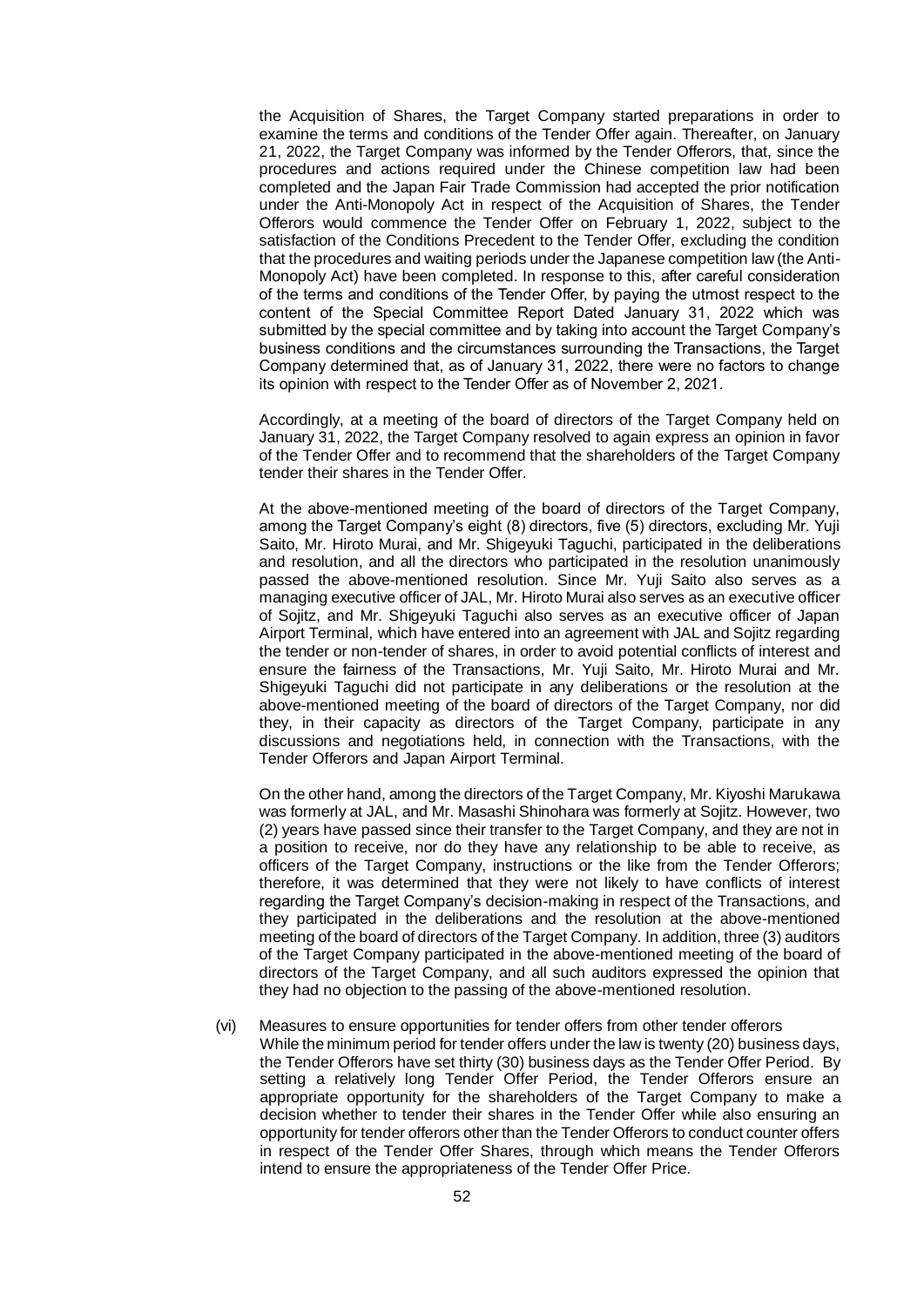the Acquisition of Shares, the Target Company started preparations in order to examine the terms and conditions of the Tender Offer again. Thereafter, on January 21, 2022, the Target Company was informed by the Tender Offerors, that, since the procedures and actions required under the Chinese competition law had been completed and the Japan Fair Trade Commission had accepted the prior notification under the Anti-Monopoly Act in respect of the Acquisition of Shares, the Tender Offerors would commence the Tender Offer on February 1, 2022, subject to the satisfaction of the Conditions Precedent to the Tender Offer, excluding the condition that the procedures and waiting periods under the Japanese competition law (the Anti-Monopoly Act) have been completed. In response to this, after careful consideration of the terms and conditions of the Tender Offer, by paying the utmost respect to the content of the Special Committee Report Dated January 31, 2022 which was submitted by the special committee and by taking into account the Target Company's business conditions and the circumstances surrounding the Transactions, the Target Company determined that, as of January 31, 2022, there were no factors to change its opinion with respect to the Tender Offer as of November 2, 2021.

Accordingly, at a meeting of the board of directors of the Target Company held on January 31, 2022, the Target Company resolved to again express an opinion in favor of the Tender Offer and to recommend that the shareholders of the Target Company tender their shares in the Tender Offer.

At the above-mentioned meeting of the board of directors of the Target Company, among the Target Company's eight (8) directors, five (5) directors, excluding Mr. Yuji Saito, Mr. Hiroto Murai, and Mr. Shigeyuki Taguchi, participated in the deliberations and resolution, and all the directors who participated in the resolution unanimously passed the above-mentioned resolution. Since Mr. Yuji Saito also serves as a managing executive officer of JAL, Mr. Hiroto Murai also serves as an executive officer of Sojitz, and Mr. Shigeyuki Taguchi also serves as an executive officer of Japan Airport Terminal, which have entered into an agreement with JAL and Sojitz regarding the tender or non-tender of shares, in order to avoid potential conflicts of interest and ensure the fairness of the Transactions, Mr. Yuji Saito, Mr. Hiroto Murai and Mr. Shigeyuki Taguchi did not participate in any deliberations or the resolution at the above-mentioned meeting of the board of directors of the Target Company, nor did they, in their capacity as directors of the Target Company, participate in any discussions and negotiations held, in connection with the Transactions, with the Tender Offerors and Japan Airport Terminal.

On the other hand, among the directors of the Target Company, Mr. Kiyoshi Marukawa was formerly at JAL, and Mr. Masashi Shinohara was formerly at Sojitz. However, two (2) years have passed since their transfer to the Target Company, and they are not in a position to receive, nor do they have any relationship to be able to receive, as officers of the Target Company, instructions or the like from the Tender Offerors; therefore, it was determined that they were not likely to have conflicts of interest regarding the Target Company's decision-making in respect of the Transactions, and they participated in the deliberations and the resolution at the above-mentioned meeting of the board of directors of the Target Company. In addition, three (3) auditors of the Target Company participated in the above-mentioned meeting of the board of directors of the Target Company, and all such auditors expressed the opinion that they had no objection to the passing of the above-mentioned resolution.

(vi) Measures to ensure opportunities for tender offers from other tender offerors

While the minimum period for tender offers under the law is twenty (20) business days, the Tender Offerors have set thirty (30) business days as the Tender Offer Period. By setting a relatively long Tender Offer Period, the Tender Offerors ensure an appropriate opportunity for the shareholders of the Target Company to make a decision whether to tender their shares in the Tender Offer while also ensuring an opportunity for tender offerors other than the Tender Offerors to conduct counter offers in respect of the Tender Offer Shares, through which means the Tender Offerors intend to ensure the appropriateness of the Tender Offer Price.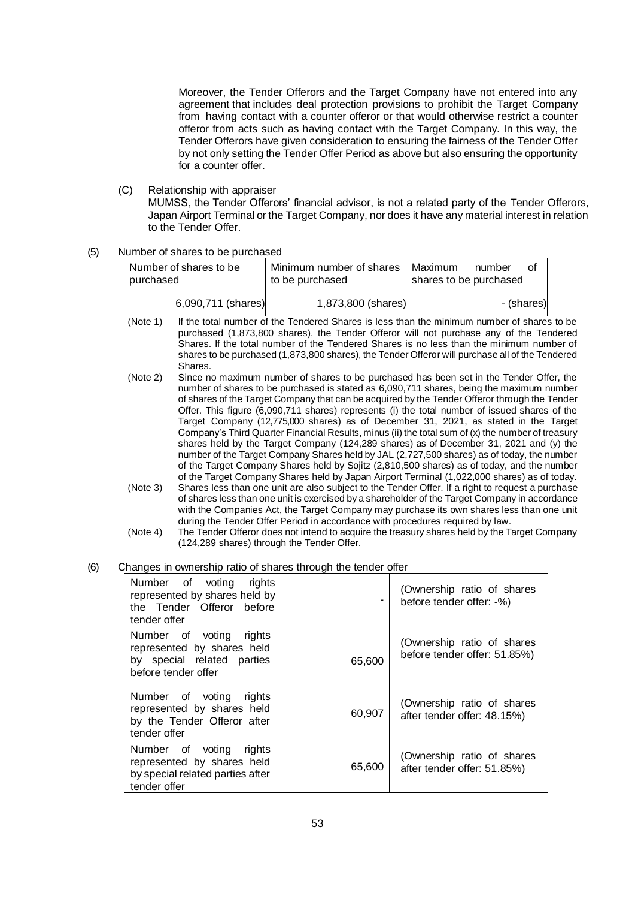Moreover, the Tender Offerors and the Target Company have not entered into any agreement that includes deal protection provisions to prohibit the Target Company from having contact with a counter offeror or that would otherwise restrict a counter offeror from acts such as having contact with the Target Company. In this way, the Tender Offerors have given consideration to ensuring the fairness of the Tender Offer by not only setting the Tender Offer Period as above but also ensuring the opportunity for a counter offer.

(C) Relationship with appraiser

MUMSS, the Tender Offerors' financial advisor, is not a related party of the Tender Offerors, Japan Airport Terminal or the Target Company, nor does it have any material interest in relation to the Tender Offer.

(5) Number of shares to be purchased

| Number of shares to be purchased | Minimum number of shares to be purchased | Maximum number of shares to be purchased |
|---|---|---|
| 6,090,711 (shares) | 1,873,800 (shares) | - (shares) |

(Note 1) If the total number of the Tendered Shares is less than the minimum number of shares to be purchased (1,873,800 shares), the Tender Offeror will not purchase any of the Tendered Shares. If the total number of the Tendered Shares is no less than the minimum number of shares to be purchased (1,873,800 shares), the Tender Offeror will purchase all of the Tendered Shares.

(Note 2) Since no maximum number of shares to be purchased has been set in the Tender Offer, the number of shares to be purchased is stated as 6,090,711 shares, being the maximum number of shares of the Target Company that can be acquired by the Tender Offeror through the Tender Offer. This figure (6,090,711 shares) represents (i) the total number of issued shares of the Target Company (12,775,000 shares) as of December 31, 2021, as stated in the Target Company's Third Quarter Financial Results, minus (ii) the total sum of (x) the number of treasury shares held by the Target Company (124,289 shares) as of December 31, 2021 and (y) the number of the Target Company Shares held by JAL (2,727,500 shares) as of today, the number of the Target Company Shares held by Sojitz (2,810,500 shares) as of today, and the number of the Target Company Shares held by Japan Airport Terminal (1,022,000 shares) as of today.

(Note 3) Shares less than one unit are also subject to the Tender Offer. If a right to request a purchase of shares less than one unit is exercised by a shareholder of the Target Company in accordance with the Companies Act, the Target Company may purchase its own shares less than one unit during the Tender Offer Period in accordance with procedures required by law.

(Note 4) The Tender Offeror does not intend to acquire the treasury shares held by the Target Company (124,289 shares) through the Tender Offer.

(6) Changes in ownership ratio of shares through the tender offer

| | | |
|---|---|---|
| Number of voting rights represented by shares held by the Tender Offeror before tender offer | - | (Ownership ratio of shares before tender offer: -%) |
| Number of voting rights represented by shares held by special related parties before tender offer | 65,600 | (Ownership ratio of shares before tender offer: 51.85%) |
| Number of voting rights represented by shares held by the Tender Offeror after tender offer | 60,907 | (Ownership ratio of shares after tender offer: 48.15%) |
| Number of voting rights represented by shares held by special related parties after tender offer | 65,600 | (Ownership ratio of shares after tender offer: 51.85%) |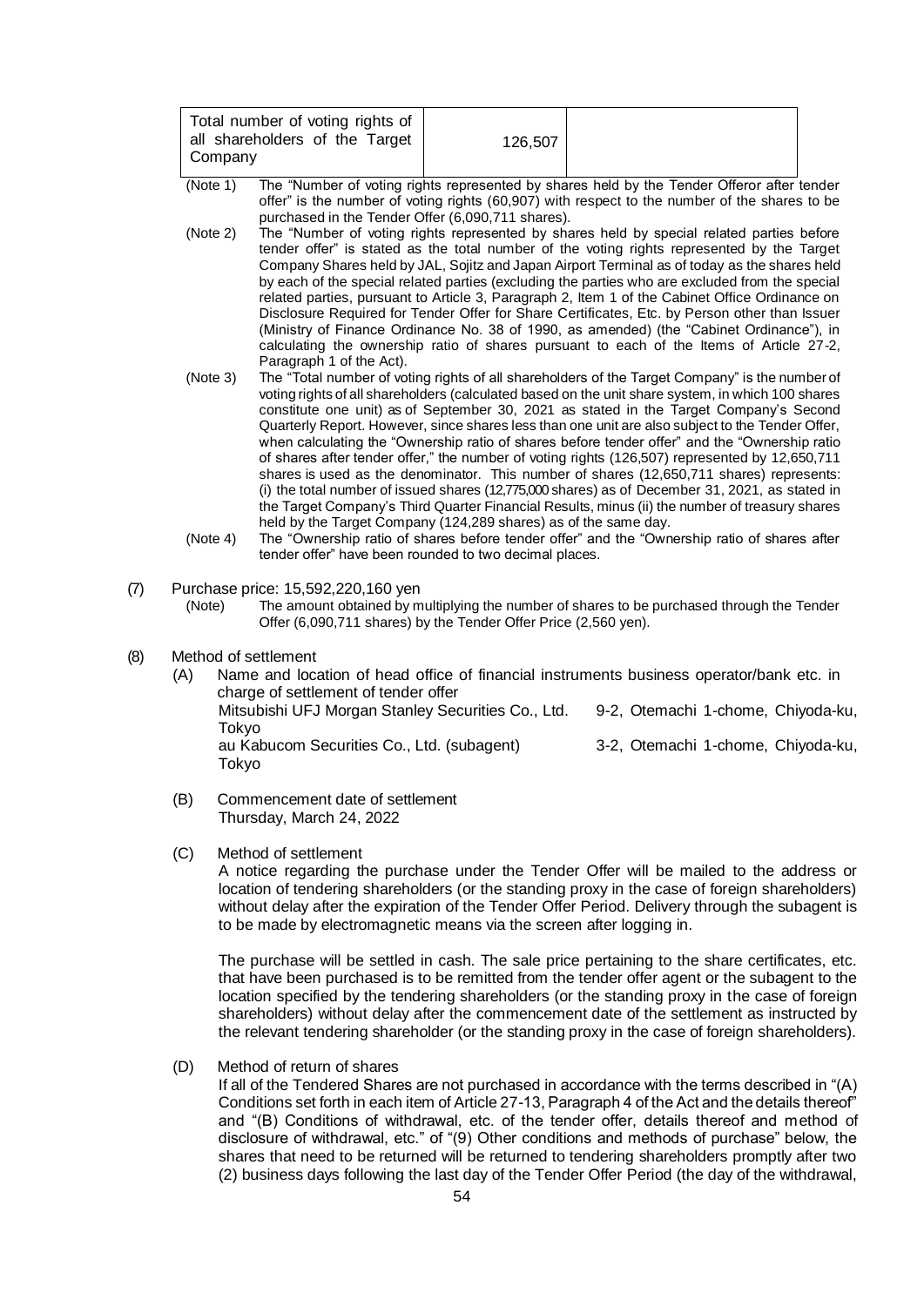| Total number of voting rights of all shareholders of the Target Company | 126,507 | |
|---|---|---|

(Note 1) The "Number of voting rights represented by shares held by the Tender Offeror after tender offer" is the number of voting rights (60,907) with respect to the number of the shares to be purchased in the Tender Offer (6,090,711 shares).

(Note 2) The "Number of voting rights represented by shares held by special related parties before tender offer" is stated as the total number of the voting rights represented by the Target Company Shares held by JAL, Sojitz and Japan Airport Terminal as of today as the shares held by each of the special related parties (excluding the parties who are excluded from the special related parties, pursuant to Article 3, Paragraph 2, Item 1 of the Cabinet Office Ordinance on Disclosure Required for Tender Offer for Share Certificates, Etc. by Person other than Issuer (Ministry of Finance Ordinance No. 38 of 1990, as amended) (the "Cabinet Ordinance"), in calculating the ownership ratio of shares pursuant to each of the Items of Article 27-2, Paragraph 1 of the Act).

(Note 3) The "Total number of voting rights of all shareholders of the Target Company" is the number of voting rights of all shareholders (calculated based on the unit share system, in which 100 shares constitute one unit) as of September 30, 2021 as stated in the Target Company's Second Quarterly Report. However, since shares less than one unit are also subject to the Tender Offer, when calculating the "Ownership ratio of shares before tender offer" and the "Ownership ratio of shares after tender offer," the number of voting rights (126,507) represented by 12,650,711 shares is used as the denominator. This number of shares (12,650,711 shares) represents: (i) the total number of issued shares (12,775,000 shares) as of December 31, 2021, as stated in the Target Company's Third Quarter Financial Results, minus (ii) the number of treasury shares held by the Target Company (124,289 shares) as of the same day.

(Note 4) The "Ownership ratio of shares before tender offer" and the "Ownership ratio of shares after tender offer" have been rounded to two decimal places.

(7) Purchase price: 15,592,220,160 yen

(Note) The amount obtained by multiplying the number of shares to be purchased through the Tender Offer (6,090,711 shares) by the Tender Offer Price (2,560 yen).

(8) Method of settlement

(A) Name and location of head office of financial instruments business operator/bank etc. in charge of settlement of tender offer

Mitsubishi UFJ Morgan Stanley Securities Co., Ltd. 9-2, Otemachi 1-chome, Chiyoda-ku, Tokyo

au Kabucom Securities Co., Ltd. (subagent) 3-2, Otemachi 1-chome, Chiyoda-ku, Tokyo

(B) Commencement date of settlement

Thursday, March 24, 2022

(C) Method of settlement

A notice regarding the purchase under the Tender Offer will be mailed to the address or location of tendering shareholders (or the standing proxy in the case of foreign shareholders) without delay after the expiration of the Tender Offer Period. Delivery through the subagent is to be made by electromagnetic means via the screen after logging in.

The purchase will be settled in cash. The sale price pertaining to the share certificates, etc. that have been purchased is to be remitted from the tender offer agent or the subagent to the location specified by the tendering shareholders (or the standing proxy in the case of foreign shareholders) without delay after the commencement date of the settlement as instructed by the relevant tendering shareholder (or the standing proxy in the case of foreign shareholders).

(D) Method of return of shares

If all of the Tendered Shares are not purchased in accordance with the terms described in "(A) Conditions set forth in each item of Article 27-13, Paragraph 4 of the Act and the details thereof" and "(B) Conditions of withdrawal, etc. of the tender offer, details thereof and method of disclosure of withdrawal, etc." of "(9) Other conditions and methods of purchase" below, the shares that need to be returned will be returned to tendering shareholders promptly after two (2) business days following the last day of the Tender Offer Period (the day of the withdrawal,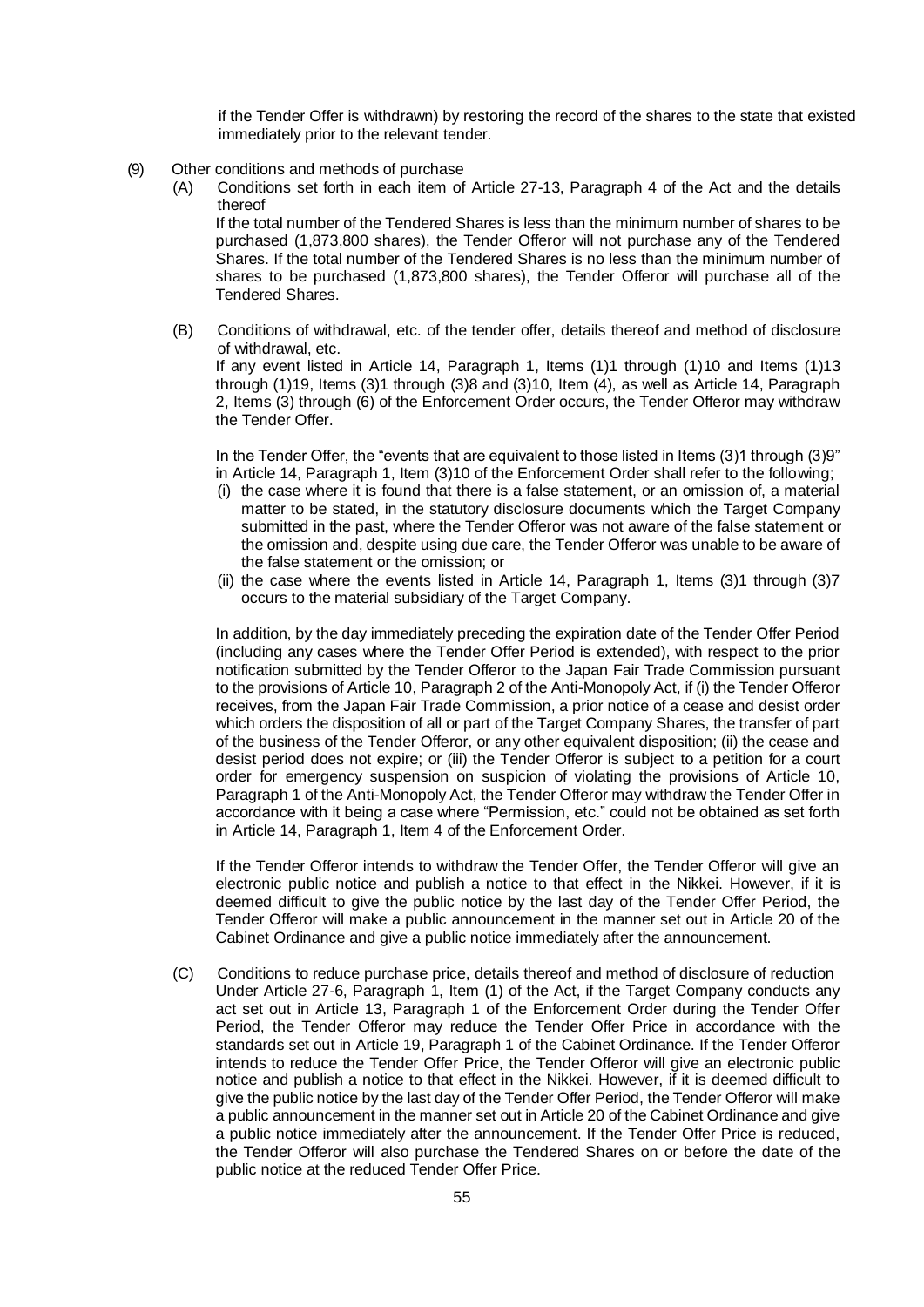if the Tender Offer is withdrawn) by restoring the record of the shares to the state that existed immediately prior to the relevant tender.

(9) Other conditions and methods of purchase

(A) Conditions set forth in each item of Article 27-13, Paragraph 4 of the Act and the details thereof

If the total number of the Tendered Shares is less than the minimum number of shares to be purchased (1,873,800 shares), the Tender Offeror will not purchase any of the Tendered Shares. If the total number of the Tendered Shares is no less than the minimum number of shares to be purchased (1,873,800 shares), the Tender Offeror will purchase all of the Tendered Shares.

(B) Conditions of withdrawal, etc. of the tender offer, details thereof and method of disclosure of withdrawal, etc.

If any event listed in Article 14, Paragraph 1, Items (1)1 through (1)10 and Items (1)13 through (1)19, Items (3)1 through (3)8 and (3)10, Item (4), as well as Article 14, Paragraph 2, Items (3) through (6) of the Enforcement Order occurs, the Tender Offeror may withdraw the Tender Offer.

In the Tender Offer, the "events that are equivalent to those listed in Items (3)1 through (3)9" in Article 14, Paragraph 1, Item (3)10 of the Enforcement Order shall refer to the following;

(i) the case where it is found that there is a false statement, or an omission of, a material matter to be stated, in the statutory disclosure documents which the Target Company submitted in the past, where the Tender Offeror was not aware of the false statement or the omission and, despite using due care, the Tender Offeror was unable to be aware of the false statement or the omission; or

(ii) the case where the events listed in Article 14, Paragraph 1, Items (3)1 through (3)7 occurs to the material subsidiary of the Target Company.

In addition, by the day immediately preceding the expiration date of the Tender Offer Period (including any cases where the Tender Offer Period is extended), with respect to the prior notification submitted by the Tender Offeror to the Japan Fair Trade Commission pursuant to the provisions of Article 10, Paragraph 2 of the Anti-Monopoly Act, if (i) the Tender Offeror receives, from the Japan Fair Trade Commission, a prior notice of a cease and desist order which orders the disposition of all or part of the Target Company Shares, the transfer of part of the business of the Tender Offeror, or any other equivalent disposition; (ii) the cease and desist period does not expire; or (iii) the Tender Offeror is subject to a petition for a court order for emergency suspension on suspicion of violating the provisions of Article 10, Paragraph 1 of the Anti-Monopoly Act, the Tender Offeror may withdraw the Tender Offer in accordance with it being a case where "Permission, etc." could not be obtained as set forth in Article 14, Paragraph 1, Item 4 of the Enforcement Order.

If the Tender Offeror intends to withdraw the Tender Offer, the Tender Offeror will give an electronic public notice and publish a notice to that effect in the Nikkei. However, if it is deemed difficult to give the public notice by the last day of the Tender Offer Period, the Tender Offeror will make a public announcement in the manner set out in Article 20 of the Cabinet Ordinance and give a public notice immediately after the announcement.

(C) Conditions to reduce purchase price, details thereof and method of disclosure of reduction

Under Article 27-6, Paragraph 1, Item (1) of the Act, if the Target Company conducts any act set out in Article 13, Paragraph 1 of the Enforcement Order during the Tender Offer Period, the Tender Offeror may reduce the Tender Offer Price in accordance with the standards set out in Article 19, Paragraph 1 of the Cabinet Ordinance. If the Tender Offeror intends to reduce the Tender Offer Price, the Tender Offeror will give an electronic public notice and publish a notice to that effect in the Nikkei. However, if it is deemed difficult to give the public notice by the last day of the Tender Offer Period, the Tender Offeror will make a public announcement in the manner set out in Article 20 of the Cabinet Ordinance and give a public notice immediately after the announcement. If the Tender Offer Price is reduced, the Tender Offeror will also purchase the Tendered Shares on or before the date of the public notice at the reduced Tender Offer Price.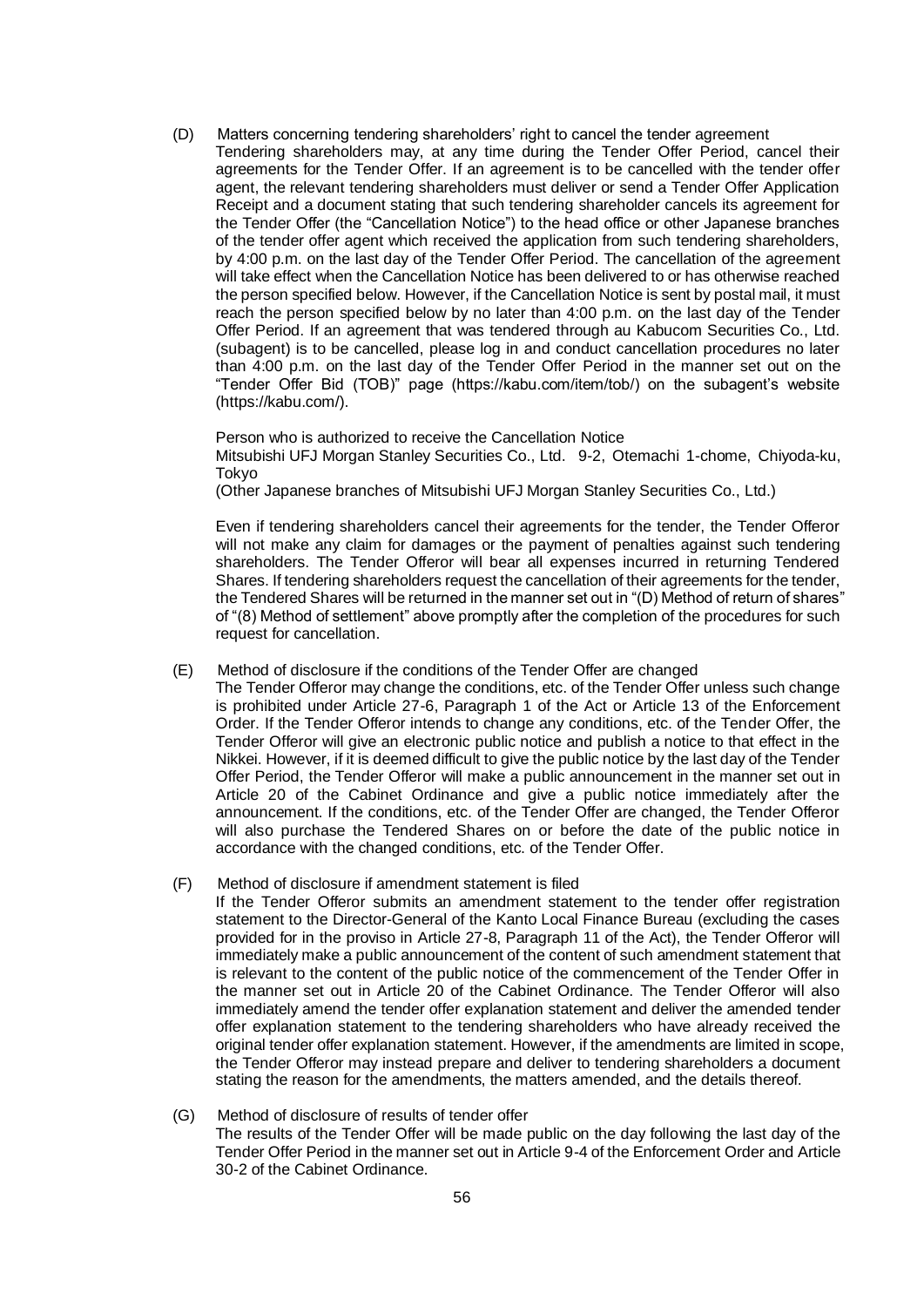(D) Matters concerning tendering shareholders' right to cancel the tender agreement

Tendering shareholders may, at any time during the Tender Offer Period, cancel their agreements for the Tender Offer. If an agreement is to be cancelled with the tender offer agent, the relevant tendering shareholders must deliver or send a Tender Offer Application Receipt and a document stating that such tendering shareholder cancels its agreement for the Tender Offer (the "Cancellation Notice") to the head office or other Japanese branches of the tender offer agent which received the application from such tendering shareholders, by 4:00 p.m. on the last day of the Tender Offer Period. The cancellation of the agreement will take effect when the Cancellation Notice has been delivered to or has otherwise reached the person specified below. However, if the Cancellation Notice is sent by postal mail, it must reach the person specified below by no later than 4:00 p.m. on the last day of the Tender Offer Period. If an agreement that was tendered through au Kabucom Securities Co., Ltd. (subagent) is to be cancelled, please log in and conduct cancellation procedures no later than 4:00 p.m. on the last day of the Tender Offer Period in the manner set out on the "Tender Offer Bid (TOB)" page (https://kabu.com/item/tob/) on the subagent's website (https://kabu.com/).

Person who is authorized to receive the Cancellation Notice
Mitsubishi UFJ Morgan Stanley Securities Co., Ltd. 9-2, Otemachi 1-chome, Chiyoda-ku, Tokyo
(Other Japanese branches of Mitsubishi UFJ Morgan Stanley Securities Co., Ltd.)

Even if tendering shareholders cancel their agreements for the tender, the Tender Offeror will not make any claim for damages or the payment of penalties against such tendering shareholders. The Tender Offeror will bear all expenses incurred in returning Tendered Shares. If tendering shareholders request the cancellation of their agreements for the tender, the Tendered Shares will be returned in the manner set out in "(D) Method of return of shares" of "(8) Method of settlement" above promptly after the completion of the procedures for such request for cancellation.

(E) Method of disclosure if the conditions of the Tender Offer are changed

The Tender Offeror may change the conditions, etc. of the Tender Offer unless such change is prohibited under Article 27-6, Paragraph 1 of the Act or Article 13 of the Enforcement Order. If the Tender Offeror intends to change any conditions, etc. of the Tender Offer, the Tender Offeror will give an electronic public notice and publish a notice to that effect in the Nikkei. However, if it is deemed difficult to give the public notice by the last day of the Tender Offer Period, the Tender Offeror will make a public announcement in the manner set out in Article 20 of the Cabinet Ordinance and give a public notice immediately after the announcement. If the conditions, etc. of the Tender Offer are changed, the Tender Offeror will also purchase the Tendered Shares on or before the date of the public notice in accordance with the changed conditions, etc. of the Tender Offer.

(F) Method of disclosure if amendment statement is filed

If the Tender Offeror submits an amendment statement to the tender offer registration statement to the Director-General of the Kanto Local Finance Bureau (excluding the cases provided for in the proviso in Article 27-8, Paragraph 11 of the Act), the Tender Offeror will immediately make a public announcement of the content of such amendment statement that is relevant to the content of the public notice of the commencement of the Tender Offer in the manner set out in Article 20 of the Cabinet Ordinance. The Tender Offeror will also immediately amend the tender offer explanation statement and deliver the amended tender offer explanation statement to the tendering shareholders who have already received the original tender offer explanation statement. However, if the amendments are limited in scope, the Tender Offeror may instead prepare and deliver to tendering shareholders a document stating the reason for the amendments, the matters amended, and the details thereof.

(G) Method of disclosure of results of tender offer

The results of the Tender Offer will be made public on the day following the last day of the Tender Offer Period in the manner set out in Article 9-4 of the Enforcement Order and Article 30-2 of the Cabinet Ordinance.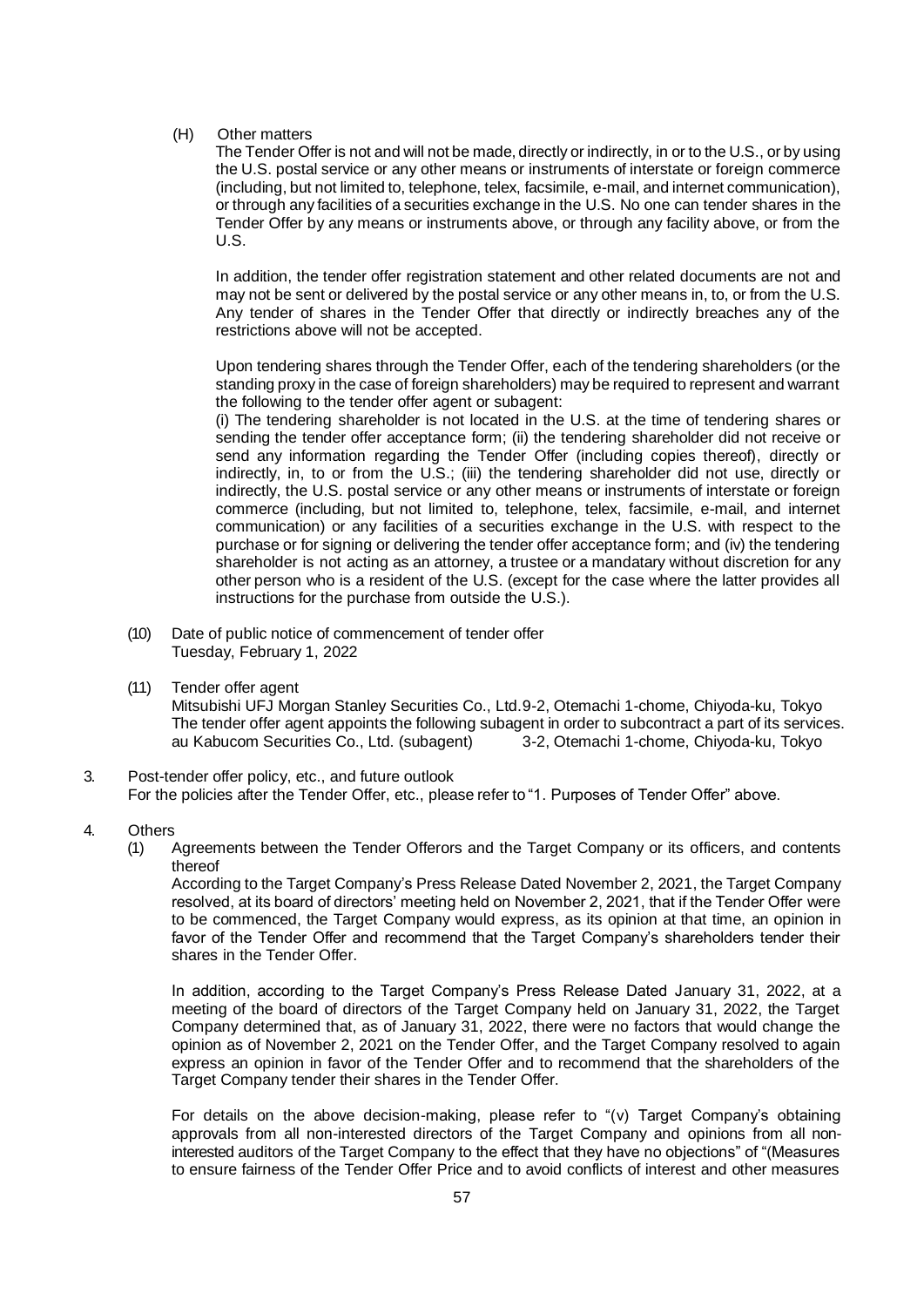(H) Other matters

The Tender Offer is not and will not be made, directly or indirectly, in or to the U.S., or by using the U.S. postal service or any other means or instruments of interstate or foreign commerce (including, but not limited to, telephone, telex, facsimile, e-mail, and internet communication), or through any facilities of a securities exchange in the U.S. No one can tender shares in the Tender Offer by any means or instruments above, or through any facility above, or from the U.S.

In addition, the tender offer registration statement and other related documents are not and may not be sent or delivered by the postal service or any other means in, to, or from the U.S. Any tender of shares in the Tender Offer that directly or indirectly breaches any of the restrictions above will not be accepted.

Upon tendering shares through the Tender Offer, each of the tendering shareholders (or the standing proxy in the case of foreign shareholders) may be required to represent and warrant the following to the tender offer agent or subagent:

(i) The tendering shareholder is not located in the U.S. at the time of tendering shares or sending the tender offer acceptance form; (ii) the tendering shareholder did not receive or send any information regarding the Tender Offer (including copies thereof), directly or indirectly, in, to or from the U.S.; (iii) the tendering shareholder did not use, directly or indirectly, the U.S. postal service or any other means or instruments of interstate or foreign commerce (including, but not limited to, telephone, telex, facsimile, e-mail, and internet communication) or any facilities of a securities exchange in the U.S. with respect to the purchase or for signing or delivering the tender offer acceptance form; and (iv) the tendering shareholder is not acting as an attorney, a trustee or a mandatary without discretion for any other person who is a resident of the U.S. (except for the case where the latter provides all instructions for the purchase from outside the U.S.).

(10) Date of public notice of commencement of tender offer
Tuesday, February 1, 2022

(11) Tender offer agent
Mitsubishi UFJ Morgan Stanley Securities Co., Ltd.9-2, Otemachi 1-chome, Chiyoda-ku, Tokyo
The tender offer agent appoints the following subagent in order to subcontract a part of its services.
au Kabucom Securities Co., Ltd. (subagent) 3-2, Otemachi 1-chome, Chiyoda-ku, Tokyo

3. Post-tender offer policy, etc., and future outlook
For the policies after the Tender Offer, etc., please refer to "1. Purposes of Tender Offer" above.

4. Others

(1) Agreements between the Tender Offerors and the Target Company or its officers, and contents thereof

According to the Target Company's Press Release Dated November 2, 2021, the Target Company resolved, at its board of directors' meeting held on November 2, 2021, that if the Tender Offer were to be commenced, the Target Company would express, as its opinion at that time, an opinion in favor of the Tender Offer and recommend that the Target Company's shareholders tender their shares in the Tender Offer.

In addition, according to the Target Company's Press Release Dated January 31, 2022, at a meeting of the board of directors of the Target Company held on January 31, 2022, the Target Company determined that, as of January 31, 2022, there were no factors that would change the opinion as of November 2, 2021 on the Tender Offer, and the Target Company resolved to again express an opinion in favor of the Tender Offer and to recommend that the shareholders of the Target Company tender their shares in the Tender Offer.

For details on the above decision-making, please refer to "(v) Target Company's obtaining approvals from all non-interested directors of the Target Company and opinions from all non-interested auditors of the Target Company to the effect that they have no objections" of "(Measures to ensure fairness of the Tender Offer Price and to avoid conflicts of interest and other measures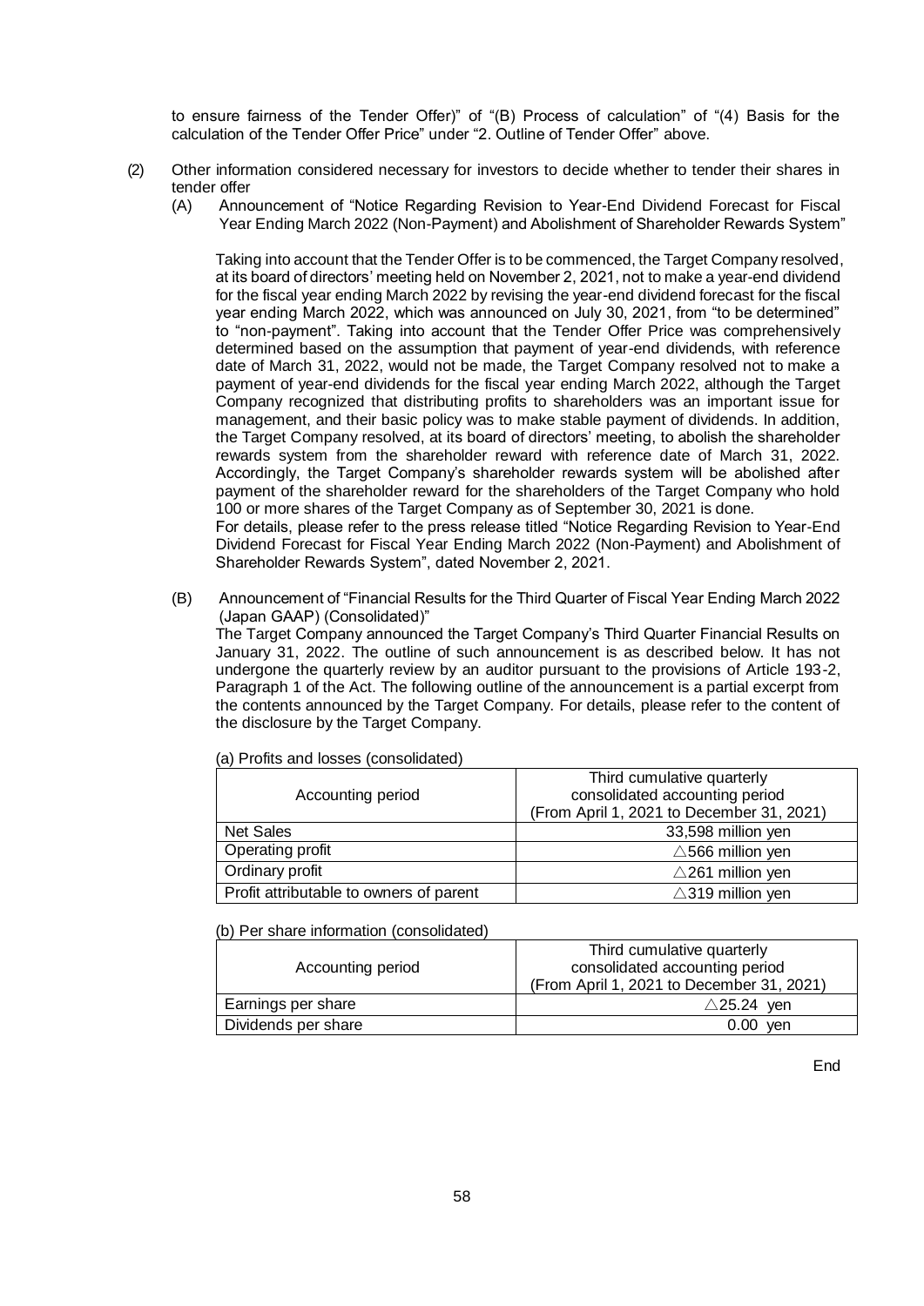to ensure fairness of the Tender Offer)" of "(B) Process of calculation" of "(4) Basis for the calculation of the Tender Offer Price" under "2. Outline of Tender Offer" above.

(2) Other information considered necessary for investors to decide whether to tender their shares in tender offer

(A) Announcement of "Notice Regarding Revision to Year-End Dividend Forecast for Fiscal Year Ending March 2022 (Non-Payment) and Abolishment of Shareholder Rewards System"

Taking into account that the Tender Offer is to be commenced, the Target Company resolved, at its board of directors' meeting held on November 2, 2021, not to make a year-end dividend for the fiscal year ending March 2022 by revising the year-end dividend forecast for the fiscal year ending March 2022, which was announced on July 30, 2021, from "to be determined" to "non-payment". Taking into account that the Tender Offer Price was comprehensively determined based on the assumption that payment of year-end dividends, with reference date of March 31, 2022, would not be made, the Target Company resolved not to make a payment of year-end dividends for the fiscal year ending March 2022, although the Target Company recognized that distributing profits to shareholders was an important issue for management, and their basic policy was to make stable payment of dividends. In addition, the Target Company resolved, at its board of directors' meeting, to abolish the shareholder rewards system from the shareholder reward with reference date of March 31, 2022. Accordingly, the Target Company's shareholder rewards system will be abolished after payment of the shareholder reward for the shareholders of the Target Company who hold 100 or more shares of the Target Company as of September 30, 2021 is done.
For details, please refer to the press release titled "Notice Regarding Revision to Year-End Dividend Forecast for Fiscal Year Ending March 2022 (Non-Payment) and Abolishment of Shareholder Rewards System", dated November 2, 2021.

(B) Announcement of "Financial Results for the Third Quarter of Fiscal Year Ending March 2022 (Japan GAAP) (Consolidated)"
The Target Company announced the Target Company's Third Quarter Financial Results on January 31, 2022. The outline of such announcement is as described below. It has not undergone the quarterly review by an auditor pursuant to the provisions of Article 193-2, Paragraph 1 of the Act. The following outline of the announcement is a partial excerpt from the contents announced by the Target Company. For details, please refer to the content of the disclosure by the Target Company.

(a) Profits and losses (consolidated)

| Accounting period | Third cumulative quarterly consolidated accounting period (From April 1, 2021 to December 31, 2021) |
|---|---|
| Net Sales | 33,598 million yen |
| Operating profit | △566 million yen |
| Ordinary profit | △261 million yen |
| Profit attributable to owners of parent | △319 million yen |

(b) Per share information (consolidated)

| Accounting period | Third cumulative quarterly consolidated accounting period (From April 1, 2021 to December 31, 2021) |
|---|---|
| Earnings per share | △25.24 yen |
| Dividends per share | 0.00 yen |

End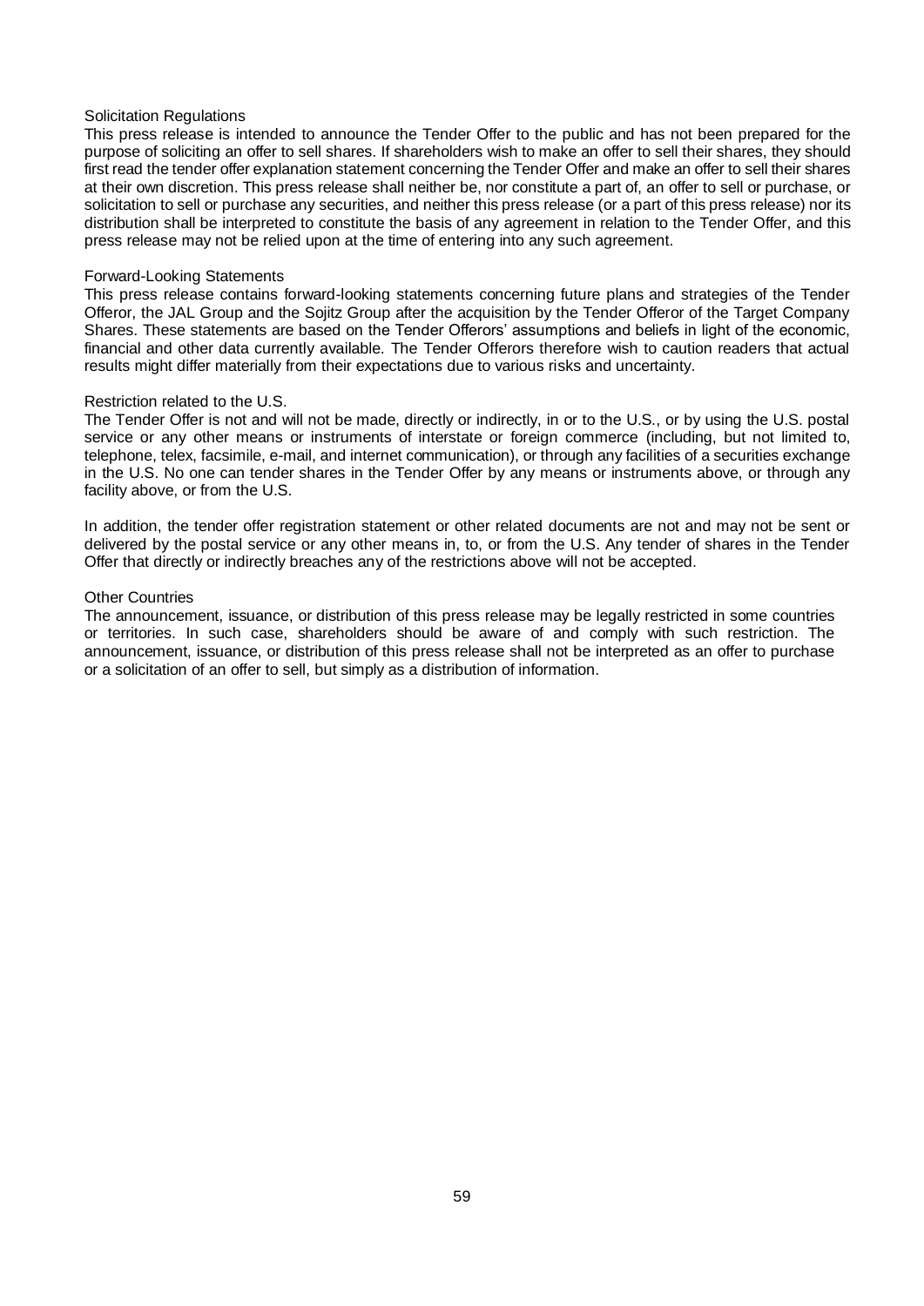Solicitation Regulations

This press release is intended to announce the Tender Offer to the public and has not been prepared for the purpose of soliciting an offer to sell shares. If shareholders wish to make an offer to sell their shares, they should first read the tender offer explanation statement concerning the Tender Offer and make an offer to sell their shares at their own discretion. This press release shall neither be, nor constitute a part of, an offer to sell or purchase, or solicitation to sell or purchase any securities, and neither this press release (or a part of this press release) nor its distribution shall be interpreted to constitute the basis of any agreement in relation to the Tender Offer, and this press release may not be relied upon at the time of entering into any such agreement.

Forward-Looking Statements

This press release contains forward-looking statements concerning future plans and strategies of the Tender Offeror, the JAL Group and the Sojitz Group after the acquisition by the Tender Offeror of the Target Company Shares. These statements are based on the Tender Offerors' assumptions and beliefs in light of the economic, financial and other data currently available. The Tender Offerors therefore wish to caution readers that actual results might differ materially from their expectations due to various risks and uncertainty.

Restriction related to the U.S.

The Tender Offer is not and will not be made, directly or indirectly, in or to the U.S., or by using the U.S. postal service or any other means or instruments of interstate or foreign commerce (including, but not limited to, telephone, telex, facsimile, e-mail, and internet communication), or through any facilities of a securities exchange in the U.S. No one can tender shares in the Tender Offer by any means or instruments above, or through any facility above, or from the U.S.

In addition, the tender offer registration statement or other related documents are not and may not be sent or delivered by the postal service or any other means in, to, or from the U.S. Any tender of shares in the Tender Offer that directly or indirectly breaches any of the restrictions above will not be accepted.

Other Countries

The announcement, issuance, or distribution of this press release may be legally restricted in some countries or territories. In such case, shareholders should be aware of and comply with such restriction. The announcement, issuance, or distribution of this press release shall not be interpreted as an offer to purchase or a solicitation of an offer to sell, but simply as a distribution of information.